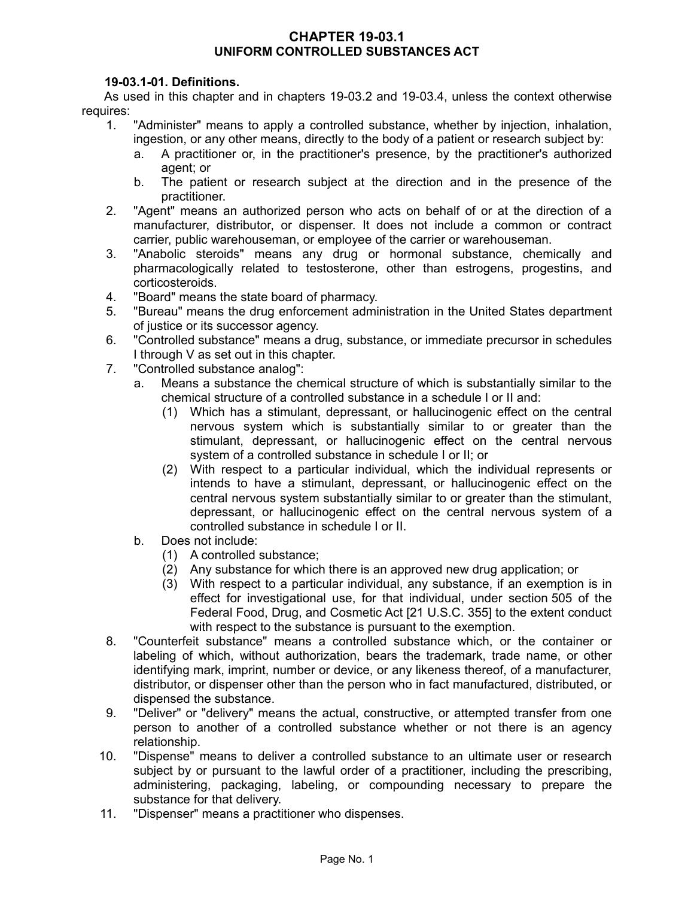# CHAPTER 19-03.1
# UNIFORM CONTROLLED SUBSTANCES ACT

**19-03.1-01. Definitions.**

As used in this chapter and in chapters 19-03.2 and 19-03.4, unless the context otherwise requires:

1. "Administer" means to apply a controlled substance, whether by injection, inhalation, ingestion, or any other means, directly to the body of a patient or research subject by:
   a. A practitioner or, in the practitioner's presence, by the practitioner's authorized agent; or
   b. The patient or research subject at the direction and in the presence of the practitioner.
2. "Agent" means an authorized person who acts on behalf of or at the direction of a manufacturer, distributor, or dispenser. It does not include a common or contract carrier, public warehouseman, or employee of the carrier or warehouseman.
3. "Anabolic steroids" means any drug or hormonal substance, chemically and pharmacologically related to testosterone, other than estrogens, progestins, and corticosteroids.
4. "Board" means the state board of pharmacy.
5. "Bureau" means the drug enforcement administration in the United States department of justice or its successor agency.
6. "Controlled substance" means a drug, substance, or immediate precursor in schedules I through V as set out in this chapter.
7. "Controlled substance analog":
   a. Means a substance the chemical structure of which is substantially similar to the chemical structure of a controlled substance in a schedule I or II and:
      (1) Which has a stimulant, depressant, or hallucinogenic effect on the central nervous system which is substantially similar to or greater than the stimulant, depressant, or hallucinogenic effect on the central nervous system of a controlled substance in schedule I or II; or
      (2) With respect to a particular individual, which the individual represents or intends to have a stimulant, depressant, or hallucinogenic effect on the central nervous system substantially similar to or greater than the stimulant, depressant, or hallucinogenic effect on the central nervous system of a controlled substance in schedule I or II.
   b. Does not include:
      (1) A controlled substance;
      (2) Any substance for which there is an approved new drug application; or
      (3) With respect to a particular individual, any substance, if an exemption is in effect for investigational use, for that individual, under section 505 of the Federal Food, Drug, and Cosmetic Act [21 U.S.C. 355] to the extent conduct with respect to the substance is pursuant to the exemption.
8. "Counterfeit substance" means a controlled substance which, or the container or labeling of which, without authorization, bears the trademark, trade name, or other identifying mark, imprint, number or device, or any likeness thereof, of a manufacturer, distributor, or dispenser other than the person who in fact manufactured, distributed, or dispensed the substance.
9. "Deliver" or "delivery" means the actual, constructive, or attempted transfer from one person to another of a controlled substance whether or not there is an agency relationship.
10. "Dispense" means to deliver a controlled substance to an ultimate user or research subject by or pursuant to the lawful order of a practitioner, including the prescribing, administering, packaging, labeling, or compounding necessary to prepare the substance for that delivery.
11. "Dispenser" means a practitioner who dispenses.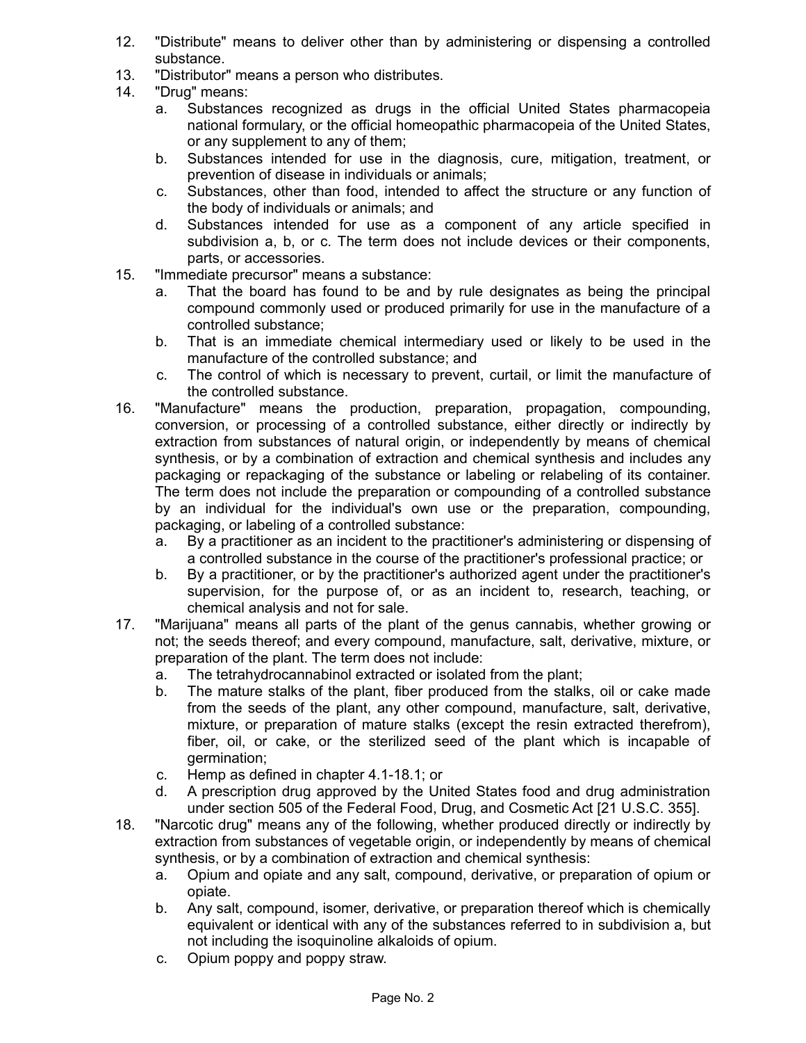12. "Distribute" means to deliver other than by administering or dispensing a controlled substance.
13. "Distributor" means a person who distributes.
14. "Drug" means:
    a. Substances recognized as drugs in the official United States pharmacopeia national formulary, or the official homeopathic pharmacopeia of the United States, or any supplement to any of them;
    b. Substances intended for use in the diagnosis, cure, mitigation, treatment, or prevention of disease in individuals or animals;
    c. Substances, other than food, intended to affect the structure or any function of the body of individuals or animals; and
    d. Substances intended for use as a component of any article specified in subdivision a, b, or c. The term does not include devices or their components, parts, or accessories.
15. "Immediate precursor" means a substance:
    a. That the board has found to be and by rule designates as being the principal compound commonly used or produced primarily for use in the manufacture of a controlled substance;
    b. That is an immediate chemical intermediary used or likely to be used in the manufacture of the controlled substance; and
    c. The control of which is necessary to prevent, curtail, or limit the manufacture of the controlled substance.
16. "Manufacture" means the production, preparation, propagation, compounding, conversion, or processing of a controlled substance, either directly or indirectly by extraction from substances of natural origin, or independently by means of chemical synthesis, or by a combination of extraction and chemical synthesis and includes any packaging or repackaging of the substance or labeling or relabeling of its container. The term does not include the preparation or compounding of a controlled substance by an individual for the individual's own use or the preparation, compounding, packaging, or labeling of a controlled substance:
    a. By a practitioner as an incident to the practitioner's administering or dispensing of a controlled substance in the course of the practitioner's professional practice; or
    b. By a practitioner, or by the practitioner's authorized agent under the practitioner's supervision, for the purpose of, or as an incident to, research, teaching, or chemical analysis and not for sale.
17. "Marijuana" means all parts of the plant of the genus cannabis, whether growing or not; the seeds thereof; and every compound, manufacture, salt, derivative, mixture, or preparation of the plant. The term does not include:
    a. The tetrahydrocannabinol extracted or isolated from the plant;
    b. The mature stalks of the plant, fiber produced from the stalks, oil or cake made from the seeds of the plant, any other compound, manufacture, salt, derivative, mixture, or preparation of mature stalks (except the resin extracted therefrom), fiber, oil, or cake, or the sterilized seed of the plant which is incapable of germination;
    c. Hemp as defined in chapter 4.1-18.1; or
    d. A prescription drug approved by the United States food and drug administration under section 505 of the Federal Food, Drug, and Cosmetic Act [21 U.S.C. 355].
18. "Narcotic drug" means any of the following, whether produced directly or indirectly by extraction from substances of vegetable origin, or independently by means of chemical synthesis, or by a combination of extraction and chemical synthesis:
    a. Opium and opiate and any salt, compound, derivative, or preparation of opium or opiate.
    b. Any salt, compound, isomer, derivative, or preparation thereof which is chemically equivalent or identical with any of the substances referred to in subdivision a, but not including the isoquinoline alkaloids of opium.
    c. Opium poppy and poppy straw.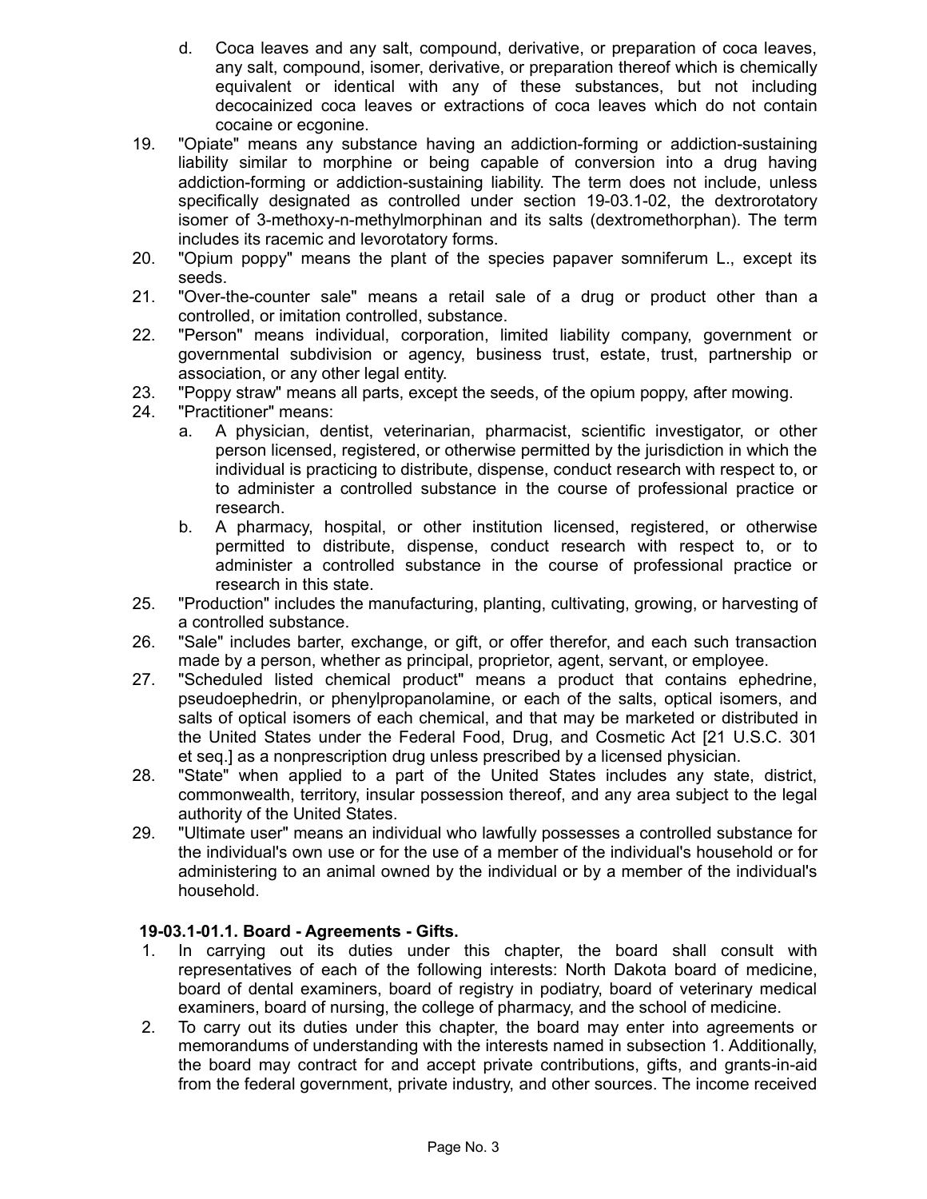d. Coca leaves and any salt, compound, derivative, or preparation of coca leaves, any salt, compound, isomer, derivative, or preparation thereof which is chemically equivalent or identical with any of these substances, but not including decocainized coca leaves or extractions of coca leaves which do not contain cocaine or ecgonine.

19. "Opiate" means any substance having an addiction-forming or addiction-sustaining liability similar to morphine or being capable of conversion into a drug having addiction-forming or addiction-sustaining liability. The term does not include, unless specifically designated as controlled under section 19-03.1-02, the dextrorotatory isomer of 3-methoxy-n-methylmorphinan and its salts (dextromethorphan). The term includes its racemic and levorotatory forms.
20. "Opium poppy" means the plant of the species papaver somniferum L., except its seeds.
21. "Over-the-counter sale" means a retail sale of a drug or product other than a controlled, or imitation controlled, substance.
22. "Person" means individual, corporation, limited liability company, government or governmental subdivision or agency, business trust, estate, trust, partnership or association, or any other legal entity.
23. "Poppy straw" means all parts, except the seeds, of the opium poppy, after mowing.
24. "Practitioner" means:
    a. A physician, dentist, veterinarian, pharmacist, scientific investigator, or other person licensed, registered, or otherwise permitted by the jurisdiction in which the individual is practicing to distribute, dispense, conduct research with respect to, or to administer a controlled substance in the course of professional practice or research.
    b. A pharmacy, hospital, or other institution licensed, registered, or otherwise permitted to distribute, dispense, conduct research with respect to, or to administer a controlled substance in the course of professional practice or research in this state.
25. "Production" includes the manufacturing, planting, cultivating, growing, or harvesting of a controlled substance.
26. "Sale" includes barter, exchange, or gift, or offer therefor, and each such transaction made by a person, whether as principal, proprietor, agent, servant, or employee.
27. "Scheduled listed chemical product" means a product that contains ephedrine, pseudoephedrin, or phenylpropanolamine, or each of the salts, optical isomers, and salts of optical isomers of each chemical, and that may be marketed or distributed in the United States under the Federal Food, Drug, and Cosmetic Act [21 U.S.C. 301 et seq.] as a nonprescription drug unless prescribed by a licensed physician.
28. "State" when applied to a part of the United States includes any state, district, commonwealth, territory, insular possession thereof, and any area subject to the legal authority of the United States.
29. "Ultimate user" means an individual who lawfully possesses a controlled substance for the individual's own use or for the use of a member of the individual's household or for administering to an animal owned by the individual or by a member of the individual's household.

**19-03.1-01.1. Board - Agreements - Gifts.**

1. In carrying out its duties under this chapter, the board shall consult with representatives of each of the following interests: North Dakota board of medicine, board of dental examiners, board of registry in podiatry, board of veterinary medical examiners, board of nursing, the college of pharmacy, and the school of medicine.
2. To carry out its duties under this chapter, the board may enter into agreements or memorandums of understanding with the interests named in subsection 1. Additionally, the board may contract for and accept private contributions, gifts, and grants-in-aid from the federal government, private industry, and other sources. The income received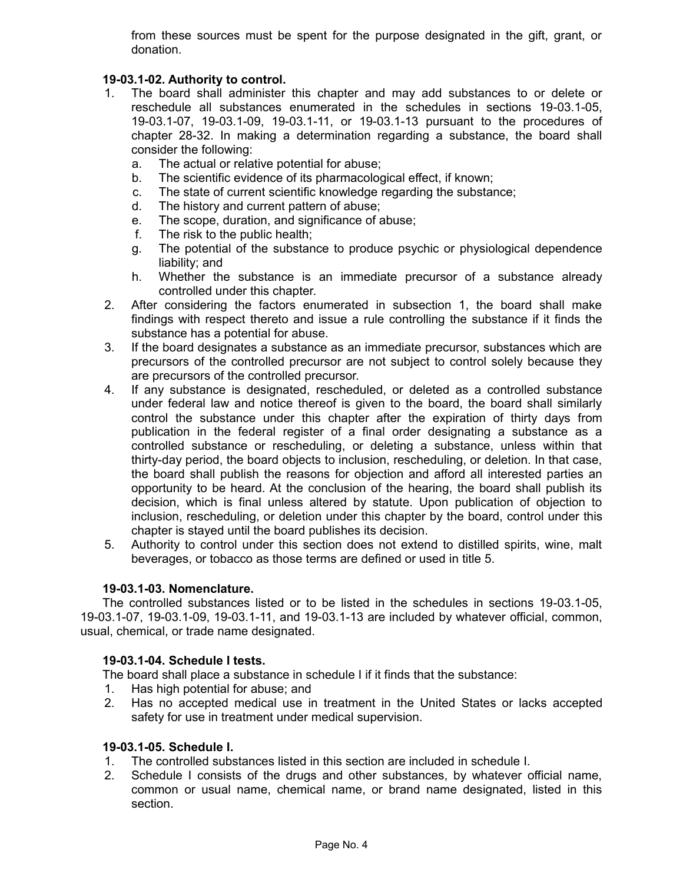from these sources must be spent for the purpose designated in the gift, grant, or donation.

**19-03.1-02. Authority to control.**

1. The board shall administer this chapter and may add substances to or delete or reschedule all substances enumerated in the schedules in sections 19-03.1-05, 19-03.1-07, 19-03.1-09, 19-03.1-11, or 19-03.1-13 pursuant to the procedures of chapter 28-32. In making a determination regarding a substance, the board shall consider the following:
   a. The actual or relative potential for abuse;
   b. The scientific evidence of its pharmacological effect, if known;
   c. The state of current scientific knowledge regarding the substance;
   d. The history and current pattern of abuse;
   e. The scope, duration, and significance of abuse;
   f. The risk to the public health;
   g. The potential of the substance to produce psychic or physiological dependence liability; and
   h. Whether the substance is an immediate precursor of a substance already controlled under this chapter.
2. After considering the factors enumerated in subsection 1, the board shall make findings with respect thereto and issue a rule controlling the substance if it finds the substance has a potential for abuse.
3. If the board designates a substance as an immediate precursor, substances which are precursors of the controlled precursor are not subject to control solely because they are precursors of the controlled precursor.
4. If any substance is designated, rescheduled, or deleted as a controlled substance under federal law and notice thereof is given to the board, the board shall similarly control the substance under this chapter after the expiration of thirty days from publication in the federal register of a final order designating a substance as a controlled substance or rescheduling, or deleting a substance, unless within that thirty-day period, the board objects to inclusion, rescheduling, or deletion. In that case, the board shall publish the reasons for objection and afford all interested parties an opportunity to be heard. At the conclusion of the hearing, the board shall publish its decision, which is final unless altered by statute. Upon publication of objection to inclusion, rescheduling, or deletion under this chapter by the board, control under this chapter is stayed until the board publishes its decision.
5. Authority to control under this section does not extend to distilled spirits, wine, malt beverages, or tobacco as those terms are defined or used in title 5.

**19-03.1-03. Nomenclature.**

The controlled substances listed or to be listed in the schedules in sections 19-03.1-05, 19-03.1-07, 19-03.1-09, 19-03.1-11, and 19-03.1-13 are included by whatever official, common, usual, chemical, or trade name designated.

**19-03.1-04. Schedule I tests.**

The board shall place a substance in schedule I if it finds that the substance:

1. Has high potential for abuse; and
2. Has no accepted medical use in treatment in the United States or lacks accepted safety for use in treatment under medical supervision.

**19-03.1-05. Schedule I.**

1. The controlled substances listed in this section are included in schedule I.
2. Schedule I consists of the drugs and other substances, by whatever official name, common or usual name, chemical name, or brand name designated, listed in this section.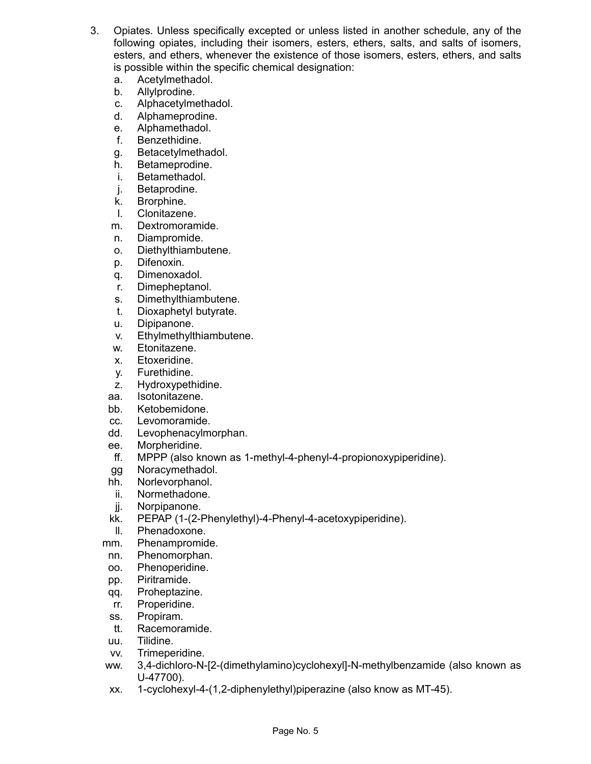3. Opiates. Unless specifically excepted or unless listed in another schedule, any of the following opiates, including their isomers, esters, ethers, salts, and salts of isomers, esters, and ethers, whenever the existence of those isomers, esters, ethers, and salts is possible within the specific chemical designation:
   - a. Acetylmethadol.
   - b. Allylprodine.
   - c. Alphacetylmethadol.
   - d. Alphameprodine.
   - e. Alphamethadol.
   - f. Benzethidine.
   - g. Betacetylmethadol.
   - h. Betameprodine.
   - i. Betamethadol.
   - j. Betaprodine.
   - k. Brorphine.
   - l. Clonitazene.
   - m. Dextromoramide.
   - n. Diampromide.
   - o. Diethylthiambutene.
   - p. Difenoxin.
   - q. Dimenoxadol.
   - r. Dimepheptanol.
   - s. Dimethylthiambutene.
   - t. Dioxaphetyl butyrate.
   - u. Dipipanone.
   - v. Ethylmethylthiambutene.
   - w. Etonitazene.
   - x. Etoxeridine.
   - y. Furethidine.
   - z. Hydroxypethidine.
   - aa. Isotonitazene.
   - bb. Ketobemidone.
   - cc. Levomoramide.
   - dd. Levophenacylmorphan.
   - ee. Morpheridine.
   - ff. MPPP (also known as 1-methyl-4-phenyl-4-propionoxypiperidine).
   - gg Noracymethadol.
   - hh. Norlevorphanol.
   - ii. Normethadone.
   - jj. Norpipanone.
   - kk. PEPAP (1-(2-Phenylethyl)-4-Phenyl-4-acetoxypiperidine).
   - ll. Phenadoxone.
   - mm. Phenampromide.
   - nn. Phenomorphan.
   - oo. Phenoperidine.
   - pp. Piritramide.
   - qq. Proheptazine.
   - rr. Properidine.
   - ss. Propiram.
   - tt. Racemoramide.
   - uu. Tilidine.
   - vv. Trimeperidine.
   - ww. 3,4-dichloro-N-[2-(dimethylamino)cyclohexyl]-N-methylbenzamide (also known as U-47700).
   - xx. 1-cyclohexyl-4-(1,2-diphenylethyl)piperazine (also know as MT-45).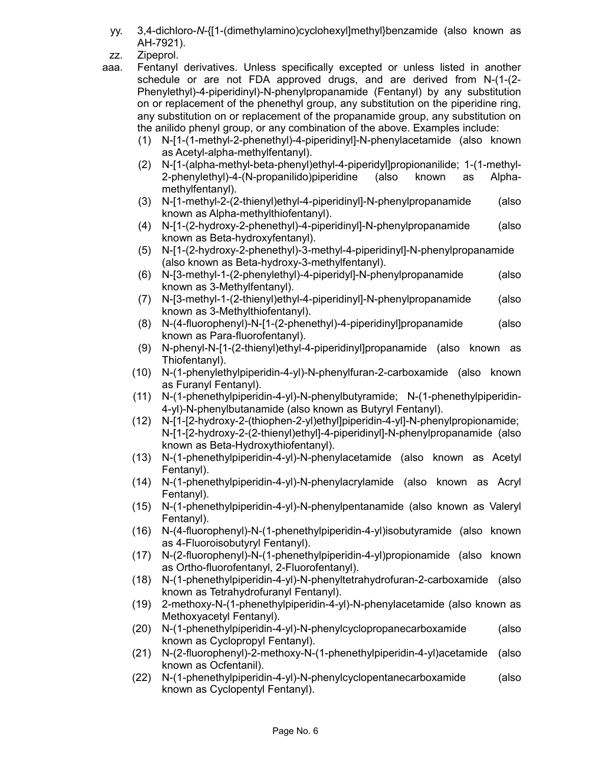yy. 3,4-dichloro-*N*-{[1-(dimethylamino)cyclohexyl]methyl}benzamide (also known as AH-7921).

zz. Zipeprol.

aaa. Fentanyl derivatives. Unless specifically excepted or unless listed in another schedule or are not FDA approved drugs, and are derived from N-(1-(2-Phenylethyl)-4-piperidinyl)-N-phenylpropanamide (Fentanyl) by any substitution on or replacement of the phenethyl group, any substitution on the piperidine ring, any substitution on or replacement of the propanamide group, any substitution on the anilido phenyl group, or any combination of the above. Examples include:

(1) N-[1-(1-methyl-2-phenethyl)-4-piperidinyl]-N-phenylacetamide (also known as Acetyl-alpha-methylfentanyl).

(2) N-[1-(alpha-methyl-beta-phenyl)ethyl-4-piperidyl]propionanilide; 1-(1-methyl-2-phenylethyl)-4-(N-propanilido)piperidine (also known as Alpha-methylfentanyl).

(3) N-[1-methyl-2-(2-thienyl)ethyl-4-piperidinyl]-N-phenylpropanamide (also known as Alpha-methylthiofentanyl).

(4) N-[1-(2-hydroxy-2-phenethyl)-4-piperidinyl]-N-phenylpropanamide (also known as Beta-hydroxyfentanyl).

(5) N-[1-(2-hydroxy-2-phenethyl)-3-methyl-4-piperidinyl]-N-phenylpropanamide (also known as Beta-hydroxy-3-methylfentanyl).

(6) N-[3-methyl-1-(2-phenylethyl)-4-piperidyl]-N-phenylpropanamide (also known as 3-Methylfentanyl).

(7) N-[3-methyl-1-(2-thienyl)ethyl-4-piperidinyl]-N-phenylpropanamide (also known as 3-Methylthiofentanyl).

(8) N-(4-fluorophenyl)-N-[1-(2-phenethyl)-4-piperidinyl]propanamide (also known as Para-fluorofentanyl).

(9) N-phenyl-N-[1-(2-thienyl)ethyl-4-piperidinyl]propanamide (also known as Thiofentanyl).

(10) N-(1-phenylethylpiperidin-4-yl)-N-phenylfuran-2-carboxamide (also known as Furanyl Fentanyl).

(11) N-(1-phenethylpiperidin-4-yl)-N-phenylbutyramide; N-(1-phenethylpiperidin-4-yl)-N-phenylbutanamide (also known as Butyryl Fentanyl).

(12) N-[1-[2-hydroxy-2-(thiophen-2-yl)ethyl]piperidin-4-yl]-N-phenylpropionamide; N-[1-[2-hydroxy-2-(2-thienyl)ethyl]-4-piperidinyl]-N-phenylpropanamide (also known as Beta-Hydroxythiofentanyl).

(13) N-(1-phenethylpiperidin-4-yl)-N-phenylacetamide (also known as Acetyl Fentanyl).

(14) N-(1-phenethylpiperidin-4-yl)-N-phenylacrylamide (also known as Acryl Fentanyl).

(15) N-(1-phenethylpiperidin-4-yl)-N-phenylpentanamide (also known as Valeryl Fentanyl).

(16) N-(4-fluorophenyl)-N-(1-phenethylpiperidin-4-yl)isobutyramide (also known as 4-Fluoroisobutyryl Fentanyl).

(17) N-(2-fluorophenyl)-N-(1-phenethylpiperidin-4-yl)propionamide (also known as Ortho-fluorofentanyl, 2-Fluorofentanyl).

(18) N-(1-phenethylpiperidin-4-yl)-N-phenyltetrahydrofuran-2-carboxamide (also known as Tetrahydrofuranyl Fentanyl).

(19) 2-methoxy-N-(1-phenethylpiperidin-4-yl)-N-phenylacetamide (also known as Methoxyacetyl Fentanyl).

(20) N-(1-phenethylpiperidin-4-yl)-N-phenylcyclopropanecarboxamide (also known as Cyclopropyl Fentanyl).

(21) N-(2-fluorophenyl)-2-methoxy-N-(1-phenethylpiperidin-4-yl)acetamide (also known as Ocfentanil).

(22) N-(1-phenethylpiperidin-4-yl)-N-phenylcyclopentanecarboxamide (also known as Cyclopentyl Fentanyl).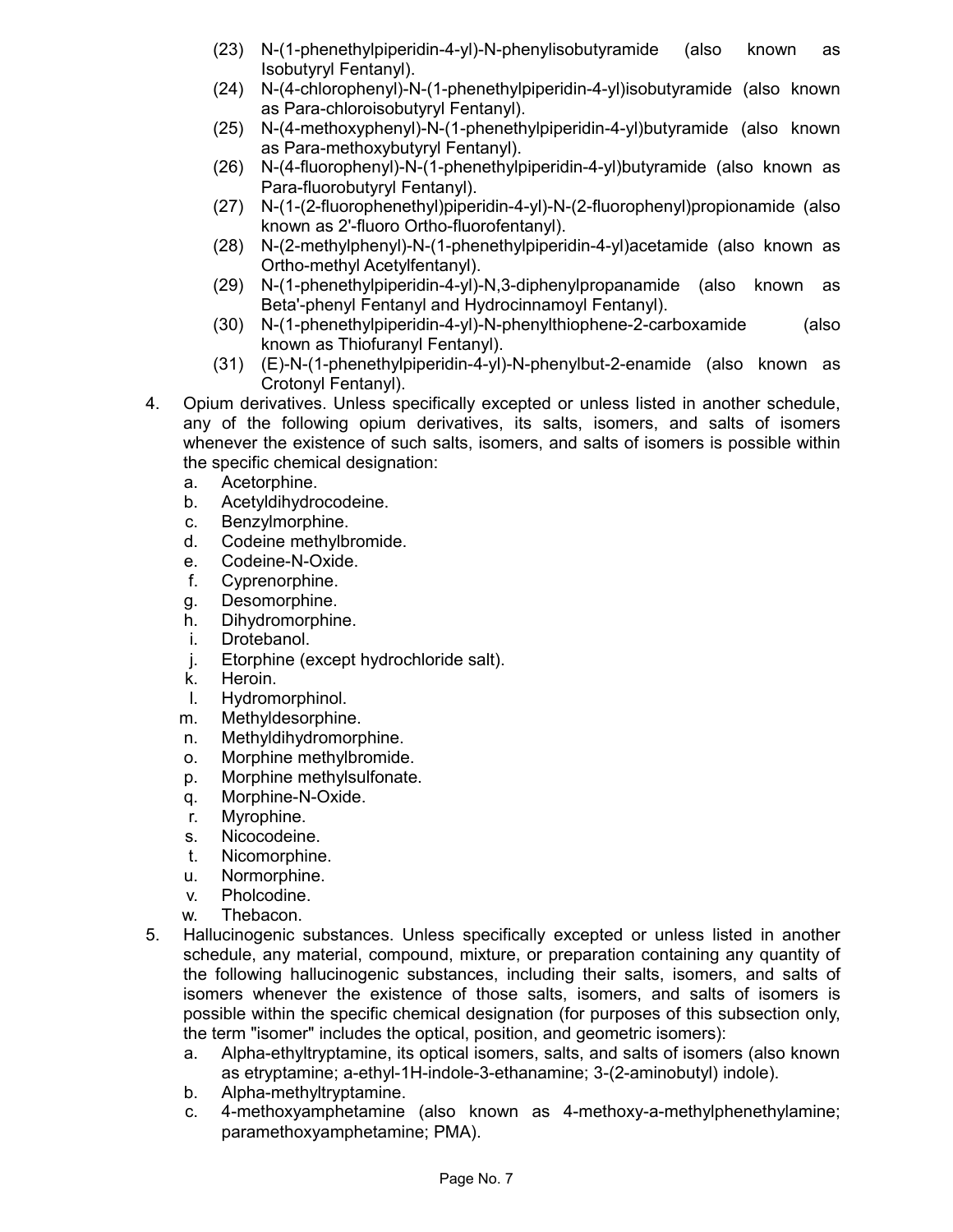(23) N-(1-phenethylpiperidin-4-yl)-N-phenylisobutyramide (also known as Isobutyryl Fentanyl).
(24) N-(4-chlorophenyl)-N-(1-phenethylpiperidin-4-yl)isobutyramide (also known as Para-chloroisobutyryl Fentanyl).
(25) N-(4-methoxyphenyl)-N-(1-phenethylpiperidin-4-yl)butyramide (also known as Para-methoxybutyryl Fentanyl).
(26) N-(4-fluorophenyl)-N-(1-phenethylpiperidin-4-yl)butyramide (also known as Para-fluorobutyryl Fentanyl).
(27) N-(1-(2-fluorophenethyl)piperidin-4-yl)-N-(2-fluorophenyl)propionamide (also known as 2'-fluoro Ortho-fluorofentanyl).
(28) N-(2-methylphenyl)-N-(1-phenethylpiperidin-4-yl)acetamide (also known as Ortho-methyl Acetylfentanyl).
(29) N-(1-phenethylpiperidin-4-yl)-N,3-diphenylpropanamide (also known as Beta'-phenyl Fentanyl and Hydrocinnamoyl Fentanyl).
(30) N-(1-phenethylpiperidin-4-yl)-N-phenylthiophene-2-carboxamide (also known as Thiofuranyl Fentanyl).
(31) (E)-N-(1-phenethylpiperidin-4-yl)-N-phenylbut-2-enamide (also known as Crotonyl Fentanyl).

4. Opium derivatives. Unless specifically excepted or unless listed in another schedule, any of the following opium derivatives, its salts, isomers, and salts of isomers whenever the existence of such salts, isomers, and salts of isomers is possible within the specific chemical designation:
   a. Acetorphine.
   b. Acetyldihydrocodeine.
   c. Benzylmorphine.
   d. Codeine methylbromide.
   e. Codeine-N-Oxide.
   f. Cyprenorphine.
   g. Desomorphine.
   h. Dihydromorphine.
   i. Drotebanol.
   j. Etorphine (except hydrochloride salt).
   k. Heroin.
   l. Hydromorphinol.
   m. Methyldesorphine.
   n. Methyldihydromorphine.
   o. Morphine methylbromide.
   p. Morphine methylsulfonate.
   q. Morphine-N-Oxide.
   r. Myrophine.
   s. Nicocodeine.
   t. Nicomorphine.
   u. Normorphine.
   v. Pholcodine.
   w. Thebacon.

5. Hallucinogenic substances. Unless specifically excepted or unless listed in another schedule, any material, compound, mixture, or preparation containing any quantity of the following hallucinogenic substances, including their salts, isomers, and salts of isomers whenever the existence of those salts, isomers, and salts of isomers is possible within the specific chemical designation (for purposes of this subsection only, the term "isomer" includes the optical, position, and geometric isomers):
   a. Alpha-ethyltryptamine, its optical isomers, salts, and salts of isomers (also known as etryptamine; a-ethyl-1H-indole-3-ethanamine; 3-(2-aminobutyl) indole).
   b. Alpha-methyltryptamine.
   c. 4-methoxyamphetamine (also known as 4-methoxy-a-methylphenethylamine; paramethoxyamphetamine; PMA).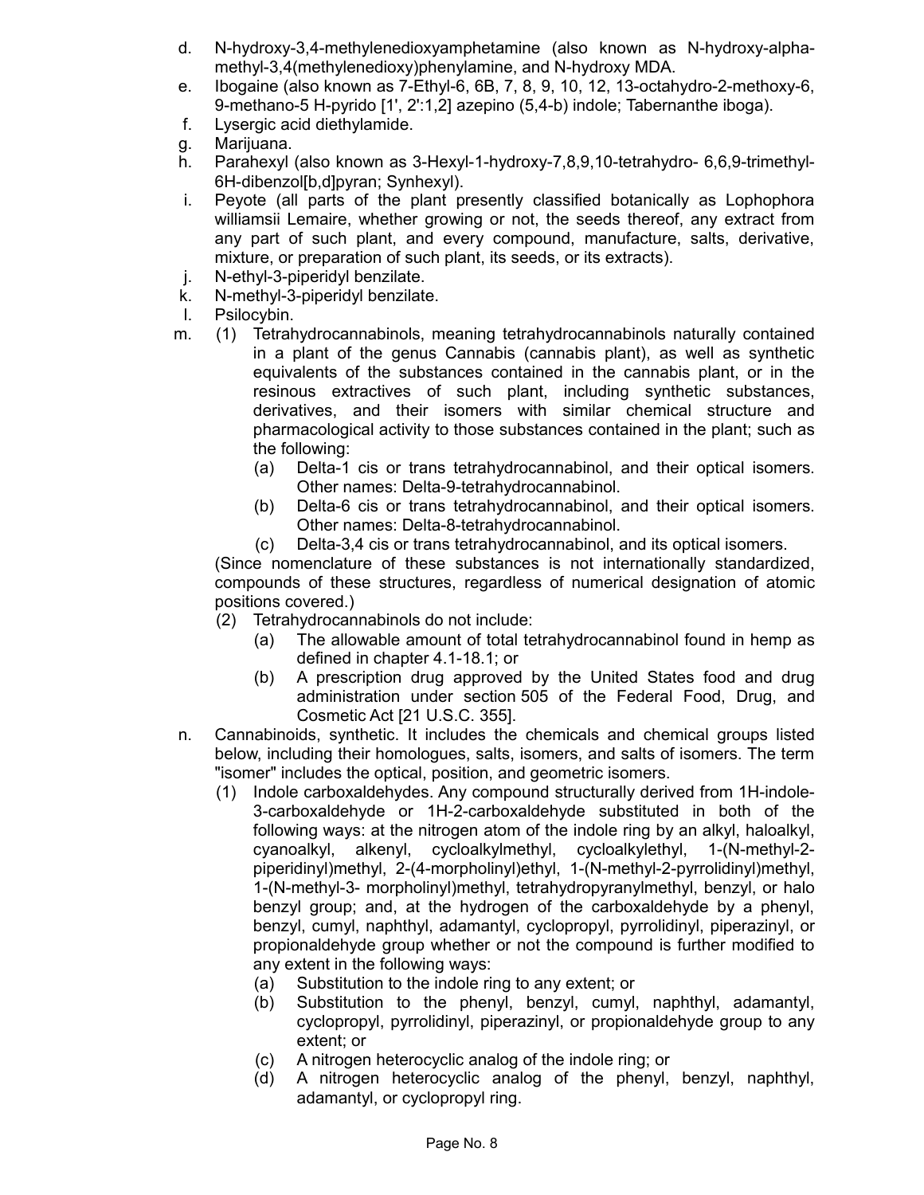d. N-hydroxy-3,4-methylenedioxyamphetamine (also known as N-hydroxy-alpha-methyl-3,4(methylenedioxy)phenylamine, and N-hydroxy MDA.

e. Ibogaine (also known as 7-Ethyl-6, 6B, 7, 8, 9, 10, 12, 13-octahydro-2-methoxy-6, 9-methano-5 H-pyrido [1', 2':1,2] azepino (5,4-b) indole; Tabernanthe iboga).

f. Lysergic acid diethylamide.

g. Marijuana.

h. Parahexyl (also known as 3-Hexyl-1-hydroxy-7,8,9,10-tetrahydro- 6,6,9-trimethyl-6H-dibenzol[b,d]pyran; Synhexyl).

i. Peyote (all parts of the plant presently classified botanically as Lophophora williamsii Lemaire, whether growing or not, the seeds thereof, any extract from any part of such plant, and every compound, manufacture, salts, derivative, mixture, or preparation of such plant, its seeds, or its extracts).

j. N-ethyl-3-piperidyl benzilate.

k. N-methyl-3-piperidyl benzilate.

l. Psilocybin.

m. (1) Tetrahydrocannabinols, meaning tetrahydrocannabinols naturally contained in a plant of the genus Cannabis (cannabis plant), as well as synthetic equivalents of the substances contained in the cannabis plant, or in the resinous extractives of such plant, including synthetic substances, derivatives, and their isomers with similar chemical structure and pharmacological activity to those substances contained in the plant; such as the following:

   (a) Delta-1 cis or trans tetrahydrocannabinol, and their optical isomers. Other names: Delta-9-tetrahydrocannabinol.

   (b) Delta-6 cis or trans tetrahydrocannabinol, and their optical isomers. Other names: Delta-8-tetrahydrocannabinol.

   (c) Delta-3,4 cis or trans tetrahydrocannabinol, and its optical isomers.

   (Since nomenclature of these substances is not internationally standardized, compounds of these structures, regardless of numerical designation of atomic positions covered.)

   (2) Tetrahydrocannabinols do not include:

   (a) The allowable amount of total tetrahydrocannabinol found in hemp as defined in chapter 4.1-18.1; or

   (b) A prescription drug approved by the United States food and drug administration under section 505 of the Federal Food, Drug, and Cosmetic Act [21 U.S.C. 355].

n. Cannabinoids, synthetic. It includes the chemicals and chemical groups listed below, including their homologues, salts, isomers, and salts of isomers. The term "isomer" includes the optical, position, and geometric isomers.

   (1) Indole carboxaldehydes. Any compound structurally derived from 1H-indole-3-carboxaldehyde or 1H-2-carboxaldehyde substituted in both of the following ways: at the nitrogen atom of the indole ring by an alkyl, haloalkyl, cyanoalkyl, alkenyl, cycloalkylmethyl, cycloalkylethyl, 1-(N-methyl-2-piperidinyl)methyl, 2-(4-morpholinyl)ethyl, 1-(N-methyl-2-pyrrolidinyl)methyl, 1-(N-methyl-3- morpholinyl)methyl, tetrahydropyranylmethyl, benzyl, or halo benzyl group; and, at the hydrogen of the carboxaldehyde by a phenyl, benzyl, cumyl, naphthyl, adamantyl, cyclopropyl, pyrrolidinyl, piperazinyl, or propionaldehyde group whether or not the compound is further modified to any extent in the following ways:

   (a) Substitution to the indole ring to any extent; or

   (b) Substitution to the phenyl, benzyl, cumyl, naphthyl, adamantyl, cyclopropyl, pyrrolidinyl, piperazinyl, or propionaldehyde group to any extent; or

   (c) A nitrogen heterocyclic analog of the indole ring; or

   (d) A nitrogen heterocyclic analog of the phenyl, benzyl, naphthyl, adamantyl, or cyclopropyl ring.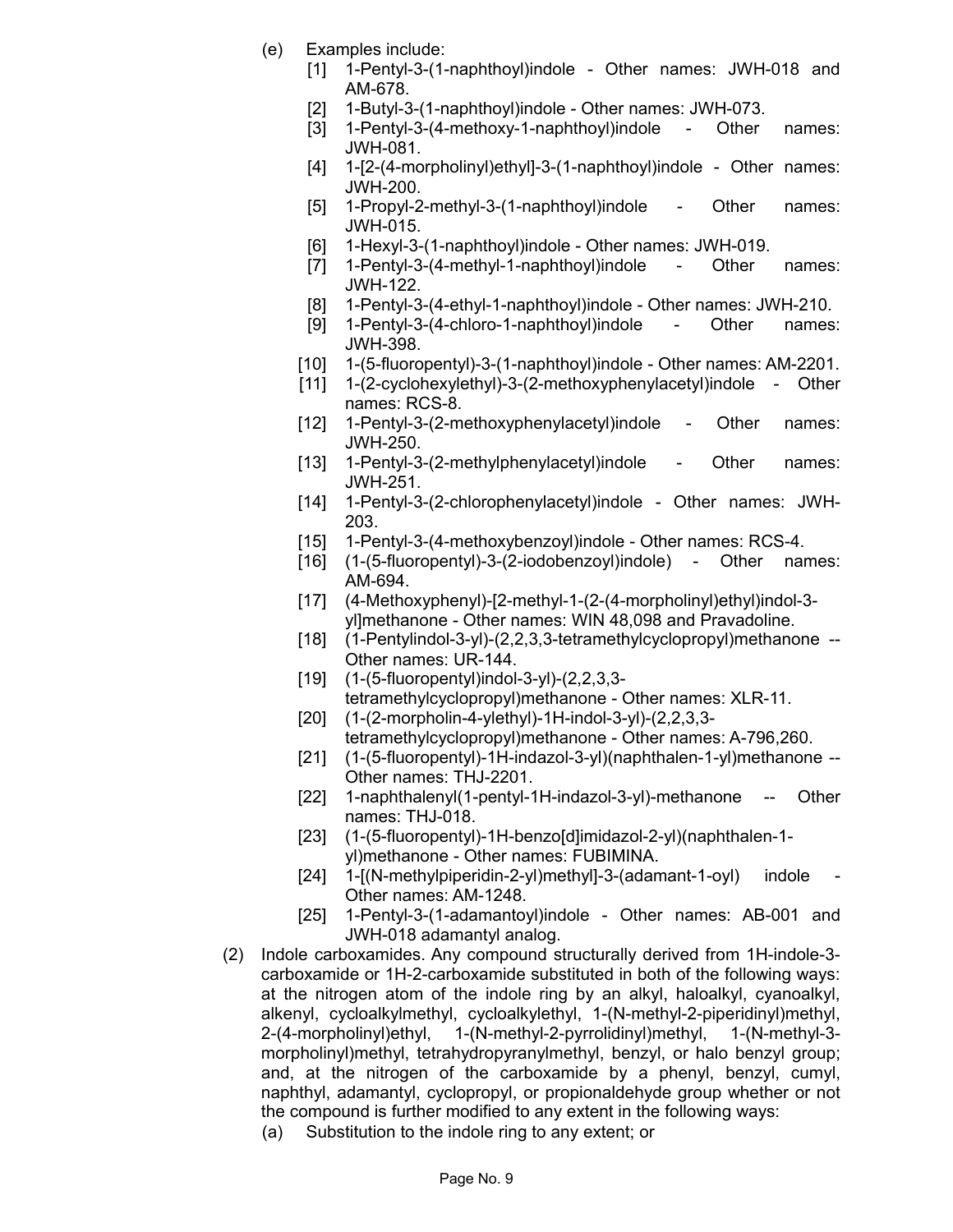(e) Examples include:

[1] 1-Pentyl-3-(1-naphthoyl)indole - Other names: JWH-018 and AM-678.

[2] 1-Butyl-3-(1-naphthoyl)indole - Other names: JWH-073.

[3] 1-Pentyl-3-(4-methoxy-1-naphthoyl)indole - Other names: JWH-081.

[4] 1-[2-(4-morpholinyl)ethyl]-3-(1-naphthoyl)indole - Other names: JWH-200.

[5] 1-Propyl-2-methyl-3-(1-naphthoyl)indole - Other names: JWH-015.

[6] 1-Hexyl-3-(1-naphthoyl)indole - Other names: JWH-019.

[7] 1-Pentyl-3-(4-methyl-1-naphthoyl)indole - Other names: JWH-122.

[8] 1-Pentyl-3-(4-ethyl-1-naphthoyl)indole - Other names: JWH-210.

[9] 1-Pentyl-3-(4-chloro-1-naphthoyl)indole - Other names: JWH-398.

[10] 1-(5-fluoropentyl)-3-(1-naphthoyl)indole - Other names: AM-2201.

[11] 1-(2-cyclohexylethyl)-3-(2-methoxyphenylacetyl)indole - Other names: RCS-8.

[12] 1-Pentyl-3-(2-methoxyphenylacetyl)indole - Other names: JWH-250.

[13] 1-Pentyl-3-(2-methylphenylacetyl)indole - Other names: JWH-251.

[14] 1-Pentyl-3-(2-chlorophenylacetyl)indole - Other names: JWH-203.

[15] 1-Pentyl-3-(4-methoxybenzoyl)indole - Other names: RCS-4.

[16] (1-(5-fluoropentyl)-3-(2-iodobenzoyl)indole) - Other names: AM-694.

[17] (4-Methoxyphenyl)-[2-methyl-1-(2-(4-morpholinyl)ethyl)indol-3-yl]methanone - Other names: WIN 48,098 and Pravadoline.

[18] (1-Pentylindol-3-yl)-(2,2,3,3-tetramethylcyclopropyl)methanone -- Other names: UR-144.

[19] (1-(5-fluoropentyl)indol-3-yl)-(2,2,3,3-tetramethylcyclopropyl)methanone - Other names: XLR-11.

[20] (1-(2-morpholin-4-ylethyl)-1H-indol-3-yl)-(2,2,3,3-tetramethylcyclopropyl)methanone - Other names: A-796,260.

[21] (1-(5-fluoropentyl)-1H-indazol-3-yl)(naphthalen-1-yl)methanone -- Other names: THJ-2201.

[22] 1-naphthalenyl(1-pentyl-1H-indazol-3-yl)-methanone -- Other names: THJ-018.

[23] (1-(5-fluoropentyl)-1H-benzo[d]imidazol-2-yl)(naphthalen-1-yl)methanone - Other names: FUBIMINA.

[24] 1-[(N-methylpiperidin-2-yl)methyl]-3-(adamant-1-oyl) indole - Other names: AM-1248.

[25] 1-Pentyl-3-(1-adamantoyl)indole - Other names: AB-001 and JWH-018 adamantyl analog.

(2) Indole carboxamides. Any compound structurally derived from 1H-indole-3-carboxamide or 1H-2-carboxamide substituted in both of the following ways: at the nitrogen atom of the indole ring by an alkyl, haloalkyl, cyanoalkyl, alkenyl, cycloalkylmethyl, cycloalkylethyl, 1-(N-methyl-2-piperidinyl)methyl, 2-(4-morpholinyl)ethyl, 1-(N-methyl-2-pyrrolidinyl)methyl, 1-(N-methyl-3-morpholinyl)methyl, tetrahydropyranylmethyl, benzyl, or halo benzyl group; and, at the nitrogen of the carboxamide by a phenyl, benzyl, cumyl, naphthyl, adamantyl, cyclopropyl, or propionaldehyde group whether or not the compound is further modified to any extent in the following ways:

(a) Substitution to the indole ring to any extent; or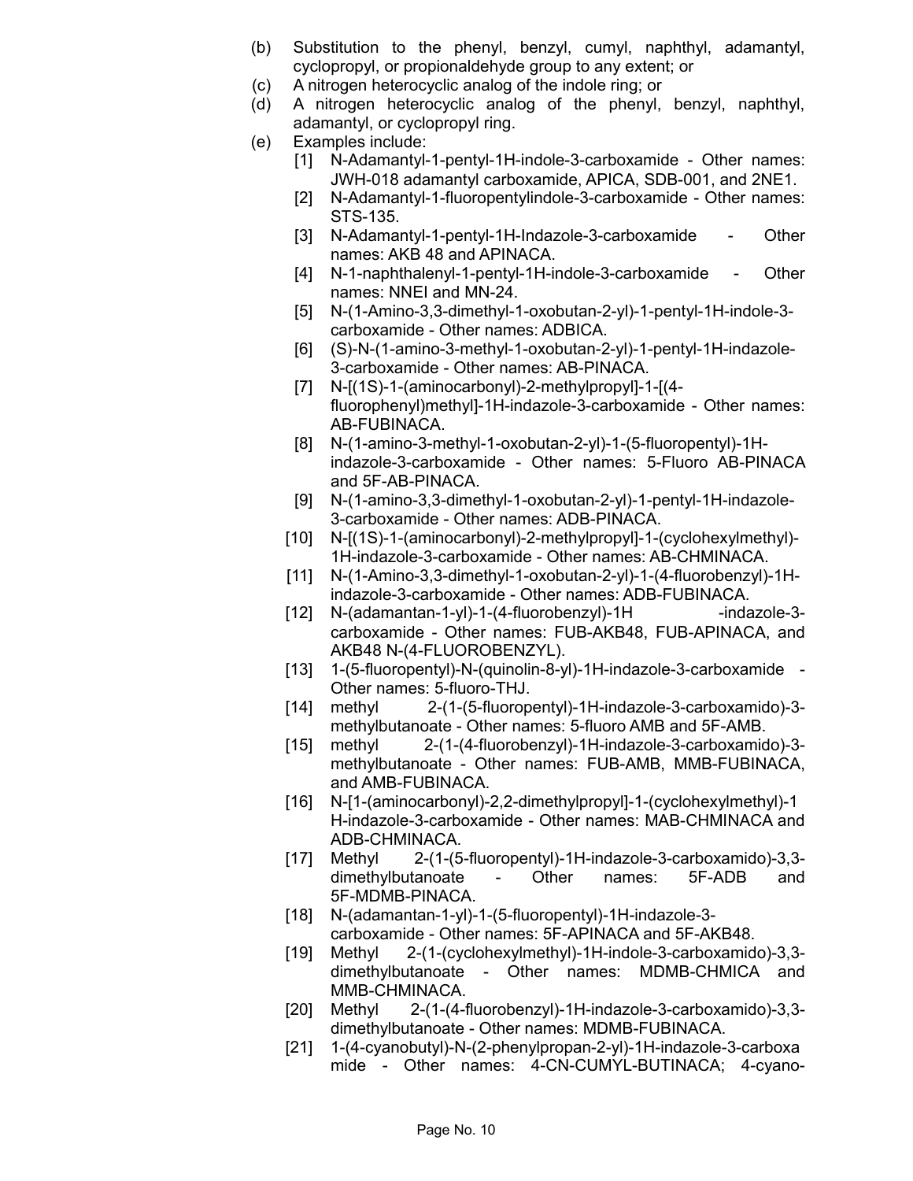(b) Substitution to the phenyl, benzyl, cumyl, naphthyl, adamantyl, cyclopropyl, or propionaldehyde group to any extent; or

(c) A nitrogen heterocyclic analog of the indole ring; or

(d) A nitrogen heterocyclic analog of the phenyl, benzyl, naphthyl, adamantyl, or cyclopropyl ring.

(e) Examples include:

[1] N-Adamantyl-1-pentyl-1H-indole-3-carboxamide - Other names: JWH-018 adamantyl carboxamide, APICA, SDB-001, and 2NE1.

[2] N-Adamantyl-1-fluoropentylindole-3-carboxamide - Other names: STS-135.

[3] N-Adamantyl-1-pentyl-1H-Indazole-3-carboxamide - Other names: AKB 48 and APINACA.

[4] N-1-naphthalenyl-1-pentyl-1H-indole-3-carboxamide - Other names: NNEI and MN-24.

[5] N-(1-Amino-3,3-dimethyl-1-oxobutan-2-yl)-1-pentyl-1H-indole-3-carboxamide - Other names: ADBICA.

[6] (S)-N-(1-amino-3-methyl-1-oxobutan-2-yl)-1-pentyl-1H-indazole-3-carboxamide - Other names: AB-PINACA.

[7] N-[(1S)-1-(aminocarbonyl)-2-methylpropyl]-1-[(4-fluorophenyl)methyl]-1H-indazole-3-carboxamide - Other names: AB-FUBINACA.

[8] N-(1-amino-3-methyl-1-oxobutan-2-yl)-1-(5-fluoropentyl)-1H-indazole-3-carboxamide - Other names: 5-Fluoro AB-PINACA and 5F-AB-PINACA.

[9] N-(1-amino-3,3-dimethyl-1-oxobutan-2-yl)-1-pentyl-1H-indazole-3-carboxamide - Other names: ADB-PINACA.

[10] N-[(1S)-1-(aminocarbonyl)-2-methylpropyl]-1-(cyclohexylmethyl)-1H-indazole-3-carboxamide - Other names: AB-CHMINACA.

[11] N-(1-Amino-3,3-dimethyl-1-oxobutan-2-yl)-1-(4-fluorobenzyl)-1H-indazole-3-carboxamide - Other names: ADB-FUBINACA.

[12] N-(adamantan-1-yl)-1-(4-fluorobenzyl)-1H -indazole-3-carboxamide - Other names: FUB-AKB48, FUB-APINACA, and AKB48 N-(4-FLUOROBENZYL).

[13] 1-(5-fluoropentyl)-N-(quinolin-8-yl)-1H-indazole-3-carboxamide - Other names: 5-fluoro-THJ.

[14] methyl 2-(1-(5-fluoropentyl)-1H-indazole-3-carboxamido)-3-methylbutanoate - Other names: 5-fluoro AMB and 5F-AMB.

[15] methyl 2-(1-(4-fluorobenzyl)-1H-indazole-3-carboxamido)-3-methylbutanoate - Other names: FUB-AMB, MMB-FUBINACA, and AMB-FUBINACA.

[16] N-[1-(aminocarbonyl)-2,2-dimethylpropyl]-1-(cyclohexylmethyl)-1 H-indazole-3-carboxamide - Other names: MAB-CHMINACA and ADB-CHMINACA.

[17] Methyl 2-(1-(5-fluoropentyl)-1H-indazole-3-carboxamido)-3,3-dimethylbutanoate - Other names: 5F-ADB and 5F-MDMB-PINACA.

[18] N-(adamantan-1-yl)-1-(5-fluoropentyl)-1H-indazole-3-carboxamide - Other names: 5F-APINACA and 5F-AKB48.

[19] Methyl 2-(1-(cyclohexylmethyl)-1H-indole-3-carboxamido)-3,3-dimethylbutanoate - Other names: MDMB-CHMICA and MMB-CHMINACA.

[20] Methyl 2-(1-(4-fluorobenzyl)-1H-indazole-3-carboxamido)-3,3-dimethylbutanoate - Other names: MDMB-FUBINACA.

[21] 1-(4-cyanobutyl)-N-(2-phenylpropan-2-yl)-1H-indazole-3-carboxamide - Other names: 4-CN-CUMYL-BUTINACA; 4-cyano-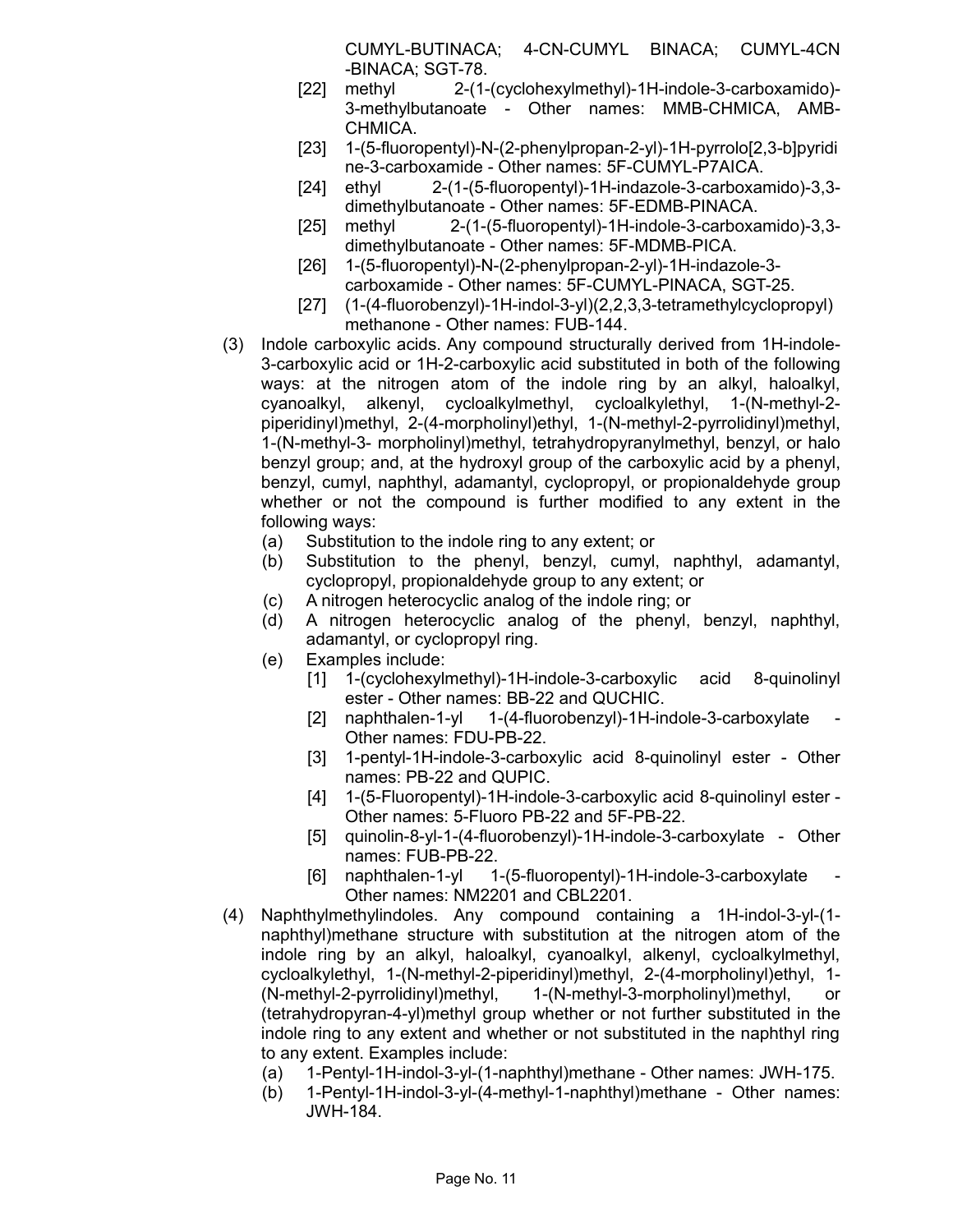CUMYL-BUTINACA; 4-CN-CUMYL BINACA; CUMYL-4CN-BINACA; SGT-78.

[22] methyl 2-(1-(cyclohexylmethyl)-1H-indole-3-carboxamido)-3-methylbutanoate - Other names: MMB-CHMICA, AMB-CHMICA.

[23] 1-(5-fluoropentyl)-N-(2-phenylpropan-2-yl)-1H-pyrrolo[2,3-b]pyridine-3-carboxamide - Other names: 5F-CUMYL-P7AICA.

[24] ethyl 2-(1-(5-fluoropentyl)-1H-indazole-3-carboxamido)-3,3-dimethylbutanoate - Other names: 5F-EDMB-PINACA.

[25] methyl 2-(1-(5-fluoropentyl)-1H-indole-3-carboxamido)-3,3-dimethylbutanoate - Other names: 5F-MDMB-PICA.

[26] 1-(5-fluoropentyl)-N-(2-phenylpropan-2-yl)-1H-indazole-3-carboxamide - Other names: 5F-CUMYL-PINACA, SGT-25.

[27] (1-(4-fluorobenzyl)-1H-indol-3-yl)(2,2,3,3-tetramethylcyclopropyl) methanone - Other names: FUB-144.

(3) Indole carboxylic acids. Any compound structurally derived from 1H-indole-3-carboxylic acid or 1H-2-carboxylic acid substituted in both of the following ways: at the nitrogen atom of the indole ring by an alkyl, haloalkyl, cyanoalkyl, alkenyl, cycloalkylmethyl, cycloalkylethyl, 1-(N-methyl-2-piperidinyl)methyl, 2-(4-morpholinyl)ethyl, 1-(N-methyl-2-pyrrolidinyl)methyl, 1-(N-methyl-3- morpholinyl)methyl, tetrahydropyranylmethyl, benzyl, or halo benzyl group; and, at the hydroxyl group of the carboxylic acid by a phenyl, benzyl, cumyl, naphthyl, adamantyl, cyclopropyl, or propionaldehyde group whether or not the compound is further modified to any extent in the following ways:

(a) Substitution to the indole ring to any extent; or
(b) Substitution to the phenyl, benzyl, cumyl, naphthyl, adamantyl, cyclopropyl, propionaldehyde group to any extent; or
(c) A nitrogen heterocyclic analog of the indole ring; or
(d) A nitrogen heterocyclic analog of the phenyl, benzyl, naphthyl, adamantyl, or cyclopropyl ring.
(e) Examples include:

[1] 1-(cyclohexylmethyl)-1H-indole-3-carboxylic acid 8-quinolinyl ester - Other names: BB-22 and QUCHIC.

[2] naphthalen-1-yl 1-(4-fluorobenzyl)-1H-indole-3-carboxylate - Other names: FDU-PB-22.

[3] 1-pentyl-1H-indole-3-carboxylic acid 8-quinolinyl ester - Other names: PB-22 and QUPIC.

[4] 1-(5-Fluoropentyl)-1H-indole-3-carboxylic acid 8-quinolinyl ester - Other names: 5-Fluoro PB-22 and 5F-PB-22.

[5] quinolin-8-yl-1-(4-fluorobenzyl)-1H-indole-3-carboxylate - Other names: FUB-PB-22.

[6] naphthalen-1-yl 1-(5-fluoropentyl)-1H-indole-3-carboxylate - Other names: NM2201 and CBL2201.

(4) Naphthylmethylindoles. Any compound containing a 1H-indol-3-yl-(1-naphthyl)methane structure with substitution at the nitrogen atom of the indole ring by an alkyl, haloalkyl, cyanoalkyl, alkenyl, cycloalkylmethyl, cycloalkylethyl, 1-(N-methyl-2-piperidinyl)methyl, 2-(4-morpholinyl)ethyl, 1-(N-methyl-2-pyrrolidinyl)methyl, 1-(N-methyl-3-morpholinyl)methyl, or (tetrahydropyran-4-yl)methyl group whether or not further substituted in the indole ring to any extent and whether or not substituted in the naphthyl ring to any extent. Examples include:

(a) 1-Pentyl-1H-indol-3-yl-(1-naphthyl)methane - Other names: JWH-175.
(b) 1-Pentyl-1H-indol-3-yl-(4-methyl-1-naphthyl)methane - Other names: JWH-184.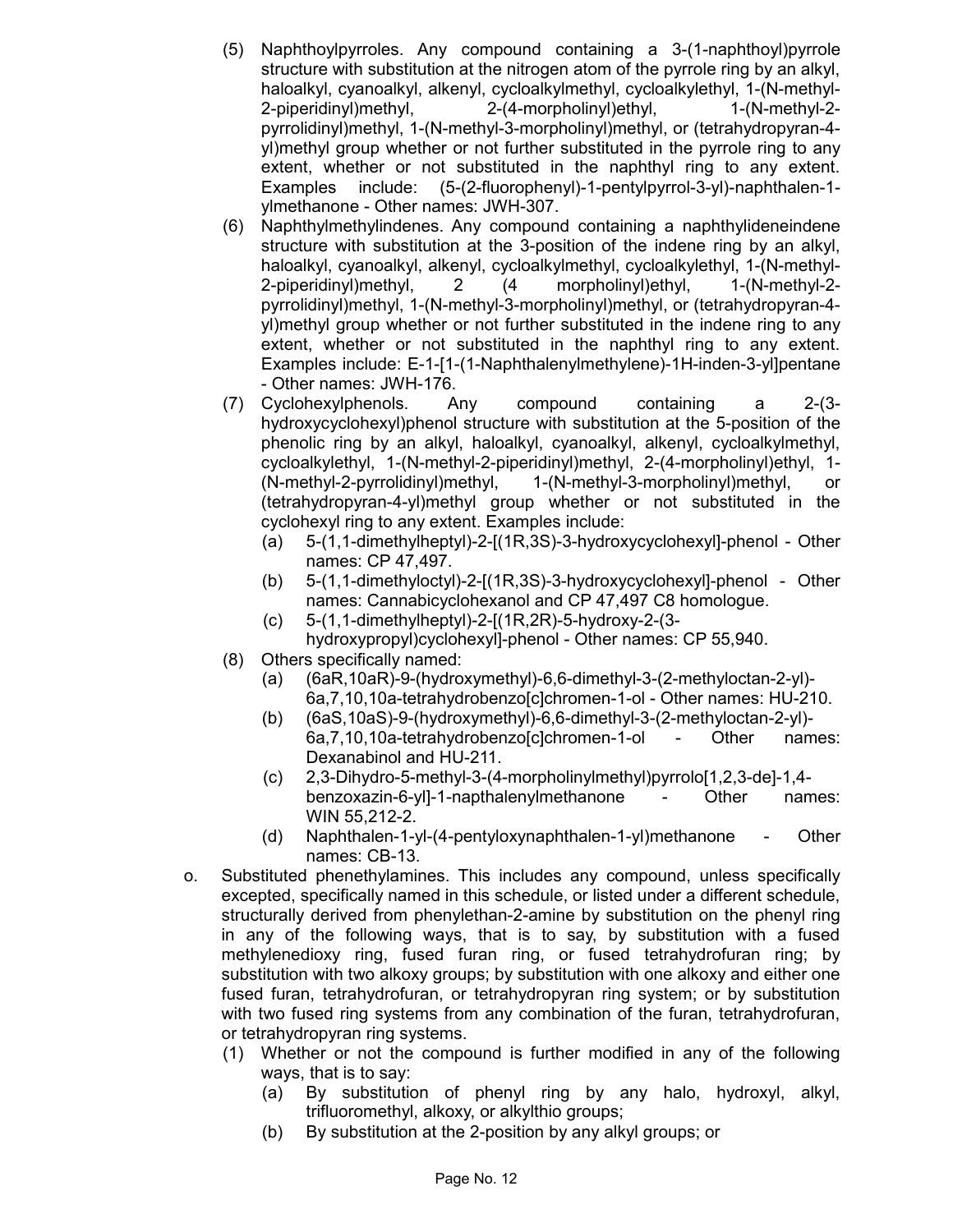(5) Naphthoylpyrroles. Any compound containing a 3-(1-naphthoyl)pyrrole structure with substitution at the nitrogen atom of the pyrrole ring by an alkyl, haloalkyl, cyanoalkyl, alkenyl, cycloalkylmethyl, cycloalkylethyl, 1-(N-methyl-2-piperidinyl)methyl, 2-(4-morpholinyl)ethyl, 1-(N-methyl-2-pyrrolidinyl)methyl, 1-(N-methyl-3-morpholinyl)methyl, or (tetrahydropyran-4-yl)methyl group whether or not further substituted in the pyrrole ring to any extent, whether or not substituted in the naphthyl ring to any extent. Examples include: (5-(2-fluorophenyl)-1-pentylpyrrol-3-yl)-naphthalen-1-ylmethanone - Other names: JWH-307.

(6) Naphthylmethylindenes. Any compound containing a naphthylideneindene structure with substitution at the 3-position of the indene ring by an alkyl, haloalkyl, cyanoalkyl, alkenyl, cycloalkylmethyl, cycloalkylethyl, 1-(N-methyl-2-piperidinyl)methyl, 2 (4 morpholinyl)ethyl, 1-(N-methyl-2-pyrrolidinyl)methyl, 1-(N-methyl-3-morpholinyl)methyl, or (tetrahydropyran-4-yl)methyl group whether or not further substituted in the indene ring to any extent, whether or not substituted in the naphthyl ring to any extent. Examples include: E-1-[1-(1-Naphthalenylmethylene)-1H-inden-3-yl]pentane - Other names: JWH-176.

(7) Cyclohexylphenols. Any compound containing a 2-(3-hydroxycyclohexyl)phenol structure with substitution at the 5-position of the phenolic ring by an alkyl, haloalkyl, cyanoalkyl, alkenyl, cycloalkylmethyl, cycloalkylethyl, 1-(N-methyl-2-piperidinyl)methyl, 2-(4-morpholinyl)ethyl, 1-(N-methyl-2-pyrrolidinyl)methyl, 1-(N-methyl-3-morpholinyl)methyl, or (tetrahydropyran-4-yl)methyl group whether or not substituted in the cyclohexyl ring to any extent. Examples include:
   (a) 5-(1,1-dimethylheptyl)-2-[(1R,3S)-3-hydroxycyclohexyl]-phenol - Other names: CP 47,497.
   (b) 5-(1,1-dimethyloctyl)-2-[(1R,3S)-3-hydroxycyclohexyl]-phenol - Other names: Cannabicyclohexanol and CP 47,497 C8 homologue.
   (c) 5-(1,1-dimethylheptyl)-2-[(1R,2R)-5-hydroxy-2-(3-hydroxypropyl)cyclohexyl]-phenol - Other names: CP 55,940.

(8) Others specifically named:
   (a) (6aR,10aR)-9-(hydroxymethyl)-6,6-dimethyl-3-(2-methyloctan-2-yl)-6a,7,10,10a-tetrahydrobenzo[c]chromen-1-ol - Other names: HU-210.
   (b) (6aS,10aS)-9-(hydroxymethyl)-6,6-dimethyl-3-(2-methyloctan-2-yl)-6a,7,10,10a-tetrahydrobenzo[c]chromen-1-ol - Other names: Dexanabinol and HU-211.
   (c) 2,3-Dihydro-5-methyl-3-(4-morpholinylmethyl)pyrrolo[1,2,3-de]-1,4-benzoxazin-6-yl]-1-napthalenylmethanone - Other names: WIN 55,212-2.
   (d) Naphthalen-1-yl-(4-pentyloxynaphthalen-1-yl)methanone - Other names: CB-13.

o. Substituted phenethylamines. This includes any compound, unless specifically excepted, specifically named in this schedule, or listed under a different schedule, structurally derived from phenylethan-2-amine by substitution on the phenyl ring in any of the following ways, that is to say, by substitution with a fused methylenedioxy ring, fused furan ring, or fused tetrahydrofuran ring; by substitution with two alkoxy groups; by substitution with one alkoxy and either one fused furan, tetrahydrofuran, or tetrahydropyran ring system; or by substitution with two fused ring systems from any combination of the furan, tetrahydrofuran, or tetrahydropyran ring systems.
   (1) Whether or not the compound is further modified in any of the following ways, that is to say:
      (a) By substitution of phenyl ring by any halo, hydroxyl, alkyl, trifluoromethyl, alkoxy, or alkylthio groups;
      (b) By substitution at the 2-position by any alkyl groups; or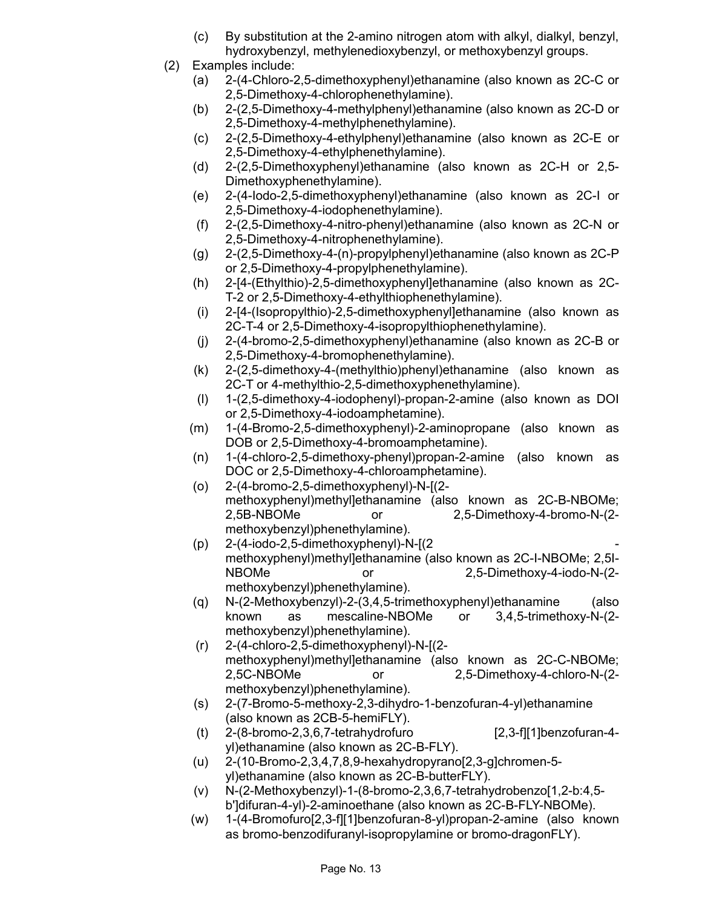(c) By substitution at the 2-amino nitrogen atom with alkyl, dialkyl, benzyl, hydroxybenzyl, methylenedioxybenzyl, or methoxybenzyl groups.

(2) Examples include:

(a) 2-(4-Chloro-2,5-dimethoxyphenyl)ethanamine (also known as 2C-C or 2,5-Dimethoxy-4-chlorophenethylamine).

(b) 2-(2,5-Dimethoxy-4-methylphenyl)ethanamine (also known as 2C-D or 2,5-Dimethoxy-4-methylphenethylamine).

(c) 2-(2,5-Dimethoxy-4-ethylphenyl)ethanamine (also known as 2C-E or 2,5-Dimethoxy-4-ethylphenethylamine).

(d) 2-(2,5-Dimethoxyphenyl)ethanamine (also known as 2C-H or 2,5-Dimethoxyphenethylamine).

(e) 2-(4-Iodo-2,5-dimethoxyphenyl)ethanamine (also known as 2C-I or 2,5-Dimethoxy-4-iodophenethylamine).

(f) 2-(2,5-Dimethoxy-4-nitro-phenyl)ethanamine (also known as 2C-N or 2,5-Dimethoxy-4-nitrophenethylamine).

(g) 2-(2,5-Dimethoxy-4-(n)-propylphenyl)ethanamine (also known as 2C-P or 2,5-Dimethoxy-4-propylphenethylamine).

(h) 2-[4-(Ethylthio)-2,5-dimethoxyphenyl]ethanamine (also known as 2C-T-2 or 2,5-Dimethoxy-4-ethylthiophenethylamine).

(i) 2-[4-(Isopropylthio)-2,5-dimethoxyphenyl]ethanamine (also known as 2C-T-4 or 2,5-Dimethoxy-4-isopropylthiophenethylamine).

(j) 2-(4-bromo-2,5-dimethoxyphenyl)ethanamine (also known as 2C-B or 2,5-Dimethoxy-4-bromophenethylamine).

(k) 2-(2,5-dimethoxy-4-(methylthio)phenyl)ethanamine (also known as 2C-T or 4-methylthio-2,5-dimethoxyphenethylamine).

(l) 1-(2,5-dimethoxy-4-iodophenyl)-propan-2-amine (also known as DOI or 2,5-Dimethoxy-4-iodoamphetamine).

(m) 1-(4-Bromo-2,5-dimethoxyphenyl)-2-aminopropane (also known as DOB or 2,5-Dimethoxy-4-bromoamphetamine).

(n) 1-(4-chloro-2,5-dimethoxy-phenyl)propan-2-amine (also known as DOC or 2,5-Dimethoxy-4-chloroamphetamine).

(o) 2-(4-bromo-2,5-dimethoxyphenyl)-N-[(2-methoxyphenyl)methyl]ethanamine (also known as 2C-B-NBOMe; 2,5B-NBOMe or 2,5-Dimethoxy-4-bromo-N-(2-methoxybenzyl)phenethylamine).

(p) 2-(4-iodo-2,5-dimethoxyphenyl)-N-[(2-methoxyphenyl)methyl]ethanamine (also known as 2C-I-NBOMe; 2,5I-NBOMe or 2,5-Dimethoxy-4-iodo-N-(2-methoxybenzyl)phenethylamine).

(q) N-(2-Methoxybenzyl)-2-(3,4,5-trimethoxyphenyl)ethanamine (also known as mescaline-NBOMe or 3,4,5-trimethoxy-N-(2-methoxybenzyl)phenethylamine).

(r) 2-(4-chloro-2,5-dimethoxyphenyl)-N-[(2-methoxyphenyl)methyl]ethanamine (also known as 2C-C-NBOMe; 2,5C-NBOMe or 2,5-Dimethoxy-4-chloro-N-(2-methoxybenzyl)phenethylamine).

(s) 2-(7-Bromo-5-methoxy-2,3-dihydro-1-benzofuran-4-yl)ethanamine (also known as 2CB-5-hemiFLY).

(t) 2-(8-bromo-2,3,6,7-tetrahydrofuro [2,3-f][1]benzofuran-4-yl)ethanamine (also known as 2C-B-FLY).

(u) 2-(10-Bromo-2,3,4,7,8,9-hexahydropyrano[2,3-g]chromen-5-yl)ethanamine (also known as 2C-B-butterFLY).

(v) N-(2-Methoxybenzyl)-1-(8-bromo-2,3,6,7-tetrahydrobenzo[1,2-b:4,5-b']difuran-4-yl)-2-aminoethane (also known as 2C-B-FLY-NBOMe).

(w) 1-(4-Bromofuro[2,3-f][1]benzofuran-8-yl)propan-2-amine (also known as bromo-benzodifuranyl-isopropylamine or bromo-dragonFLY).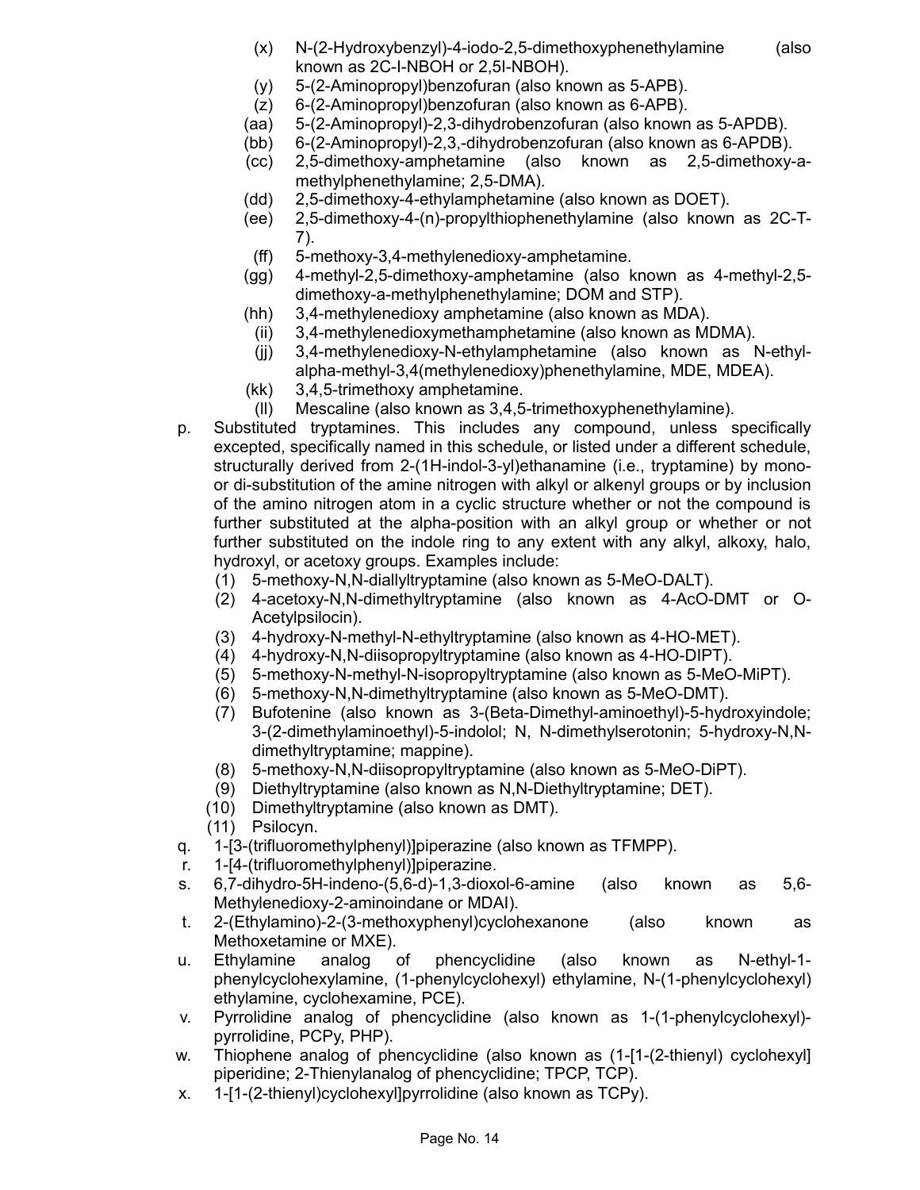(x) N-(2-Hydroxybenzyl)-4-iodo-2,5-dimethoxyphenethylamine (also known as 2C-I-NBOH or 2,5I-NBOH).

(y) 5-(2-Aminopropyl)benzofuran (also known as 5-APB).

(z) 6-(2-Aminopropyl)benzofuran (also known as 6-APB).

(aa) 5-(2-Aminopropyl)-2,3-dihydrobenzofuran (also known as 5-APDB).

(bb) 6-(2-Aminopropyl)-2,3,-dihydrobenzofuran (also known as 6-APDB).

(cc) 2,5-dimethoxy-amphetamine (also known as 2,5-dimethoxy-a-methylphenethylamine; 2,5-DMA).

(dd) 2,5-dimethoxy-4-ethylamphetamine (also known as DOET).

(ee) 2,5-dimethoxy-4-(n)-propylthiophenethylamine (also known as 2C-T-7).

(ff) 5-methoxy-3,4-methylenedioxy-amphetamine.

(gg) 4-methyl-2,5-dimethoxy-amphetamine (also known as 4-methyl-2,5-dimethoxy-a-methylphenethylamine; DOM and STP).

(hh) 3,4-methylenedioxy amphetamine (also known as MDA).

(ii) 3,4-methylenedioxymethamphetamine (also known as MDMA).

(jj) 3,4-methylenedioxy-N-ethylamphetamine (also known as N-ethyl-alpha-methyl-3,4(methylenedioxy)phenethylamine, MDE, MDEA).

(kk) 3,4,5-trimethoxy amphetamine.

(ll) Mescaline (also known as 3,4,5-trimethoxyphenethylamine).

p. Substituted tryptamines. This includes any compound, unless specifically excepted, specifically named in this schedule, or listed under a different schedule, structurally derived from 2-(1H-indol-3-yl)ethanamine (i.e., tryptamine) by mono- or di-substitution of the amine nitrogen with alkyl or alkenyl groups or by inclusion of the amino nitrogen atom in a cyclic structure whether or not the compound is further substituted at the alpha-position with an alkyl group or whether or not further substituted on the indole ring to any extent with any alkyl, alkoxy, halo, hydroxyl, or acetoxy groups. Examples include:

(1) 5-methoxy-N,N-diallyltryptamine (also known as 5-MeO-DALT).

(2) 4-acetoxy-N,N-dimethyltryptamine (also known as 4-AcO-DMT or O-Acetylpsilocin).

(3) 4-hydroxy-N-methyl-N-ethyltryptamine (also known as 4-HO-MET).

(4) 4-hydroxy-N,N-diisopropyltryptamine (also known as 4-HO-DIPT).

(5) 5-methoxy-N-methyl-N-isopropyltryptamine (also known as 5-MeO-MiPT).

(6) 5-methoxy-N,N-dimethyltryptamine (also known as 5-MeO-DMT).

(7) Bufotenine (also known as 3-(Beta-Dimethyl-aminoethyl)-5-hydroxyindole; 3-(2-dimethylaminoethyl)-5-indolol; N, N-dimethylserotonin; 5-hydroxy-N,N-dimethyltryptamine; mappine).

(8) 5-methoxy-N,N-diisopropyltryptamine (also known as 5-MeO-DiPT).

(9) Diethyltryptamine (also known as N,N-Diethyltryptamine; DET).

(10) Dimethyltryptamine (also known as DMT).

(11) Psilocyn.

q. 1-[3-(trifluoromethylphenyl)]piperazine (also known as TFMPP).

r. 1-[4-(trifluoromethylphenyl)]piperazine.

s. 6,7-dihydro-5H-indeno-(5,6-d)-1,3-dioxol-6-amine (also known as 5,6-Methylenedioxy-2-aminoindane or MDAI).

t. 2-(Ethylamino)-2-(3-methoxyphenyl)cyclohexanone (also known as Methoxetamine or MXE).

u. Ethylamine analog of phencyclidine (also known as N-ethyl-1-phenylcyclohexylamine, (1-phenylcyclohexyl) ethylamine, N-(1-phenylcyclohexyl) ethylamine, cyclohexamine, PCE).

v. Pyrrolidine analog of phencyclidine (also known as 1-(1-phenylcyclohexyl)-pyrrolidine, PCPy, PHP).

w. Thiophene analog of phencyclidine (also known as (1-[1-(2-thienyl) cyclohexyl] piperidine; 2-Thienylanalog of phencyclidine; TPCP, TCP).

x. 1-[1-(2-thienyl)cyclohexyl]pyrrolidine (also known as TCPy).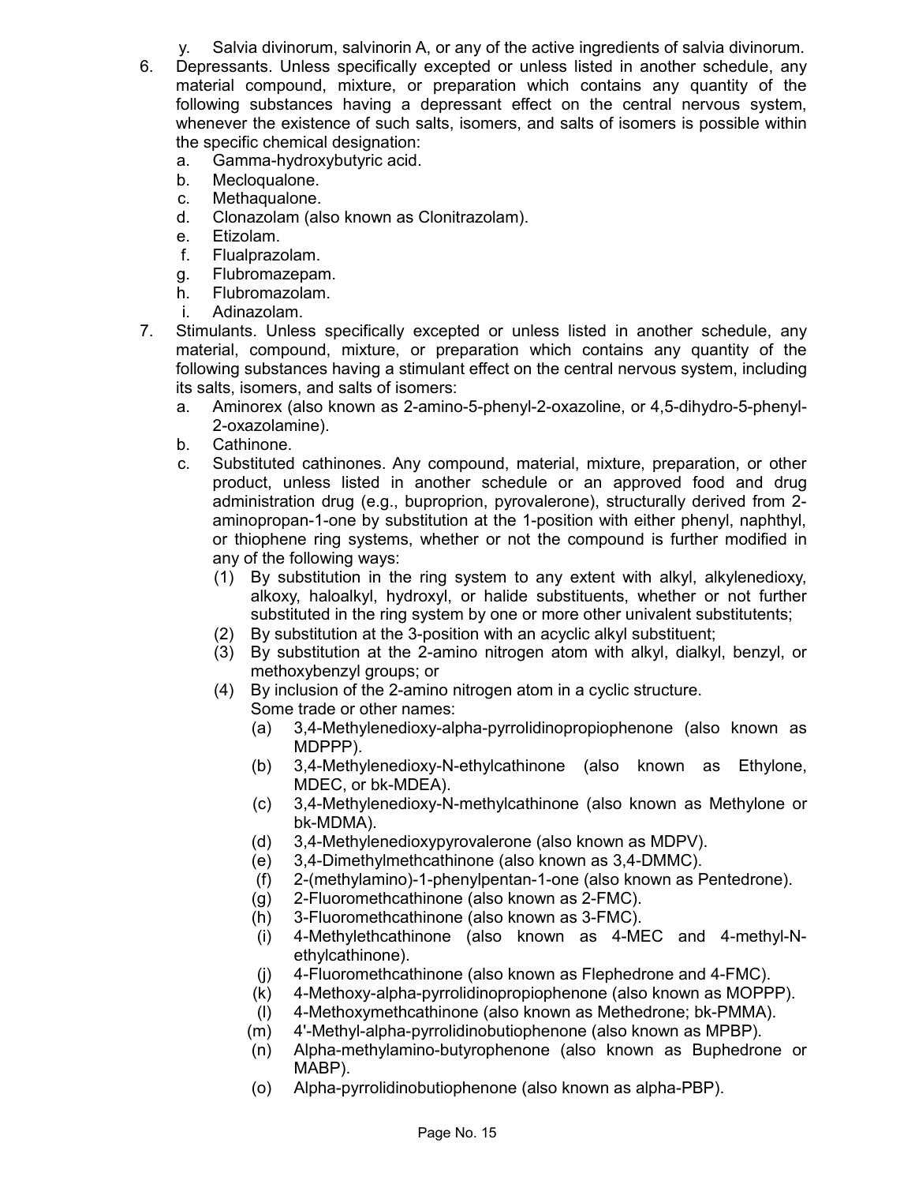y. Salvia divinorum, salvinorin A, or any of the active ingredients of salvia divinorum.

6. Depressants. Unless specifically excepted or unless listed in another schedule, any material compound, mixture, or preparation which contains any quantity of the following substances having a depressant effect on the central nervous system, whenever the existence of such salts, isomers, and salts of isomers is possible within the specific chemical designation:
   a. Gamma-hydroxybutyric acid.
   b. Mecloqualone.
   c. Methaqualone.
   d. Clonazolam (also known as Clonitrazolam).
   e. Etizolam.
   f. Flualprazolam.
   g. Flubromazepam.
   h. Flubromazolam.
   i. Adinazolam.

7. Stimulants. Unless specifically excepted or unless listed in another schedule, any material, compound, mixture, or preparation which contains any quantity of the following substances having a stimulant effect on the central nervous system, including its salts, isomers, and salts of isomers:
   a. Aminorex (also known as 2-amino-5-phenyl-2-oxazoline, or 4,5-dihydro-5-phenyl-2-oxazolamine).
   b. Cathinone.
   c. Substituted cathinones. Any compound, material, mixture, preparation, or other product, unless listed in another schedule or an approved food and drug administration drug (e.g., buproprion, pyrovalerone), structurally derived from 2-aminopropan-1-one by substitution at the 1-position with either phenyl, naphthyl, or thiophene ring systems, whether or not the compound is further modified in any of the following ways:
      (1) By substitution in the ring system to any extent with alkyl, alkylenedioxy, alkoxy, haloalkyl, hydroxyl, or halide substituents, whether or not further substituted in the ring system by one or more other univalent substitutents;
      (2) By substitution at the 3-position with an acyclic alkyl substituent;
      (3) By substitution at the 2-amino nitrogen atom with alkyl, dialkyl, benzyl, or methoxybenzyl groups; or
      (4) By inclusion of the 2-amino nitrogen atom in a cyclic structure.
      
      Some trade or other names:
         (a) 3,4-Methylenedioxy-alpha-pyrrolidinopropiophenone (also known as MDPPP).
         (b) 3,4-Methylenedioxy-N-ethylcathinone (also known as Ethylone, MDEC, or bk-MDEA).
         (c) 3,4-Methylenedioxy-N-methylcathinone (also known as Methylone or bk-MDMA).
         (d) 3,4-Methylenedioxypyrovalerone (also known as MDPV).
         (e) 3,4-Dimethylmethcathinone (also known as 3,4-DMMC).
         (f) 2-(methylamino)-1-phenylpentan-1-one (also known as Pentedrone).
         (g) 2-Fluoromethcathinone (also known as 2-FMC).
         (h) 3-Fluoromethcathinone (also known as 3-FMC).
         (i) 4-Methylethcathinone (also known as 4-MEC and 4-methyl-N-ethylcathinone).
         (j) 4-Fluoromethcathinone (also known as Flephedrone and 4-FMC).
         (k) 4-Methoxy-alpha-pyrrolidinopropiophenone (also known as MOPPP).
         (l) 4-Methoxymethcathinone (also known as Methedrone; bk-PMMA).
         (m) 4'-Methyl-alpha-pyrrolidinobutiophenone (also known as MPBP).
         (n) Alpha-methylamino-butyrophenone (also known as Buphedrone or MABP).
         (o) Alpha-pyrrolidinobutiophenone (also known as alpha-PBP).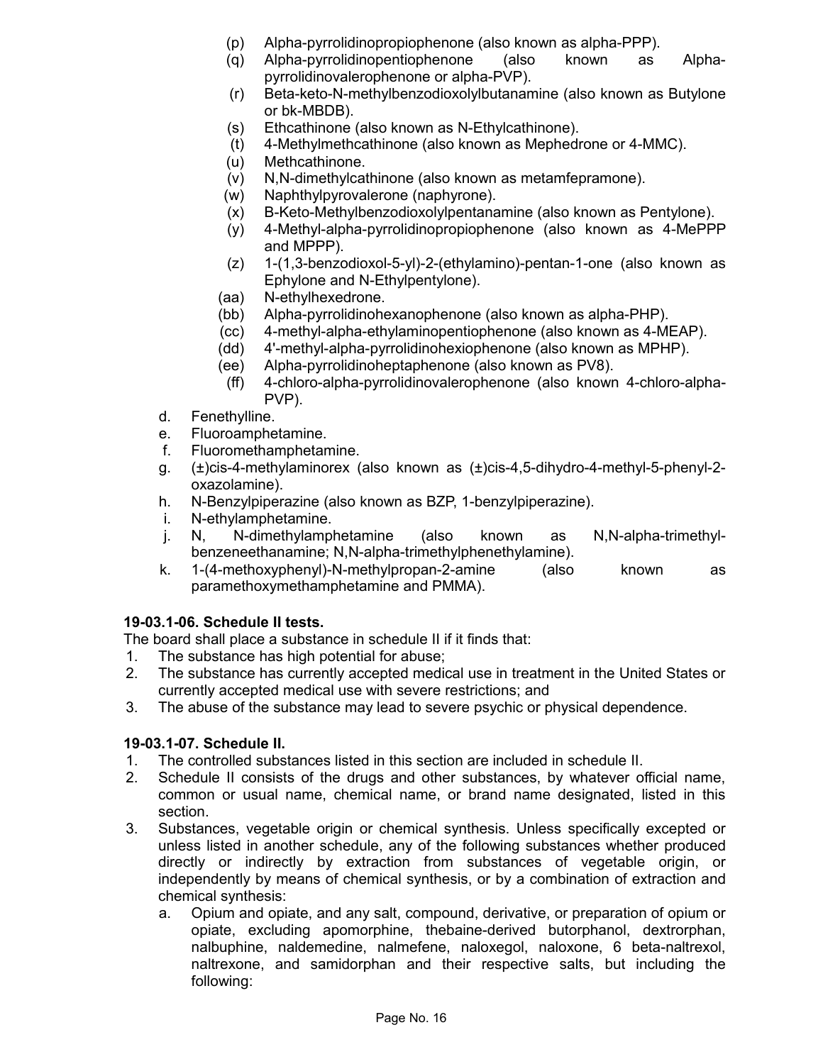(p) Alpha-pyrrolidinopropiophenone (also known as alpha-PPP).
(q) Alpha-pyrrolidinopentiophenone (also known as Alpha-pyrrolidinovalerophenone or alpha-PVP).
(r) Beta-keto-N-methylbenzodioxolylbutanamine (also known as Butylone or bk-MBDB).
(s) Ethcathinone (also known as N-Ethylcathinone).
(t) 4-Methylmethcathinone (also known as Mephedrone or 4-MMC).
(u) Methcathinone.
(v) N,N-dimethylcathinone (also known as metamfepramone).
(w) Naphthylpyrovalerone (naphyrone).
(x) B-Keto-Methylbenzodioxolylpentanamine (also known as Pentylone).
(y) 4-Methyl-alpha-pyrrolidinopropiophenone (also known as 4-MePPP and MPPP).
(z) 1-(1,3-benzodioxol-5-yl)-2-(ethylamino)-pentan-1-one (also known as Ephylone and N-Ethylpentylone).
(aa) N-ethylhexedrone.
(bb) Alpha-pyrrolidinohexanophenone (also known as alpha-PHP).
(cc) 4-methyl-alpha-ethylaminopentiophenone (also known as 4-MEAP).
(dd) 4'-methyl-alpha-pyrrolidinohexiophenone (also known as MPHP).
(ee) Alpha-pyrrolidinoheptaphenone (also known as PV8).
(ff) 4-chloro-alpha-pyrrolidinovalerophenone (also known 4-chloro-alpha-PVP).

d. Fenethylline.
e. Fluoroamphetamine.
f. Fluoromethamphetamine.
g. (±)cis-4-methylaminorex (also known as (±)cis-4,5-dihydro-4-methyl-5-phenyl-2-oxazolamine).
h. N-Benzylpiperazine (also known as BZP, 1-benzylpiperazine).
i. N-ethylamphetamine.
j. N, N-dimethylamphetamine (also known as N,N-alpha-trimethyl-benzeneethanamine; N,N-alpha-trimethylphenethylamine).
k. 1-(4-methoxyphenyl)-N-methylpropan-2-amine (also known as paramethoxymethamphetamine and PMMA).

**19-03.1-06. Schedule II tests.**

The board shall place a substance in schedule II if it finds that:

1. The substance has high potential for abuse;
2. The substance has currently accepted medical use in treatment in the United States or currently accepted medical use with severe restrictions; and
3. The abuse of the substance may lead to severe psychic or physical dependence.

**19-03.1-07. Schedule II.**

1. The controlled substances listed in this section are included in schedule II.
2. Schedule II consists of the drugs and other substances, by whatever official name, common or usual name, chemical name, or brand name designated, listed in this section.
3. Substances, vegetable origin or chemical synthesis. Unless specifically excepted or unless listed in another schedule, any of the following substances whether produced directly or indirectly by extraction from substances of vegetable origin, or independently by means of chemical synthesis, or by a combination of extraction and chemical synthesis:
   a. Opium and opiate, and any salt, compound, derivative, or preparation of opium or opiate, excluding apomorphine, thebaine-derived butorphanol, dextrorphan, nalbuphine, naldemedine, nalmefene, naloxegol, naloxone, 6 beta-naltrexol, naltrexone, and samidorphan and their respective salts, but including the following: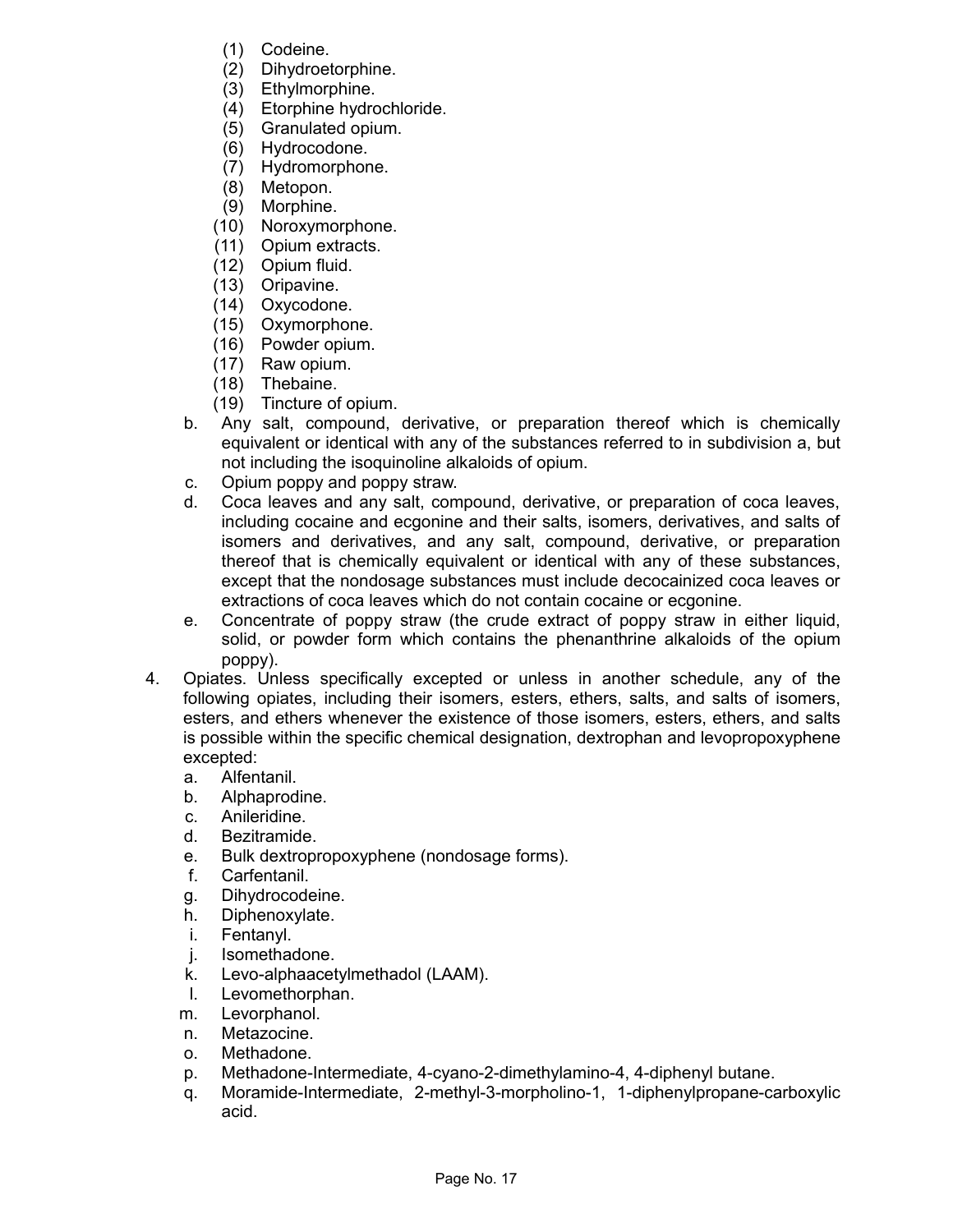(1) Codeine.
(2) Dihydroetorphine.
(3) Ethylmorphine.
(4) Etorphine hydrochloride.
(5) Granulated opium.
(6) Hydrocodone.
(7) Hydromorphone.
(8) Metopon.
(9) Morphine.
(10) Noroxymorphone.
(11) Opium extracts.
(12) Opium fluid.
(13) Oripavine.
(14) Oxycodone.
(15) Oxymorphone.
(16) Powder opium.
(17) Raw opium.
(18) Thebaine.
(19) Tincture of opium.

b. Any salt, compound, derivative, or preparation thereof which is chemically equivalent or identical with any of the substances referred to in subdivision a, but not including the isoquinoline alkaloids of opium.

c. Opium poppy and poppy straw.

d. Coca leaves and any salt, compound, derivative, or preparation of coca leaves, including cocaine and ecgonine and their salts, isomers, derivatives, and salts of isomers and derivatives, and any salt, compound, derivative, or preparation thereof that is chemically equivalent or identical with any of these substances, except that the nondosage substances must include decocainized coca leaves or extractions of coca leaves which do not contain cocaine or ecgonine.

e. Concentrate of poppy straw (the crude extract of poppy straw in either liquid, solid, or powder form which contains the phenanthrine alkaloids of the opium poppy).

4. Opiates. Unless specifically excepted or unless in another schedule, any of the following opiates, including their isomers, esters, ethers, salts, and salts of isomers, esters, and ethers whenever the existence of those isomers, esters, ethers, and salts is possible within the specific chemical designation, dextrophan and levopropoxyphene excepted:

a. Alfentanil.
b. Alphaprodine.
c. Anileridine.
d. Bezitramide.
e. Bulk dextropropoxyphene (nondosage forms).
f. Carfentanil.
g. Dihydrocodeine.
h. Diphenoxylate.
i. Fentanyl.
j. Isomethadone.
k. Levo-alphaacetylmethadol (LAAM).
l. Levomethorphan.
m. Levorphanol.
n. Metazocine.
o. Methadone.
p. Methadone-Intermediate, 4-cyano-2-dimethylamino-4, 4-diphenyl butane.
q. Moramide-Intermediate, 2-methyl-3-morpholino-1, 1-diphenylpropane-carboxylic acid.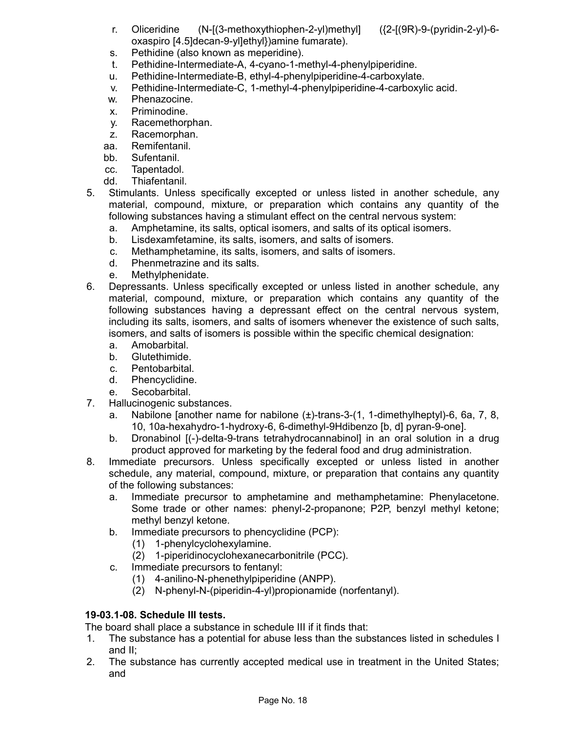r. Oliceridine (N-[(3-methoxythiophen-2-yl)methyl] ({2-[(9R)-9-(pyridin-2-yl)-6-oxaspiro [4.5]decan-9-yl]ethyl})amine fumarate).
s. Pethidine (also known as meperidine).
t. Pethidine-Intermediate-A, 4-cyano-1-methyl-4-phenylpiperidine.
u. Pethidine-Intermediate-B, ethyl-4-phenylpiperidine-4-carboxylate.
v. Pethidine-Intermediate-C, 1-methyl-4-phenylpiperidine-4-carboxylic acid.
w. Phenazocine.
x. Priminodine.
y. Racemethorphan.
z. Racemorphan.
aa. Remifentanil.
bb. Sufentanil.
cc. Tapentadol.
dd. Thiafentanil.

5. Stimulants. Unless specifically excepted or unless listed in another schedule, any material, compound, mixture, or preparation which contains any quantity of the following substances having a stimulant effect on the central nervous system:
   a. Amphetamine, its salts, optical isomers, and salts of its optical isomers.
   b. Lisdexamfetamine, its salts, isomers, and salts of isomers.
   c. Methamphetamine, its salts, isomers, and salts of isomers.
   d. Phenmetrazine and its salts.
   e. Methylphenidate.
6. Depressants. Unless specifically excepted or unless listed in another schedule, any material, compound, mixture, or preparation which contains any quantity of the following substances having a depressant effect on the central nervous system, including its salts, isomers, and salts of isomers whenever the existence of such salts, isomers, and salts of isomers is possible within the specific chemical designation:
   a. Amobarbital.
   b. Glutethimide.
   c. Pentobarbital.
   d. Phencyclidine.
   e. Secobarbital.
7. Hallucinogenic substances.
   a. Nabilone [another name for nabilone (±)-trans-3-(1, 1-dimethylheptyl)-6, 6a, 7, 8, 10, 10a-hexahydro-1-hydroxy-6, 6-dimethyl-9Hdibenzo [b, d] pyran-9-one].
   b. Dronabinol [(-)-delta-9-trans tetrahydrocannabinol] in an oral solution in a drug product approved for marketing by the federal food and drug administration.
8. Immediate precursors. Unless specifically excepted or unless listed in another schedule, any material, compound, mixture, or preparation that contains any quantity of the following substances:
   a. Immediate precursor to amphetamine and methamphetamine: Phenylacetone. Some trade or other names: phenyl-2-propanone; P2P, benzyl methyl ketone; methyl benzyl ketone.
   b. Immediate precursors to phencyclidine (PCP):
      (1) 1-phenylcyclohexylamine.
      (2) 1-piperidinocyclohexanecarbonitrile (PCC).
   c. Immediate precursors to fentanyl:
      (1) 4-anilino-N-phenethylpiperidine (ANPP).
      (2) N-phenyl-N-(piperidin-4-yl)propionamide (norfentanyl).

**19-03.1-08. Schedule III tests.**

The board shall place a substance in schedule III if it finds that:

1. The substance has a potential for abuse less than the substances listed in schedules I and II;
2. The substance has currently accepted medical use in treatment in the United States; and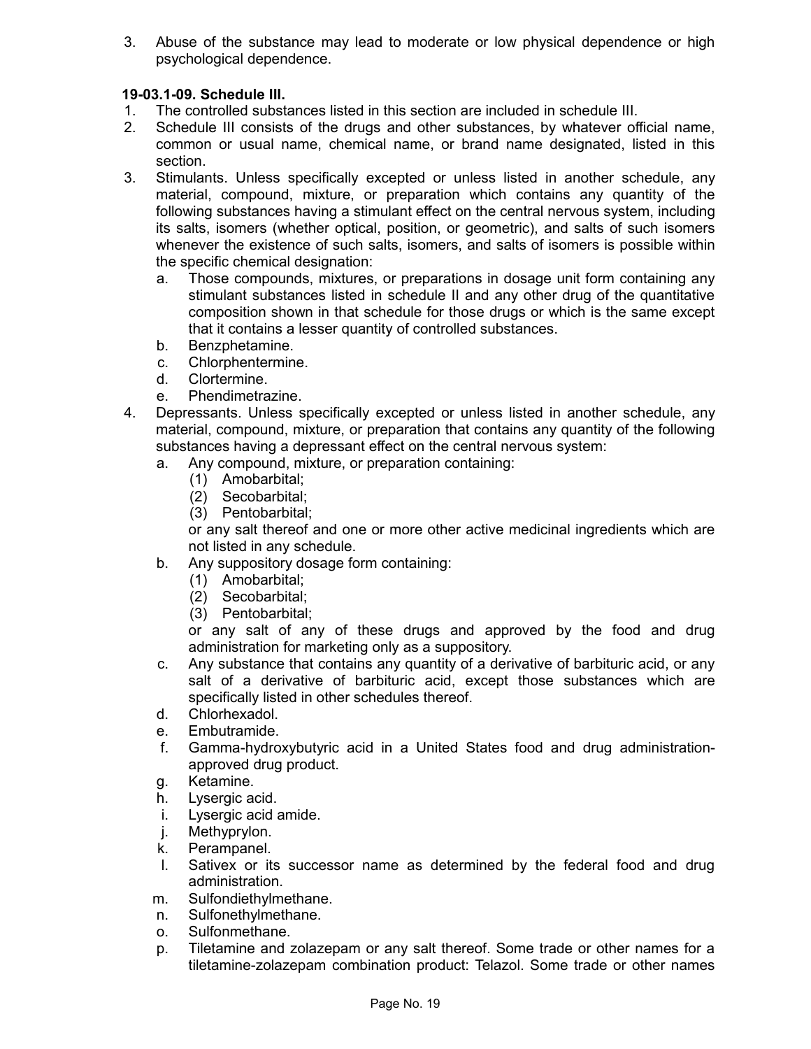3. Abuse of the substance may lead to moderate or low physical dependence or high psychological dependence.

**19-03.1-09. Schedule III.**

1. The controlled substances listed in this section are included in schedule III.
2. Schedule III consists of the drugs and other substances, by whatever official name, common or usual name, chemical name, or brand name designated, listed in this section.
3. Stimulants. Unless specifically excepted or unless listed in another schedule, any material, compound, mixture, or preparation which contains any quantity of the following substances having a stimulant effect on the central nervous system, including its salts, isomers (whether optical, position, or geometric), and salts of such isomers whenever the existence of such salts, isomers, and salts of isomers is possible within the specific chemical designation:
   a. Those compounds, mixtures, or preparations in dosage unit form containing any stimulant substances listed in schedule II and any other drug of the quantitative composition shown in that schedule for those drugs or which is the same except that it contains a lesser quantity of controlled substances.
   b. Benzphetamine.
   c. Chlorphentermine.
   d. Clortermine.
   e. Phendimetrazine.
4. Depressants. Unless specifically excepted or unless listed in another schedule, any material, compound, mixture, or preparation that contains any quantity of the following substances having a depressant effect on the central nervous system:
   a. Any compound, mixture, or preparation containing:
      (1) Amobarbital;
      (2) Secobarbital;
      (3) Pentobarbital;
      
      or any salt thereof and one or more other active medicinal ingredients which are not listed in any schedule.
   b. Any suppository dosage form containing:
      (1) Amobarbital;
      (2) Secobarbital;
      (3) Pentobarbital;
      
      or any salt of any of these drugs and approved by the food and drug administration for marketing only as a suppository.
   c. Any substance that contains any quantity of a derivative of barbituric acid, or any salt of a derivative of barbituric acid, except those substances which are specifically listed in other schedules thereof.
   d. Chlorhexadol.
   e. Embutramide.
   f. Gamma-hydroxybutyric acid in a United States food and drug administration-approved drug product.
   g. Ketamine.
   h. Lysergic acid.
   i. Lysergic acid amide.
   j. Methyprylon.
   k. Perampanel.
   l. Sativex or its successor name as determined by the federal food and drug administration.
   m. Sulfondiethylmethane.
   n. Sulfonethylmethane.
   o. Sulfonmethane.
   p. Tiletamine and zolazepam or any salt thereof. Some trade or other names for a tiletamine-zolazepam combination product: Telazol. Some trade or other names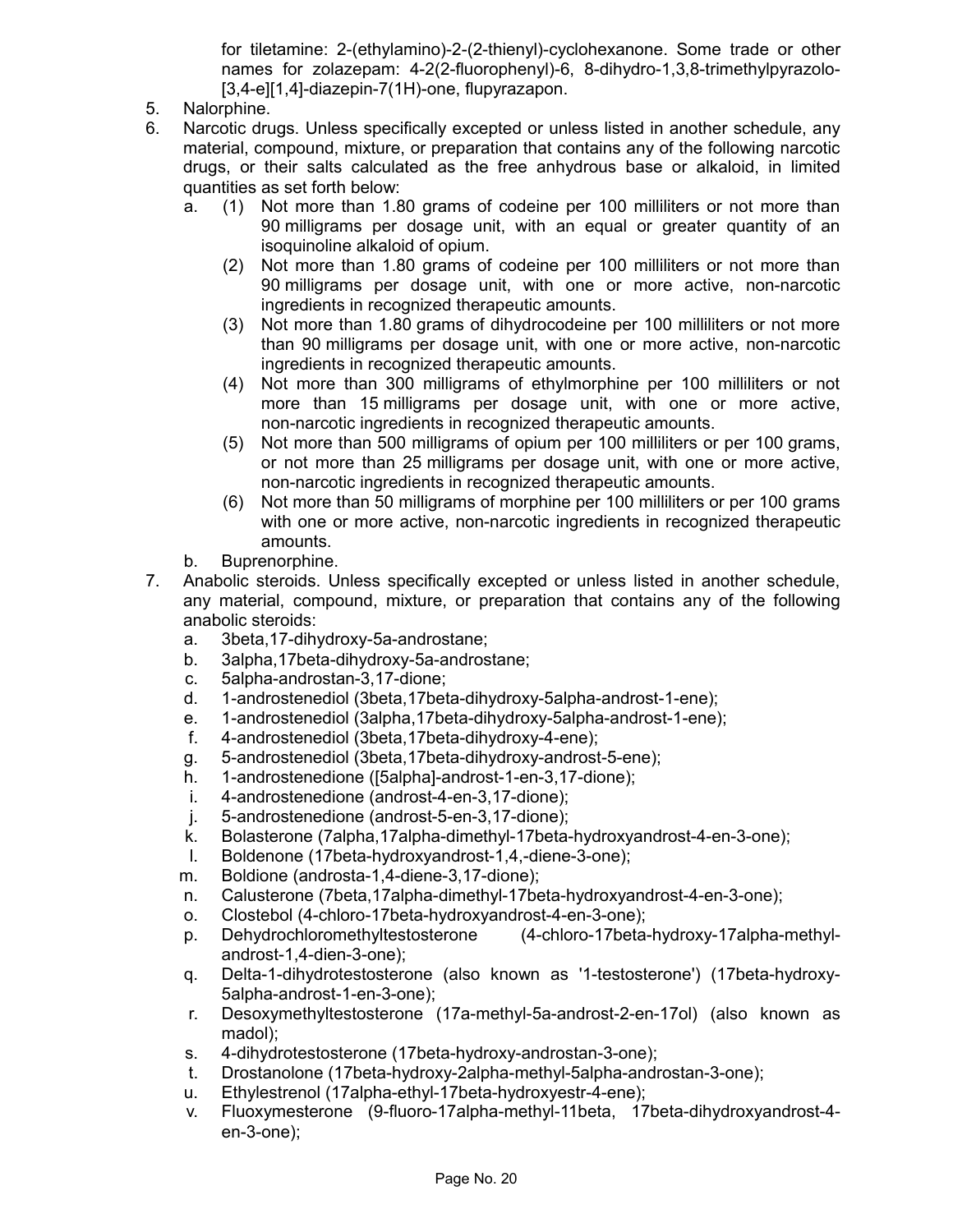for tiletamine: 2-(ethylamino)-2-(2-thienyl)-cyclohexanone. Some trade or other names for zolazepam: 4-2(2-fluorophenyl)-6, 8-dihydro-1,3,8-trimethylpyrazolo-[3,4-e][1,4]-diazepin-7(1H)-one, flupyrazapon.

5. Nalorphine.
6. Narcotic drugs. Unless specifically excepted or unless listed in another schedule, any material, compound, mixture, or preparation that contains any of the following narcotic drugs, or their salts calculated as the free anhydrous base or alkaloid, in limited quantities as set forth below:
   a. (1) Not more than 1.80 grams of codeine per 100 milliliters or not more than 90 milligrams per dosage unit, with an equal or greater quantity of an isoquinoline alkaloid of opium.
      (2) Not more than 1.80 grams of codeine per 100 milliliters or not more than 90 milligrams per dosage unit, with one or more active, non-narcotic ingredients in recognized therapeutic amounts.
      (3) Not more than 1.80 grams of dihydrocodeine per 100 milliliters or not more than 90 milligrams per dosage unit, with one or more active, non-narcotic ingredients in recognized therapeutic amounts.
      (4) Not more than 300 milligrams of ethylmorphine per 100 milliliters or not more than 15 milligrams per dosage unit, with one or more active, non-narcotic ingredients in recognized therapeutic amounts.
      (5) Not more than 500 milligrams of opium per 100 milliliters or per 100 grams, or not more than 25 milligrams per dosage unit, with one or more active, non-narcotic ingredients in recognized therapeutic amounts.
      (6) Not more than 50 milligrams of morphine per 100 milliliters or per 100 grams with one or more active, non-narcotic ingredients in recognized therapeutic amounts.
   b. Buprenorphine.
7. Anabolic steroids. Unless specifically excepted or unless listed in another schedule, any material, compound, mixture, or preparation that contains any of the following anabolic steroids:
   a. 3beta,17-dihydroxy-5a-androstane;
   b. 3alpha,17beta-dihydroxy-5a-androstane;
   c. 5alpha-androstan-3,17-dione;
   d. 1-androstenediol (3beta,17beta-dihydroxy-5alpha-androst-1-ene);
   e. 1-androstenediol (3alpha,17beta-dihydroxy-5alpha-androst-1-ene);
   f. 4-androstenediol (3beta,17beta-dihydroxy-4-ene);
   g. 5-androstenediol (3beta,17beta-dihydroxy-androst-5-ene);
   h. 1-androstenedione ([5alpha]-androst-1-en-3,17-dione);
   i. 4-androstenedione (androst-4-en-3,17-dione);
   j. 5-androstenedione (androst-5-en-3,17-dione);
   k. Bolasterone (7alpha,17alpha-dimethyl-17beta-hydroxyandrost-4-en-3-one);
   l. Boldenone (17beta-hydroxyandrost-1,4,-diene-3-one);
   m. Boldione (androsta-1,4-diene-3,17-dione);
   n. Calusterone (7beta,17alpha-dimethyl-17beta-hydroxyandrost-4-en-3-one);
   o. Clostebol (4-chloro-17beta-hydroxyandrost-4-en-3-one);
   p. Dehydrochloromethyltestosterone (4-chloro-17beta-hydroxy-17alpha-methyl-androst-1,4-dien-3-one);
   q. Delta-1-dihydrotestosterone (also known as '1-testosterone') (17beta-hydroxy-5alpha-androst-1-en-3-one);
   r. Desoxymethyltestosterone (17a-methyl-5a-androst-2-en-17ol) (also known as madol);
   s. 4-dihydrotestosterone (17beta-hydroxy-androstan-3-one);
   t. Drostanolone (17beta-hydroxy-2alpha-methyl-5alpha-androstan-3-one);
   u. Ethylestrenol (17alpha-ethyl-17beta-hydroxyestr-4-ene);
   v. Fluoxymesterone (9-fluoro-17alpha-methyl-11beta, 17beta-dihydroxyandrost-4-en-3-one);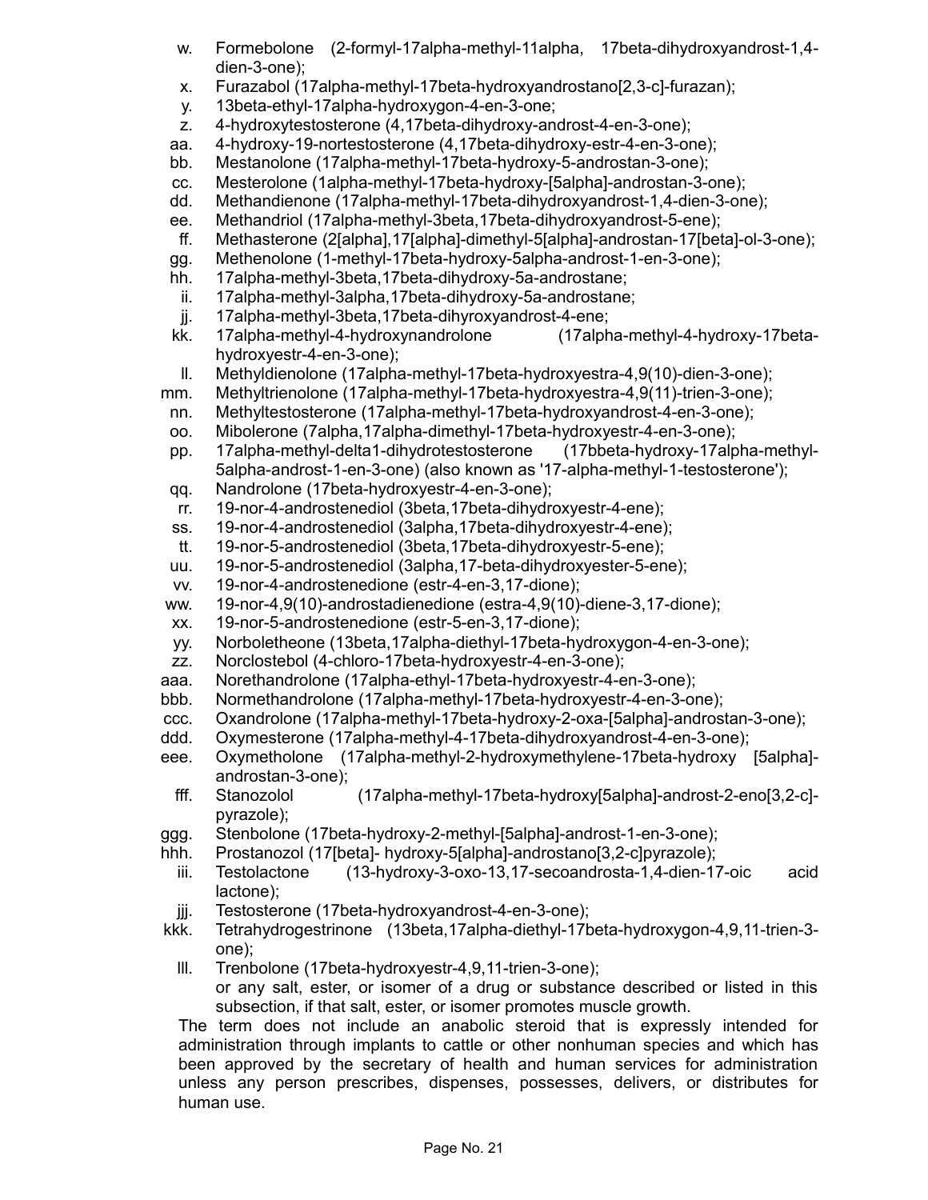w. Formebolone (2-formyl-17alpha-methyl-11alpha, 17beta-dihydroxyandrost-1,4-dien-3-one);

x. Furazabol (17alpha-methyl-17beta-hydroxyandrostano[2,3-c]-furazan);

y. 13beta-ethyl-17alpha-hydroxygon-4-en-3-one;

z. 4-hydroxytestosterone (4,17beta-dihydroxy-androst-4-en-3-one);

aa. 4-hydroxy-19-nortestosterone (4,17beta-dihydroxy-estr-4-en-3-one);

bb. Mestanolone (17alpha-methyl-17beta-hydroxy-5-androstan-3-one);

cc. Mesterolone (1alpha-methyl-17beta-hydroxy-[5alpha]-androstan-3-one);

dd. Methandienone (17alpha-methyl-17beta-dihydroxyandrost-1,4-dien-3-one);

ee. Methandriol (17alpha-methyl-3beta,17beta-dihydroxyandrost-5-ene);

ff. Methasterone (2[alpha],17[alpha]-dimethyl-5[alpha]-androstan-17[beta]-ol-3-one);

gg. Methenolone (1-methyl-17beta-hydroxy-5alpha-androst-1-en-3-one);

hh. 17alpha-methyl-3beta,17beta-dihydroxy-5a-androstane;

ii. 17alpha-methyl-3alpha,17beta-dihydroxy-5a-androstane;

jj. 17alpha-methyl-3beta,17beta-dihyroxyandrost-4-ene;

kk. 17alpha-methyl-4-hydroxynandrolone (17alpha-methyl-4-hydroxy-17beta-hydroxyestr-4-en-3-one);

ll. Methyldienolone (17alpha-methyl-17beta-hydroxyestra-4,9(10)-dien-3-one);

mm. Methyltrienolone (17alpha-methyl-17beta-hydroxyestra-4,9(11)-trien-3-one);

nn. Methyltestosterone (17alpha-methyl-17beta-hydroxyandrost-4-en-3-one);

oo. Mibolerone (7alpha,17alpha-dimethyl-17beta-hydroxyestr-4-en-3-one);

pp. 17alpha-methyl-delta1-dihydrotestosterone (17bbeta-hydroxy-17alpha-methyl-5alpha-androst-1-en-3-one) (also known as '17-alpha-methyl-1-testosterone');

qq. Nandrolone (17beta-hydroxyestr-4-en-3-one);

rr. 19-nor-4-androstenediol (3beta,17beta-dihydroxyestr-4-ene);

ss. 19-nor-4-androstenediol (3alpha,17beta-dihydroxyestr-4-ene);

tt. 19-nor-5-androstenediol (3beta,17beta-dihydroxyestr-5-ene);

uu. 19-nor-5-androstenediol (3alpha,17-beta-dihydroxyester-5-ene);

vv. 19-nor-4-androstenedione (estr-4-en-3,17-dione);

ww. 19-nor-4,9(10)-androstadienedione (estra-4,9(10)-diene-3,17-dione);

xx. 19-nor-5-androstenedione (estr-5-en-3,17-dione);

yy. Norbolетheone (13beta,17alpha-diethyl-17beta-hydroxygon-4-en-3-one);

zz. Norclostebol (4-chloro-17beta-hydroxyestr-4-en-3-one);

aaa. Norethandrolone (17alpha-ethyl-17beta-hydroxyestr-4-en-3-one);

bbb. Normethandrolone (17alpha-methyl-17beta-hydroxyestr-4-en-3-one);

ccc. Oxandrolone (17alpha-methyl-17beta-hydroxy-2-oxa-[5alpha]-androstan-3-one);

ddd. Oxymesterone (17alpha-methyl-4-17beta-dihydroxyandrost-4-en-3-one);

eee. Oxymetholone (17alpha-methyl-2-hydroxymethylene-17beta-hydroxy [5alpha]-androstan-3-one);

fff. Stanozolol (17alpha-methyl-17beta-hydroxy[5alpha]-androst-2-eno[3,2-c]-pyrazole);

ggg. Stenbolone (17beta-hydroxy-2-methyl-[5alpha]-androst-1-en-3-one);

hhh. Prostanozol (17[beta]- hydroxy-5[alpha]-androstano[3,2-c]pyrazole);

iii. Testolactone (13-hydroxy-3-oxo-13,17-secoandrosta-1,4-dien-17-oic acid lactone);

jjj. Testosterone (17beta-hydroxyandrost-4-en-3-one);

kkk. Tetrahydrogestrinone (13beta,17alpha-diethyl-17beta-hydroxygon-4,9,11-trien-3-one);

lll. Trenbolone (17beta-hydroxyestr-4,9,11-trien-3-one);

or any salt, ester, or isomer of a drug or substance described or listed in this subsection, if that salt, ester, or isomer promotes muscle growth.

The term does not include an anabolic steroid that is expressly intended for administration through implants to cattle or other nonhuman species and which has been approved by the secretary of health and human services for administration unless any person prescribes, dispenses, possesses, delivers, or distributes for human use.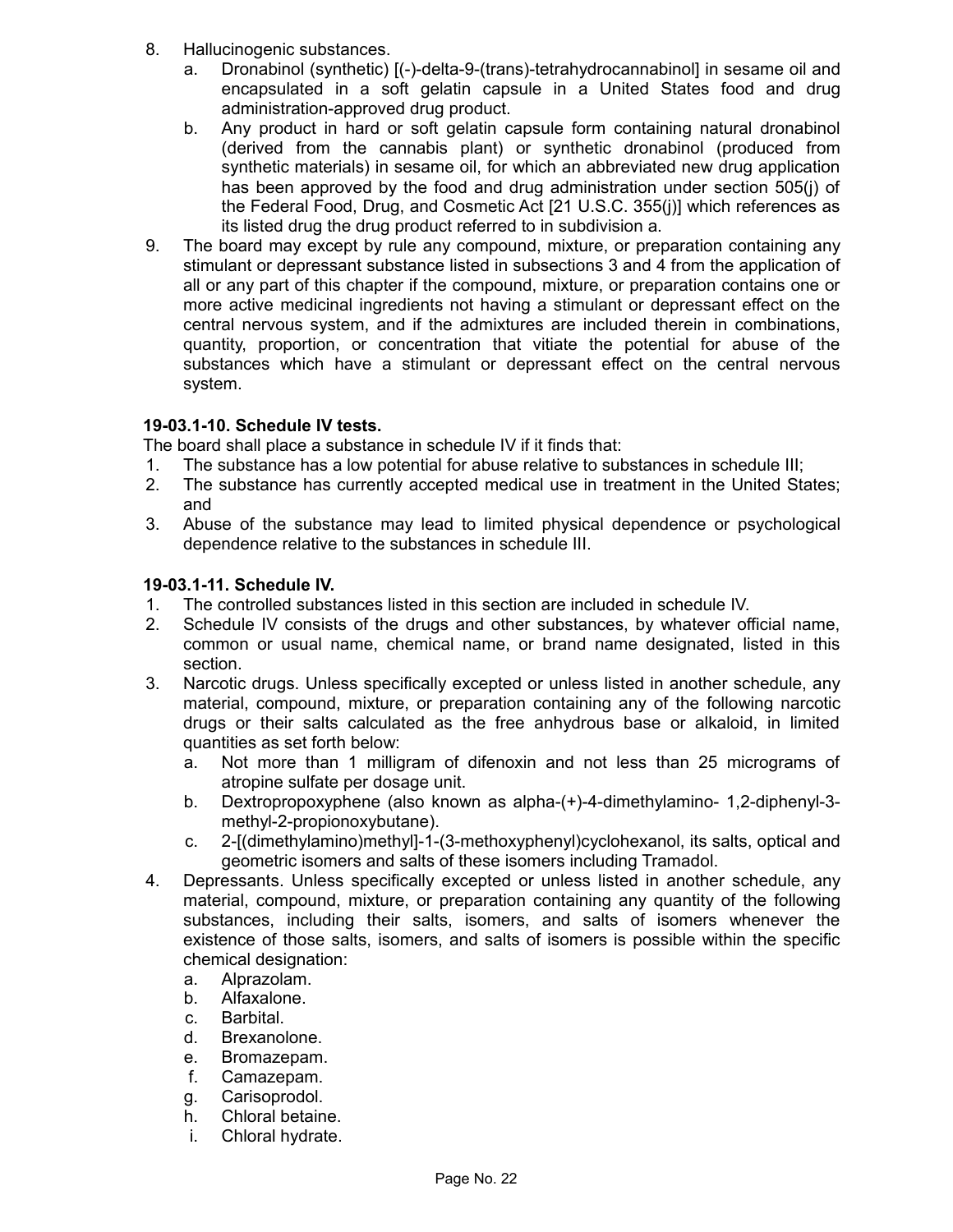8. Hallucinogenic substances.
   a. Dronabinol (synthetic) [(-)-delta-9-(trans)-tetrahydrocannabinol] in sesame oil and encapsulated in a soft gelatin capsule in a United States food and drug administration-approved drug product.
   b. Any product in hard or soft gelatin capsule form containing natural dronabinol (derived from the cannabis plant) or synthetic dronabinol (produced from synthetic materials) in sesame oil, for which an abbreviated new drug application has been approved by the food and drug administration under section 505(j) of the Federal Food, Drug, and Cosmetic Act [21 U.S.C. 355(j)] which references as its listed drug the drug product referred to in subdivision a.
9. The board may except by rule any compound, mixture, or preparation containing any stimulant or depressant substance listed in subsections 3 and 4 from the application of all or any part of this chapter if the compound, mixture, or preparation contains one or more active medicinal ingredients not having a stimulant or depressant effect on the central nervous system, and if the admixtures are included therein in combinations, quantity, proportion, or concentration that vitiate the potential for abuse of the substances which have a stimulant or depressant effect on the central nervous system.

**19-03.1-10. Schedule IV tests.**

The board shall place a substance in schedule IV if it finds that:

1. The substance has a low potential for abuse relative to substances in schedule III;
2. The substance has currently accepted medical use in treatment in the United States; and
3. Abuse of the substance may lead to limited physical dependence or psychological dependence relative to the substances in schedule III.

**19-03.1-11. Schedule IV.**

1. The controlled substances listed in this section are included in schedule IV.
2. Schedule IV consists of the drugs and other substances, by whatever official name, common or usual name, chemical name, or brand name designated, listed in this section.
3. Narcotic drugs. Unless specifically excepted or unless listed in another schedule, any material, compound, mixture, or preparation containing any of the following narcotic drugs or their salts calculated as the free anhydrous base or alkaloid, in limited quantities as set forth below:
   a. Not more than 1 milligram of difenoxin and not less than 25 micrograms of atropine sulfate per dosage unit.
   b. Dextropropoxyphene (also known as alpha-(+)-4-dimethylamino- 1,2-diphenyl-3-methyl-2-propionoxybutane).
   c. 2-[(dimethylamino)methyl]-1-(3-methoxyphenyl)cyclohexanol, its salts, optical and geometric isomers and salts of these isomers including Tramadol.
4. Depressants. Unless specifically excepted or unless listed in another schedule, any material, compound, mixture, or preparation containing any quantity of the following substances, including their salts, isomers, and salts of isomers whenever the existence of those salts, isomers, and salts of isomers is possible within the specific chemical designation:
   a. Alprazolam.
   b. Alfaxalone.
   c. Barbital.
   d. Brexanolone.
   e. Bromazepam.
   f. Camazepam.
   g. Carisoprodol.
   h. Chloral betaine.
   i. Chloral hydrate.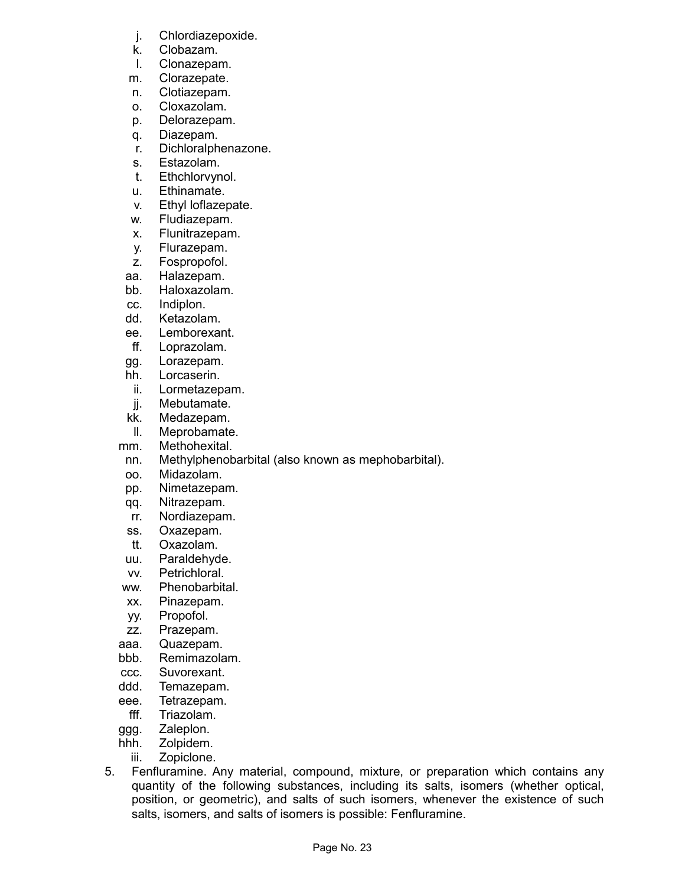j. Chlordiazepoxide.
k. Clobazam.
l. Clonazepam.
m. Clorazepate.
n. Clotiazepam.
o. Cloxazolam.
p. Delorazepam.
q. Diazepam.
r. Dichloralphenazone.
s. Estazolam.
t. Ethchlorvynol.
u. Ethinamate.
v. Ethyl loflazepate.
w. Fludiazepam.
x. Flunitrazepam.
y. Flurazepam.
z. Fospropofol.
aa. Halazepam.
bb. Haloxazolam.
cc. Indiplon.
dd. Ketazolam.
ee. Lemborexant.
ff. Loprazolam.
gg. Lorazepam.
hh. Lorcaserin.
ii. Lormetazepam.
jj. Mebutamate.
kk. Medazepam.
ll. Meprobamate.
mm. Methohexital.
nn. Methylphenobarbital (also known as mephobarbital).
oo. Midazolam.
pp. Nimetazepam.
qq. Nitrazepam.
rr. Nordiazepam.
ss. Oxazepam.
tt. Oxazolam.
uu. Paraldehyde.
vv. Petrichloral.
ww. Phenobarbital.
xx. Pinazepam.
yy. Propofol.
zz. Prazepam.
aaa. Quazepam.
bbb. Remimazolam.
ccc. Suvorexant.
ddd. Temazepam.
eee. Tetrazepam.
fff. Triazolam.
ggg. Zaleplon.
hhh. Zolpidem.
iii. Zopiclone.

5. Fenfluramine. Any material, compound, mixture, or preparation which contains any quantity of the following substances, including its salts, isomers (whether optical, position, or geometric), and salts of such isomers, whenever the existence of such salts, isomers, and salts of isomers is possible: Fenfluramine.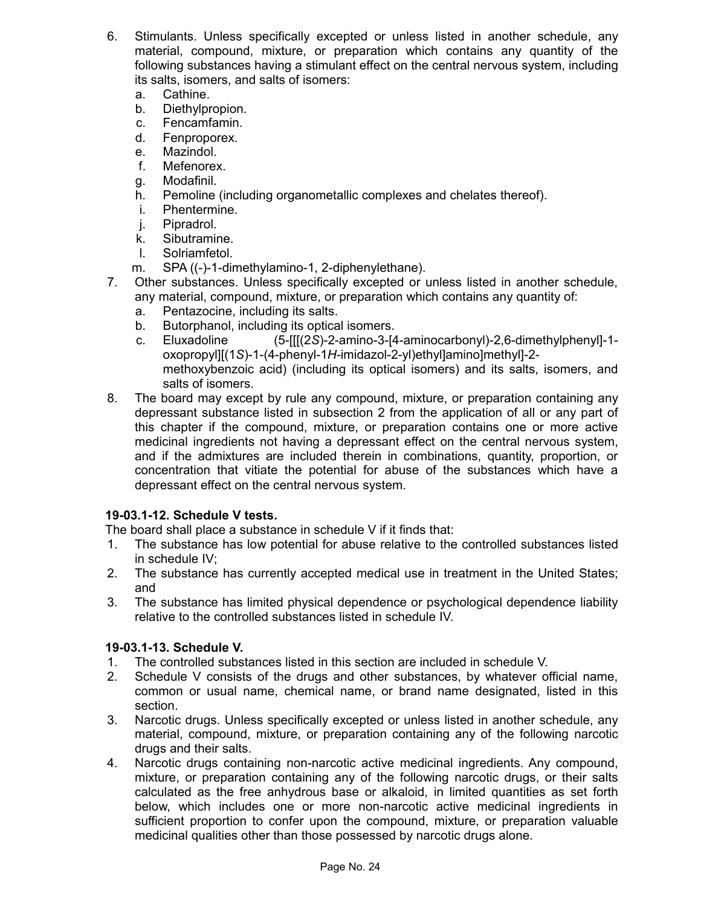6. Stimulants. Unless specifically excepted or unless listed in another schedule, any material, compound, mixture, or preparation which contains any quantity of the following substances having a stimulant effect on the central nervous system, including its salts, isomers, and salts of isomers:
   a. Cathine.
   b. Diethylpropion.
   c. Fencamfamin.
   d. Fenproporex.
   e. Mazindol.
   f. Mefenorex.
   g. Modafinil.
   h. Pemoline (including organometallic complexes and chelates thereof).
   i. Phentermine.
   j. Pipradrol.
   k. Sibutramine.
   l. Solriamfetol.
   m. SPA ((-)-1-dimethylamino-1, 2-diphenylethane).
7. Other substances. Unless specifically excepted or unless listed in another schedule, any material, compound, mixture, or preparation which contains any quantity of:
   a. Pentazocine, including its salts.
   b. Butorphanol, including its optical isomers.
   c. Eluxadoline (5-[[[(2*S*)-2-amino-3-[4-aminocarbonyl)-2,6-dimethylphenyl]-1-oxopropyl][(1*S*)-1-(4-phenyl-1*H*-imidazol-2-yl)ethyl]amino]methyl]-2-methoxybenzoic acid) (including its optical isomers) and its salts, isomers, and salts of isomers.
8. The board may except by rule any compound, mixture, or preparation containing any depressant substance listed in subsection 2 from the application of all or any part of this chapter if the compound, mixture, or preparation contains one or more active medicinal ingredients not having a depressant effect on the central nervous system, and if the admixtures are included therein in combinations, quantity, proportion, or concentration that vitiate the potential for abuse of the substances which have a depressant effect on the central nervous system.

**19-03.1-12. Schedule V tests.**

The board shall place a substance in schedule V if it finds that:

1. The substance has low potential for abuse relative to the controlled substances listed in schedule IV;
2. The substance has currently accepted medical use in treatment in the United States; and
3. The substance has limited physical dependence or psychological dependence liability relative to the controlled substances listed in schedule IV.

**19-03.1-13. Schedule V.**

1. The controlled substances listed in this section are included in schedule V.
2. Schedule V consists of the drugs and other substances, by whatever official name, common or usual name, chemical name, or brand name designated, listed in this section.
3. Narcotic drugs. Unless specifically excepted or unless listed in another schedule, any material, compound, mixture, or preparation containing any of the following narcotic drugs and their salts.
4. Narcotic drugs containing non-narcotic active medicinal ingredients. Any compound, mixture, or preparation containing any of the following narcotic drugs, or their salts calculated as the free anhydrous base or alkaloid, in limited quantities as set forth below, which includes one or more non-narcotic active medicinal ingredients in sufficient proportion to confer upon the compound, mixture, or preparation valuable medicinal qualities other than those possessed by narcotic drugs alone.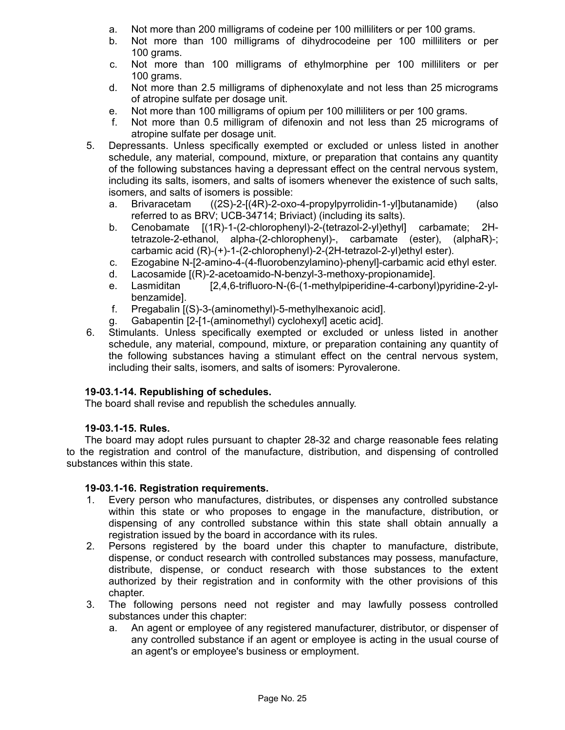a. Not more than 200 milligrams of codeine per 100 milliliters or per 100 grams.
b. Not more than 100 milligrams of dihydrocodeine per 100 milliliters or per 100 grams.
c. Not more than 100 milligrams of ethylmorphine per 100 milliliters or per 100 grams.
d. Not more than 2.5 milligrams of diphenoxylate and not less than 25 micrograms of atropine sulfate per dosage unit.
e. Not more than 100 milligrams of opium per 100 milliliters or per 100 grams.
f. Not more than 0.5 milligram of difenoxin and not less than 25 micrograms of atropine sulfate per dosage unit.

5. Depressants. Unless specifically exempted or excluded or unless listed in another schedule, any material, compound, mixture, or preparation that contains any quantity of the following substances having a depressant effect on the central nervous system, including its salts, isomers, and salts of isomers whenever the existence of such salts, isomers, and salts of isomers is possible:
   a. Brivaracetam ((2S)-2-[(4R)-2-oxo-4-propylpyrrolidin-1-yl]butanamide) (also referred to as BRV; UCB-34714; Briviact) (including its salts).
   b. Cenobamate [(1R)-1-(2-chlorophenyl)-2-(tetrazol-2-yl)ethyl] carbamate; 2H-tetrazole-2-ethanol, alpha-(2-chlorophenyl)-, carbamate (ester), (alphaR)-; carbamic acid (R)-(+)-1-(2-chlorophenyl)-2-(2H-tetrazol-2-yl)ethyl ester).
   c. Ezogabine N-[2-amino-4-(4-fluorobenzylamino)-phenyl]-carbamic acid ethyl ester.
   d. Lacosamide [(R)-2-acetoamido-N-benzyl-3-methoxy-propionamide].
   e. Lasmiditan [2,4,6-trifluoro-N-(6-(1-methylpiperidine-4-carbonyl)pyridine-2-yl-benzamide].
   f. Pregabalin [(S)-3-(aminomethyl)-5-methylhexanoic acid].
   g. Gabapentin [2-[1-(aminomethyl) cyclohexyl] acetic acid].

6. Stimulants. Unless specifically exempted or excluded or unless listed in another schedule, any material, compound, mixture, or preparation containing any quantity of the following substances having a stimulant effect on the central nervous system, including their salts, isomers, and salts of isomers: Pyrovalerone.

**19-03.1-14. Republishing of schedules.**

The board shall revise and republish the schedules annually.

**19-03.1-15. Rules.**

The board may adopt rules pursuant to chapter 28-32 and charge reasonable fees relating to the registration and control of the manufacture, distribution, and dispensing of controlled substances within this state.

**19-03.1-16. Registration requirements.**

1. Every person who manufactures, distributes, or dispenses any controlled substance within this state or who proposes to engage in the manufacture, distribution, or dispensing of any controlled substance within this state shall obtain annually a registration issued by the board in accordance with its rules.
2. Persons registered by the board under this chapter to manufacture, distribute, dispense, or conduct research with controlled substances may possess, manufacture, distribute, dispense, or conduct research with those substances to the extent authorized by their registration and in conformity with the other provisions of this chapter.
3. The following persons need not register and may lawfully possess controlled substances under this chapter:
   a. An agent or employee of any registered manufacturer, distributor, or dispenser of any controlled substance if an agent or employee is acting in the usual course of an agent's or employee's business or employment.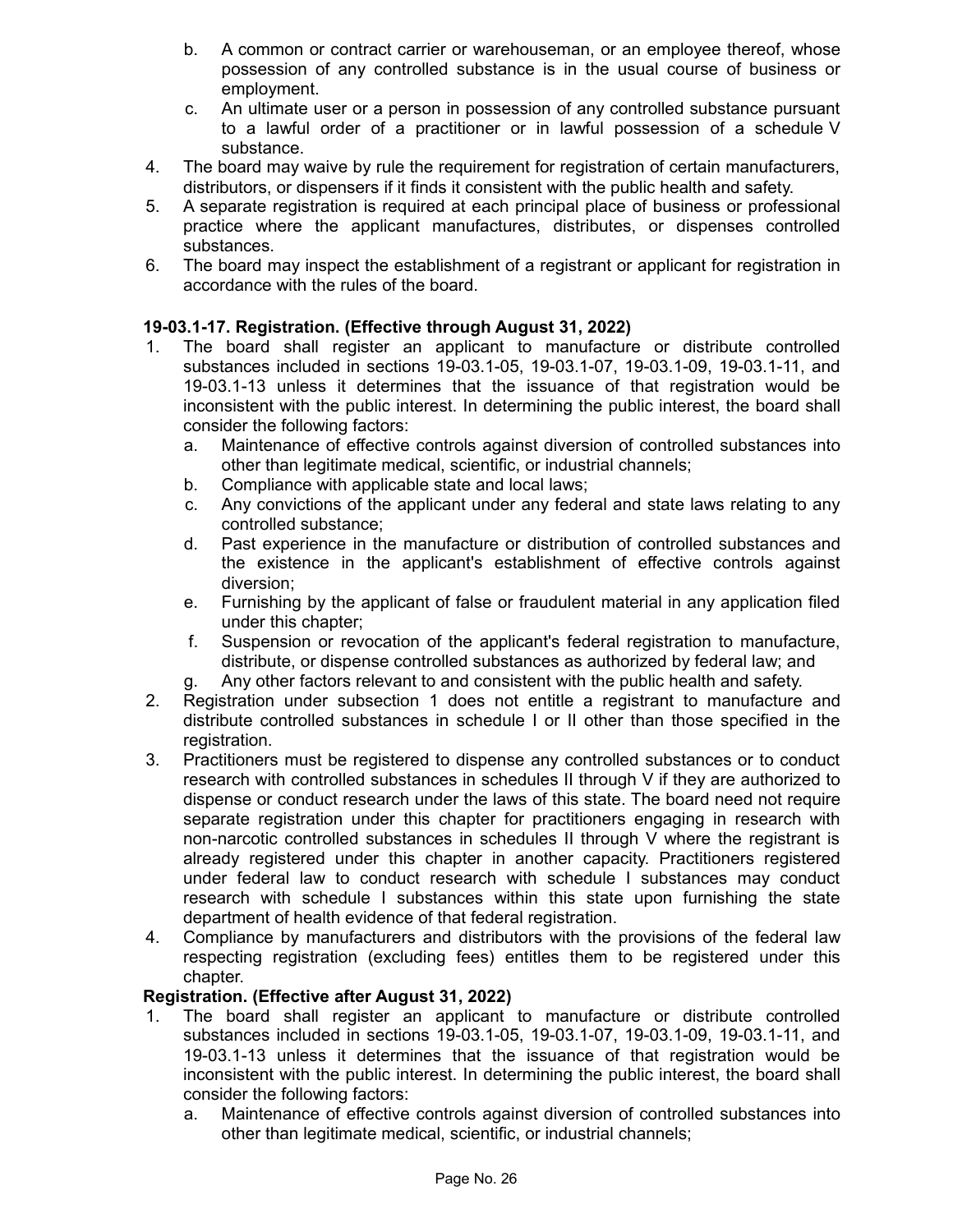b. A common or contract carrier or warehouseman, or an employee thereof, whose possession of any controlled substance is in the usual course of business or employment.
c. An ultimate user or a person in possession of any controlled substance pursuant to a lawful order of a practitioner or in lawful possession of a schedule V substance.
4. The board may waive by rule the requirement for registration of certain manufacturers, distributors, or dispensers if it finds it consistent with the public health and safety.
5. A separate registration is required at each principal place of business or professional practice where the applicant manufactures, distributes, or dispenses controlled substances.
6. The board may inspect the establishment of a registrant or applicant for registration in accordance with the rules of the board.

**19-03.1-17. Registration. (Effective through August 31, 2022)**

1. The board shall register an applicant to manufacture or distribute controlled substances included in sections 19-03.1-05, 19-03.1-07, 19-03.1-09, 19-03.1-11, and 19-03.1-13 unless it determines that the issuance of that registration would be inconsistent with the public interest. In determining the public interest, the board shall consider the following factors:
   a. Maintenance of effective controls against diversion of controlled substances into other than legitimate medical, scientific, or industrial channels;
   b. Compliance with applicable state and local laws;
   c. Any convictions of the applicant under any federal and state laws relating to any controlled substance;
   d. Past experience in the manufacture or distribution of controlled substances and the existence in the applicant's establishment of effective controls against diversion;
   e. Furnishing by the applicant of false or fraudulent material in any application filed under this chapter;
   f. Suspension or revocation of the applicant's federal registration to manufacture, distribute, or dispense controlled substances as authorized by federal law; and
   g. Any other factors relevant to and consistent with the public health and safety.
2. Registration under subsection 1 does not entitle a registrant to manufacture and distribute controlled substances in schedule I or II other than those specified in the registration.
3. Practitioners must be registered to dispense any controlled substances or to conduct research with controlled substances in schedules II through V if they are authorized to dispense or conduct research under the laws of this state. The board need not require separate registration under this chapter for practitioners engaging in research with non-narcotic controlled substances in schedules II through V where the registrant is already registered under this chapter in another capacity. Practitioners registered under federal law to conduct research with schedule I substances may conduct research with schedule I substances within this state upon furnishing the state department of health evidence of that federal registration.
4. Compliance by manufacturers and distributors with the provisions of the federal law respecting registration (excluding fees) entitles them to be registered under this chapter.

**Registration. (Effective after August 31, 2022)**

1. The board shall register an applicant to manufacture or distribute controlled substances included in sections 19-03.1-05, 19-03.1-07, 19-03.1-09, 19-03.1-11, and 19-03.1-13 unless it determines that the issuance of that registration would be inconsistent with the public interest. In determining the public interest, the board shall consider the following factors:
   a. Maintenance of effective controls against diversion of controlled substances into other than legitimate medical, scientific, or industrial channels;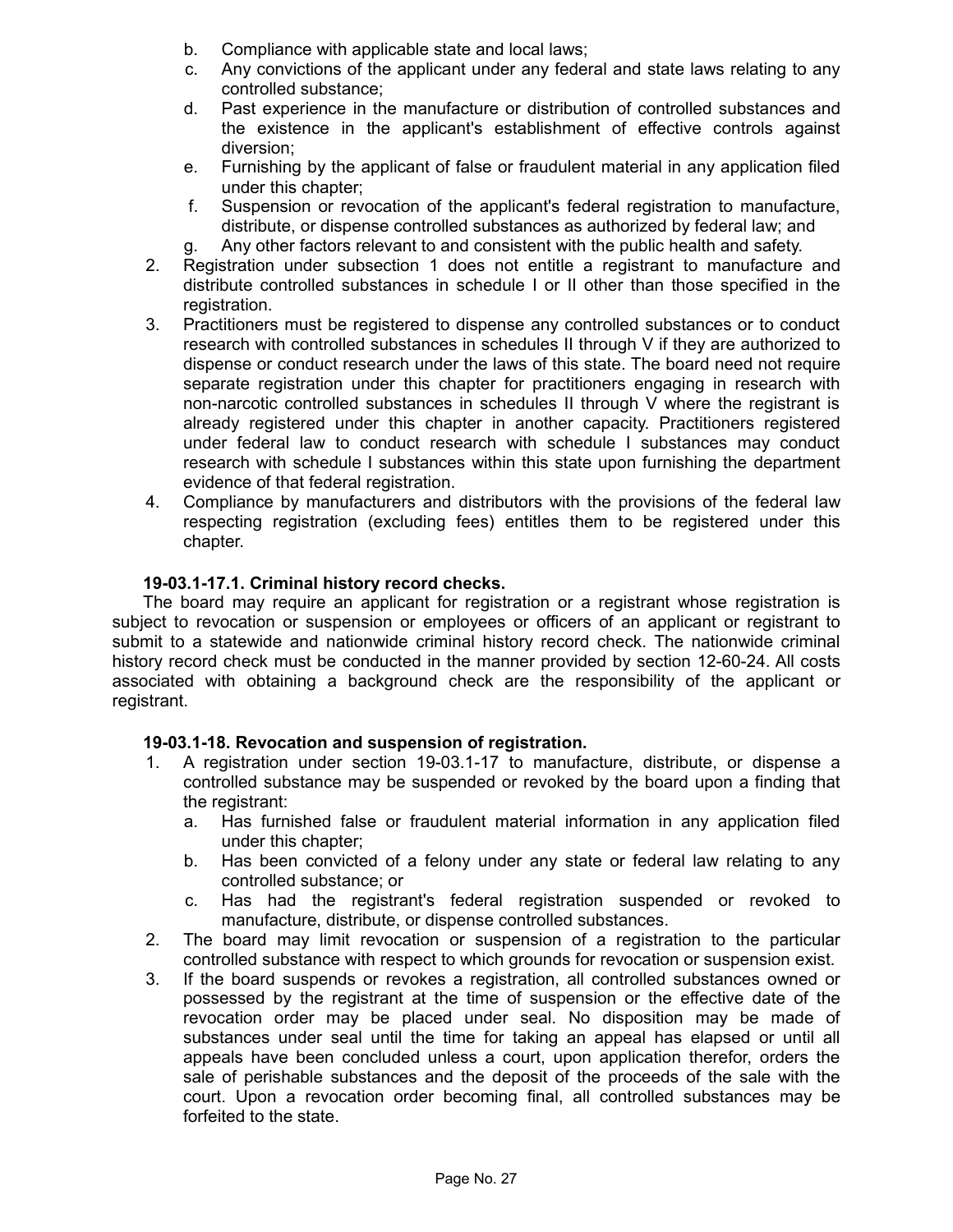b. Compliance with applicable state and local laws;
   c. Any convictions of the applicant under any federal and state laws relating to any controlled substance;
   d. Past experience in the manufacture or distribution of controlled substances and the existence in the applicant's establishment of effective controls against diversion;
   e. Furnishing by the applicant of false or fraudulent material in any application filed under this chapter;
   f. Suspension or revocation of the applicant's federal registration to manufacture, distribute, or dispense controlled substances as authorized by federal law; and
   g. Any other factors relevant to and consistent with the public health and safety.
2. Registration under subsection 1 does not entitle a registrant to manufacture and distribute controlled substances in schedule I or II other than those specified in the registration.
3. Practitioners must be registered to dispense any controlled substances or to conduct research with controlled substances in schedules II through V if they are authorized to dispense or conduct research under the laws of this state. The board need not require separate registration under this chapter for practitioners engaging in research with non-narcotic controlled substances in schedules II through V where the registrant is already registered under this chapter in another capacity. Practitioners registered under federal law to conduct research with schedule I substances may conduct research with schedule I substances within this state upon furnishing the department evidence of that federal registration.
4. Compliance by manufacturers and distributors with the provisions of the federal law respecting registration (excluding fees) entitles them to be registered under this chapter.

**19-03.1-17.1. Criminal history record checks.**

The board may require an applicant for registration or a registrant whose registration is subject to revocation or suspension or employees or officers of an applicant or registrant to submit to a statewide and nationwide criminal history record check. The nationwide criminal history record check must be conducted in the manner provided by section 12-60-24. All costs associated with obtaining a background check are the responsibility of the applicant or registrant.

**19-03.1-18. Revocation and suspension of registration.**

1. A registration under section 19-03.1-17 to manufacture, distribute, or dispense a controlled substance may be suspended or revoked by the board upon a finding that the registrant:
   a. Has furnished false or fraudulent material information in any application filed under this chapter;
   b. Has been convicted of a felony under any state or federal law relating to any controlled substance; or
   c. Has had the registrant's federal registration suspended or revoked to manufacture, distribute, or dispense controlled substances.
2. The board may limit revocation or suspension of a registration to the particular controlled substance with respect to which grounds for revocation or suspension exist.
3. If the board suspends or revokes a registration, all controlled substances owned or possessed by the registrant at the time of suspension or the effective date of the revocation order may be placed under seal. No disposition may be made of substances under seal until the time for taking an appeal has elapsed or until all appeals have been concluded unless a court, upon application therefor, orders the sale of perishable substances and the deposit of the proceeds of the sale with the court. Upon a revocation order becoming final, all controlled substances may be forfeited to the state.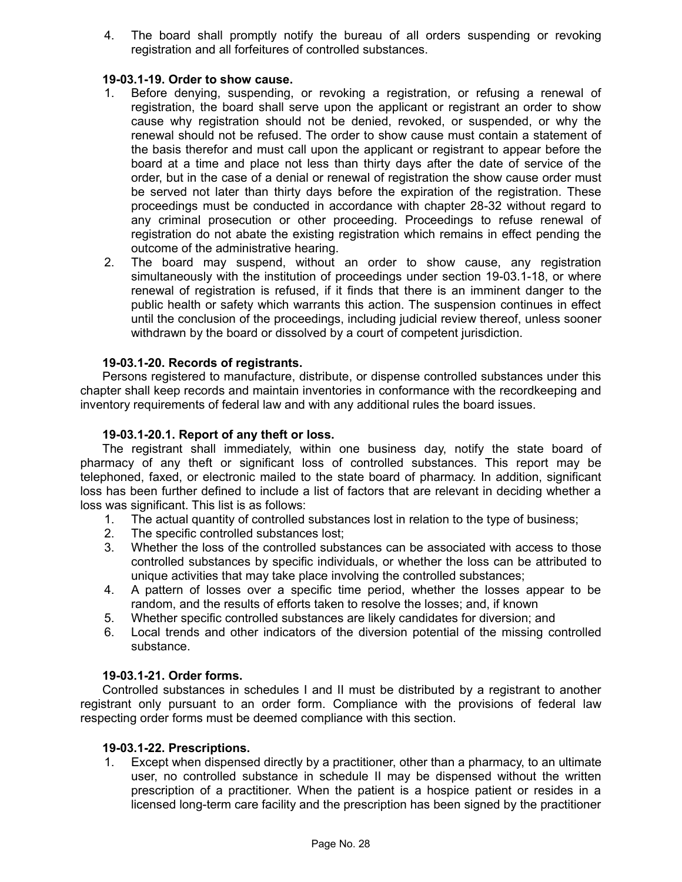4. The board shall promptly notify the bureau of all orders suspending or revoking registration and all forfeitures of controlled substances.

**19-03.1-19. Order to show cause.**

1. Before denying, suspending, or revoking a registration, or refusing a renewal of registration, the board shall serve upon the applicant or registrant an order to show cause why registration should not be denied, revoked, or suspended, or why the renewal should not be refused. The order to show cause must contain a statement of the basis therefor and must call upon the applicant or registrant to appear before the board at a time and place not less than thirty days after the date of service of the order, but in the case of a denial or renewal of registration the show cause order must be served not later than thirty days before the expiration of the registration. These proceedings must be conducted in accordance with chapter 28-32 without regard to any criminal prosecution or other proceeding. Proceedings to refuse renewal of registration do not abate the existing registration which remains in effect pending the outcome of the administrative hearing.
2. The board may suspend, without an order to show cause, any registration simultaneously with the institution of proceedings under section 19-03.1-18, or where renewal of registration is refused, if it finds that there is an imminent danger to the public health or safety which warrants this action. The suspension continues in effect until the conclusion of the proceedings, including judicial review thereof, unless sooner withdrawn by the board or dissolved by a court of competent jurisdiction.

**19-03.1-20. Records of registrants.**

Persons registered to manufacture, distribute, or dispense controlled substances under this chapter shall keep records and maintain inventories in conformance with the recordkeeping and inventory requirements of federal law and with any additional rules the board issues.

**19-03.1-20.1. Report of any theft or loss.**

The registrant shall immediately, within one business day, notify the state board of pharmacy of any theft or significant loss of controlled substances. This report may be telephoned, faxed, or electronic mailed to the state board of pharmacy. In addition, significant loss has been further defined to include a list of factors that are relevant in deciding whether a loss was significant. This list is as follows:

1. The actual quantity of controlled substances lost in relation to the type of business;
2. The specific controlled substances lost;
3. Whether the loss of the controlled substances can be associated with access to those controlled substances by specific individuals, or whether the loss can be attributed to unique activities that may take place involving the controlled substances;
4. A pattern of losses over a specific time period, whether the losses appear to be random, and the results of efforts taken to resolve the losses; and, if known
5. Whether specific controlled substances are likely candidates for diversion; and
6. Local trends and other indicators of the diversion potential of the missing controlled substance.

**19-03.1-21. Order forms.**

Controlled substances in schedules I and II must be distributed by a registrant to another registrant only pursuant to an order form. Compliance with the provisions of federal law respecting order forms must be deemed compliance with this section.

**19-03.1-22. Prescriptions.**

1. Except when dispensed directly by a practitioner, other than a pharmacy, to an ultimate user, no controlled substance in schedule II may be dispensed without the written prescription of a practitioner. When the patient is a hospice patient or resides in a licensed long-term care facility and the prescription has been signed by the practitioner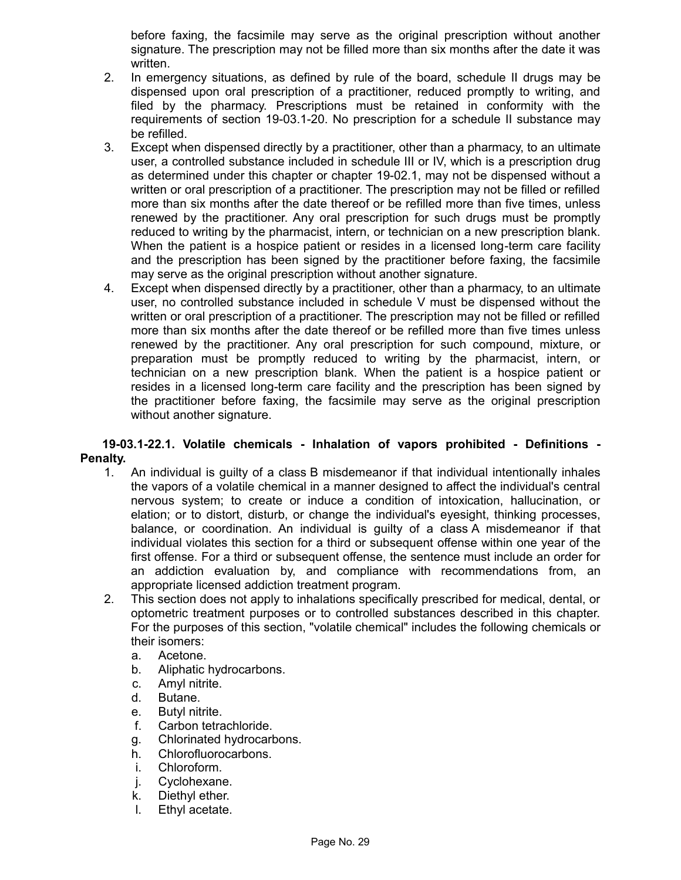before faxing, the facsimile may serve as the original prescription without another signature. The prescription may not be filled more than six months after the date it was written.

2. In emergency situations, as defined by rule of the board, schedule II drugs may be dispensed upon oral prescription of a practitioner, reduced promptly to writing, and filed by the pharmacy. Prescriptions must be retained in conformity with the requirements of section 19-03.1-20. No prescription for a schedule II substance may be refilled.
3. Except when dispensed directly by a practitioner, other than a pharmacy, to an ultimate user, a controlled substance included in schedule III or IV, which is a prescription drug as determined under this chapter or chapter 19-02.1, may not be dispensed without a written or oral prescription of a practitioner. The prescription may not be filled or refilled more than six months after the date thereof or be refilled more than five times, unless renewed by the practitioner. Any oral prescription for such drugs must be promptly reduced to writing by the pharmacist, intern, or technician on a new prescription blank. When the patient is a hospice patient or resides in a licensed long-term care facility and the prescription has been signed by the practitioner before faxing, the facsimile may serve as the original prescription without another signature.
4. Except when dispensed directly by a practitioner, other than a pharmacy, to an ultimate user, no controlled substance included in schedule V must be dispensed without the written or oral prescription of a practitioner. The prescription may not be filled or refilled more than six months after the date thereof or be refilled more than five times unless renewed by the practitioner. Any oral prescription for such compound, mixture, or preparation must be promptly reduced to writing by the pharmacist, intern, or technician on a new prescription blank. When the patient is a hospice patient or resides in a licensed long-term care facility and the prescription has been signed by the practitioner before faxing, the facsimile may serve as the original prescription without another signature.

**19-03.1-22.1. Volatile chemicals - Inhalation of vapors prohibited - Definitions - Penalty.**

1. An individual is guilty of a class B misdemeanor if that individual intentionally inhales the vapors of a volatile chemical in a manner designed to affect the individual's central nervous system; to create or induce a condition of intoxication, hallucination, or elation; or to distort, disturb, or change the individual's eyesight, thinking processes, balance, or coordination. An individual is guilty of a class A misdemeanor if that individual violates this section for a third or subsequent offense within one year of the first offense. For a third or subsequent offense, the sentence must include an order for an addiction evaluation by, and compliance with recommendations from, an appropriate licensed addiction treatment program.
2. This section does not apply to inhalations specifically prescribed for medical, dental, or optometric treatment purposes or to controlled substances described in this chapter. For the purposes of this section, "volatile chemical" includes the following chemicals or their isomers:
   a. Acetone.
   b. Aliphatic hydrocarbons.
   c. Amyl nitrite.
   d. Butane.
   e. Butyl nitrite.
   f. Carbon tetrachloride.
   g. Chlorinated hydrocarbons.
   h. Chlorofluorocarbons.
   i. Chloroform.
   j. Cyclohexane.
   k. Diethyl ether.
   l. Ethyl acetate.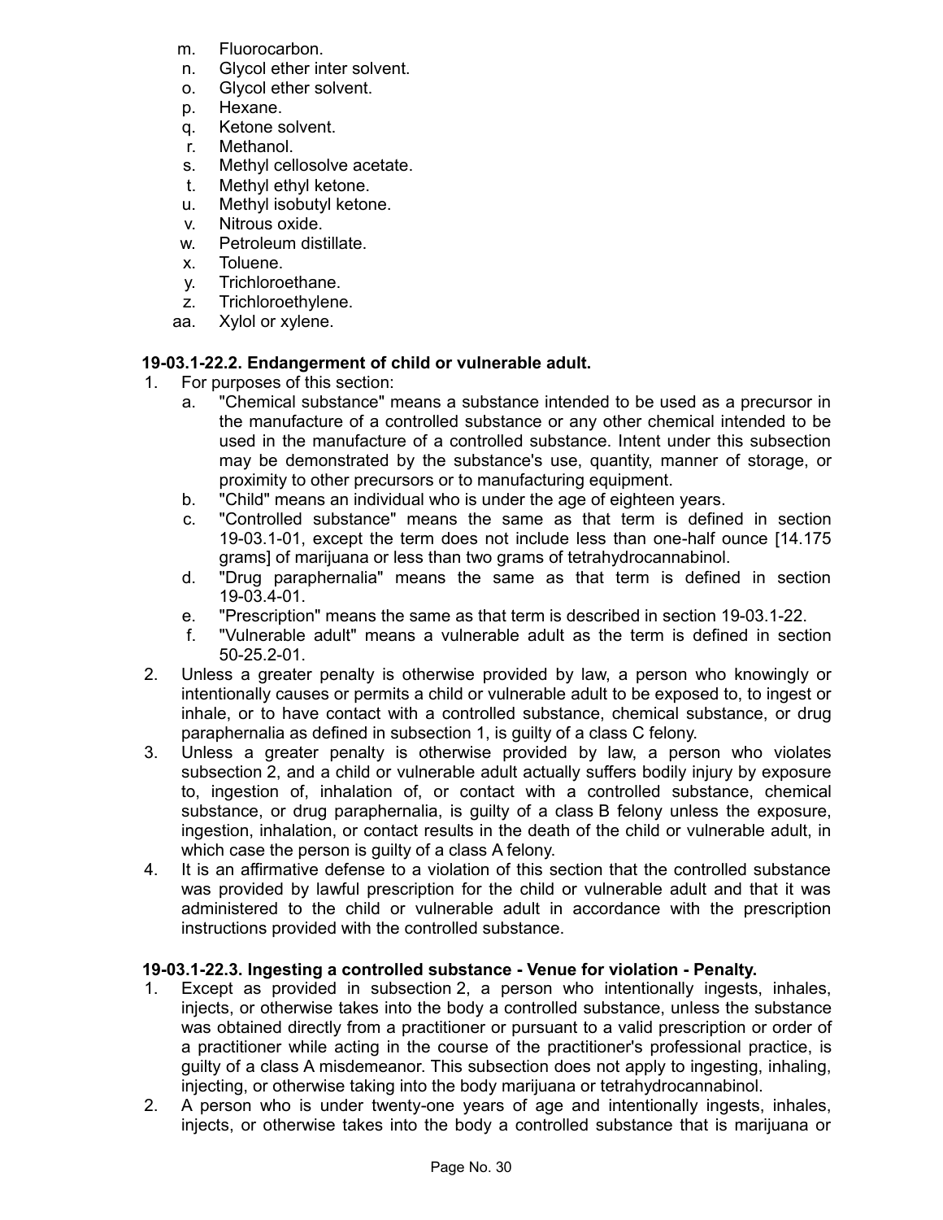m. Fluorocarbon.
n. Glycol ether inter solvent.
o. Glycol ether solvent.
p. Hexane.
q. Ketone solvent.
r. Methanol.
s. Methyl cellosolve acetate.
t. Methyl ethyl ketone.
u. Methyl isobutyl ketone.
v. Nitrous oxide.
w. Petroleum distillate.
x. Toluene.
y. Trichloroethane.
z. Trichloroethylene.
aa. Xylol or xylene.

**19-03.1-22.2. Endangerment of child or vulnerable adult.**

1. For purposes of this section:
   a. "Chemical substance" means a substance intended to be used as a precursor in the manufacture of a controlled substance or any other chemical intended to be used in the manufacture of a controlled substance. Intent under this subsection may be demonstrated by the substance's use, quantity, manner of storage, or proximity to other precursors or to manufacturing equipment.
   b. "Child" means an individual who is under the age of eighteen years.
   c. "Controlled substance" means the same as that term is defined in section 19-03.1-01, except the term does not include less than one-half ounce [14.175 grams] of marijuana or less than two grams of tetrahydrocannabinol.
   d. "Drug paraphernalia" means the same as that term is defined in section 19-03.4-01.
   e. "Prescription" means the same as that term is described in section 19-03.1-22.
   f. "Vulnerable adult" means a vulnerable adult as the term is defined in section 50-25.2-01.
2. Unless a greater penalty is otherwise provided by law, a person who knowingly or intentionally causes or permits a child or vulnerable adult to be exposed to, to ingest or inhale, or to have contact with a controlled substance, chemical substance, or drug paraphernalia as defined in subsection 1, is guilty of a class C felony.
3. Unless a greater penalty is otherwise provided by law, a person who violates subsection 2, and a child or vulnerable adult actually suffers bodily injury by exposure to, ingestion of, inhalation of, or contact with a controlled substance, chemical substance, or drug paraphernalia, is guilty of a class B felony unless the exposure, ingestion, inhalation, or contact results in the death of the child or vulnerable adult, in which case the person is guilty of a class A felony.
4. It is an affirmative defense to a violation of this section that the controlled substance was provided by lawful prescription for the child or vulnerable adult and that it was administered to the child or vulnerable adult in accordance with the prescription instructions provided with the controlled substance.

**19-03.1-22.3. Ingesting a controlled substance - Venue for violation - Penalty.**

1. Except as provided in subsection 2, a person who intentionally ingests, inhales, injects, or otherwise takes into the body a controlled substance, unless the substance was obtained directly from a practitioner or pursuant to a valid prescription or order of a practitioner while acting in the course of the practitioner's professional practice, is guilty of a class A misdemeanor. This subsection does not apply to ingesting, inhaling, injecting, or otherwise taking into the body marijuana or tetrahydrocannabinol.
2. A person who is under twenty-one years of age and intentionally ingests, inhales, injects, or otherwise takes into the body a controlled substance that is marijuana or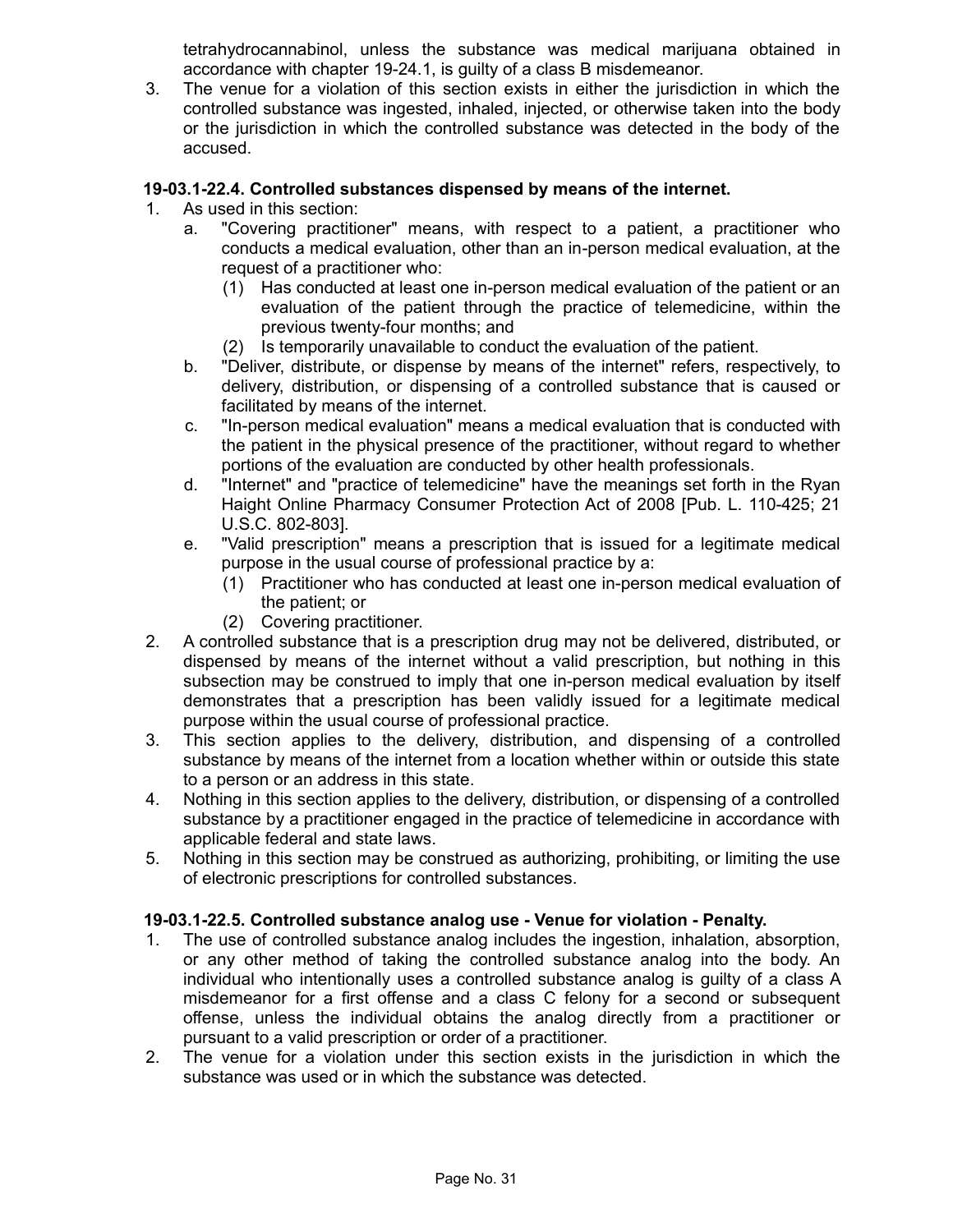tetrahydrocannabinol, unless the substance was medical marijuana obtained in accordance with chapter 19-24.1, is guilty of a class B misdemeanor.

3. The venue for a violation of this section exists in either the jurisdiction in which the controlled substance was ingested, inhaled, injected, or otherwise taken into the body or the jurisdiction in which the controlled substance was detected in the body of the accused.

**19-03.1-22.4. Controlled substances dispensed by means of the internet.**

1. As used in this section:
   a. "Covering practitioner" means, with respect to a patient, a practitioner who conducts a medical evaluation, other than an in-person medical evaluation, at the request of a practitioner who:
      (1) Has conducted at least one in-person medical evaluation of the patient or an evaluation of the patient through the practice of telemedicine, within the previous twenty-four months; and
      (2) Is temporarily unavailable to conduct the evaluation of the patient.
   b. "Deliver, distribute, or dispense by means of the internet" refers, respectively, to delivery, distribution, or dispensing of a controlled substance that is caused or facilitated by means of the internet.
   c. "In-person medical evaluation" means a medical evaluation that is conducted with the patient in the physical presence of the practitioner, without regard to whether portions of the evaluation are conducted by other health professionals.
   d. "Internet" and "practice of telemedicine" have the meanings set forth in the Ryan Haight Online Pharmacy Consumer Protection Act of 2008 [Pub. L. 110-425; 21 U.S.C. 802-803].
   e. "Valid prescription" means a prescription that is issued for a legitimate medical purpose in the usual course of professional practice by a:
      (1) Practitioner who has conducted at least one in-person medical evaluation of the patient; or
      (2) Covering practitioner.
2. A controlled substance that is a prescription drug may not be delivered, distributed, or dispensed by means of the internet without a valid prescription, but nothing in this subsection may be construed to imply that one in-person medical evaluation by itself demonstrates that a prescription has been validly issued for a legitimate medical purpose within the usual course of professional practice.
3. This section applies to the delivery, distribution, and dispensing of a controlled substance by means of the internet from a location whether within or outside this state to a person or an address in this state.
4. Nothing in this section applies to the delivery, distribution, or dispensing of a controlled substance by a practitioner engaged in the practice of telemedicine in accordance with applicable federal and state laws.
5. Nothing in this section may be construed as authorizing, prohibiting, or limiting the use of electronic prescriptions for controlled substances.

**19-03.1-22.5. Controlled substance analog use - Venue for violation - Penalty.**

1. The use of controlled substance analog includes the ingestion, inhalation, absorption, or any other method of taking the controlled substance analog into the body. An individual who intentionally uses a controlled substance analog is guilty of a class A misdemeanor for a first offense and a class C felony for a second or subsequent offense, unless the individual obtains the analog directly from a practitioner or pursuant to a valid prescription or order of a practitioner.
2. The venue for a violation under this section exists in the jurisdiction in which the substance was used or in which the substance was detected.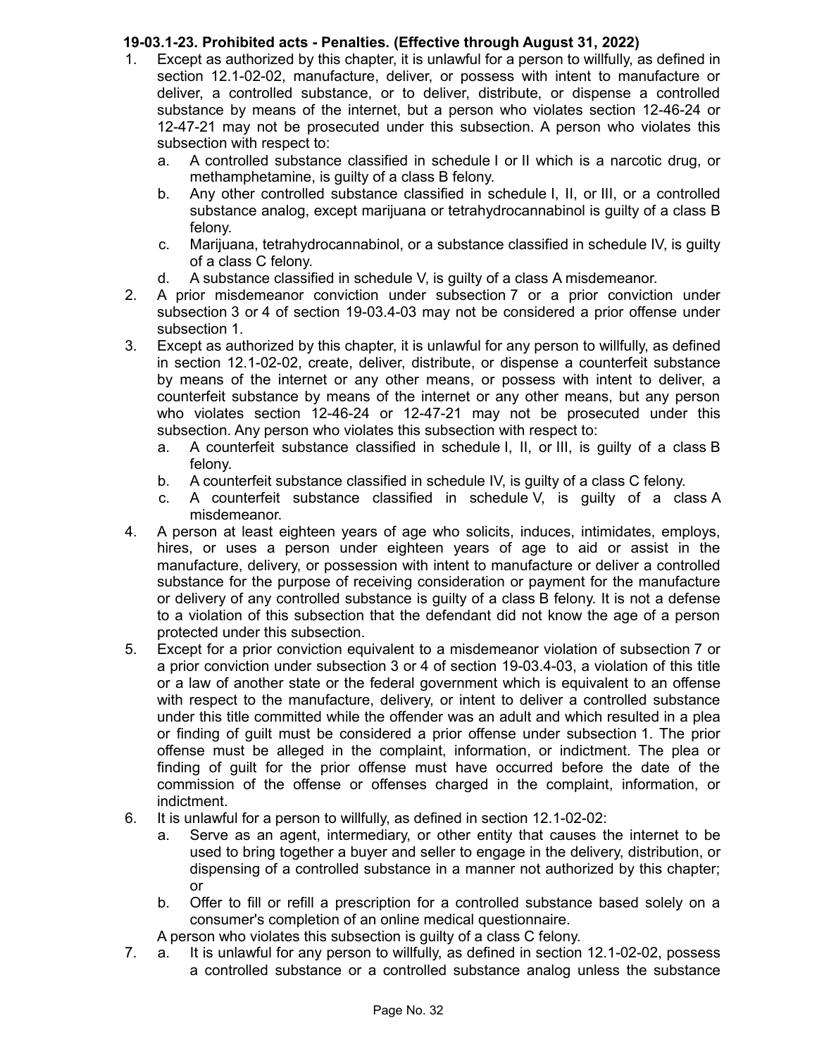**19-03.1-23. Prohibited acts - Penalties. (Effective through August 31, 2022)**

1. Except as authorized by this chapter, it is unlawful for a person to willfully, as defined in section 12.1-02-02, manufacture, deliver, or possess with intent to manufacture or deliver, a controlled substance, or to deliver, distribute, or dispense a controlled substance by means of the internet, but a person who violates section 12-46-24 or 12-47-21 may not be prosecuted under this subsection. A person who violates this subsection with respect to:
   a. A controlled substance classified in schedule I or II which is a narcotic drug, or methamphetamine, is guilty of a class B felony.
   b. Any other controlled substance classified in schedule I, II, or III, or a controlled substance analog, except marijuana or tetrahydrocannabinol is guilty of a class B felony.
   c. Marijuana, tetrahydrocannabinol, or a substance classified in schedule IV, is guilty of a class C felony.
   d. A substance classified in schedule V, is guilty of a class A misdemeanor.
2. A prior misdemeanor conviction under subsection 7 or a prior conviction under subsection 3 or 4 of section 19-03.4-03 may not be considered a prior offense under subsection 1.
3. Except as authorized by this chapter, it is unlawful for any person to willfully, as defined in section 12.1-02-02, create, deliver, distribute, or dispense a counterfeit substance by means of the internet or any other means, or possess with intent to deliver, a counterfeit substance by means of the internet or any other means, but any person who violates section 12-46-24 or 12-47-21 may not be prosecuted under this subsection. Any person who violates this subsection with respect to:
   a. A counterfeit substance classified in schedule I, II, or III, is guilty of a class B felony.
   b. A counterfeit substance classified in schedule IV, is guilty of a class C felony.
   c. A counterfeit substance classified in schedule V, is guilty of a class A misdemeanor.
4. A person at least eighteen years of age who solicits, induces, intimidates, employs, hires, or uses a person under eighteen years of age to aid or assist in the manufacture, delivery, or possession with intent to manufacture or deliver a controlled substance for the purpose of receiving consideration or payment for the manufacture or delivery of any controlled substance is guilty of a class B felony. It is not a defense to a violation of this subsection that the defendant did not know the age of a person protected under this subsection.
5. Except for a prior conviction equivalent to a misdemeanor violation of subsection 7 or a prior conviction under subsection 3 or 4 of section 19-03.4-03, a violation of this title or a law of another state or the federal government which is equivalent to an offense with respect to the manufacture, delivery, or intent to deliver a controlled substance under this title committed while the offender was an adult and which resulted in a plea or finding of guilt must be considered a prior offense under subsection 1. The prior offense must be alleged in the complaint, information, or indictment. The plea or finding of guilt for the prior offense must have occurred before the date of the commission of the offense or offenses charged in the complaint, information, or indictment.
6. It is unlawful for a person to willfully, as defined in section 12.1-02-02:
   a. Serve as an agent, intermediary, or other entity that causes the internet to be used to bring together a buyer and seller to engage in the delivery, distribution, or dispensing of a controlled substance in a manner not authorized by this chapter; or
   b. Offer to fill or refill a prescription for a controlled substance based solely on a consumer's completion of an online medical questionnaire.

   A person who violates this subsection is guilty of a class C felony.
7. a. It is unlawful for any person to willfully, as defined in section 12.1-02-02, possess a controlled substance or a controlled substance analog unless the substance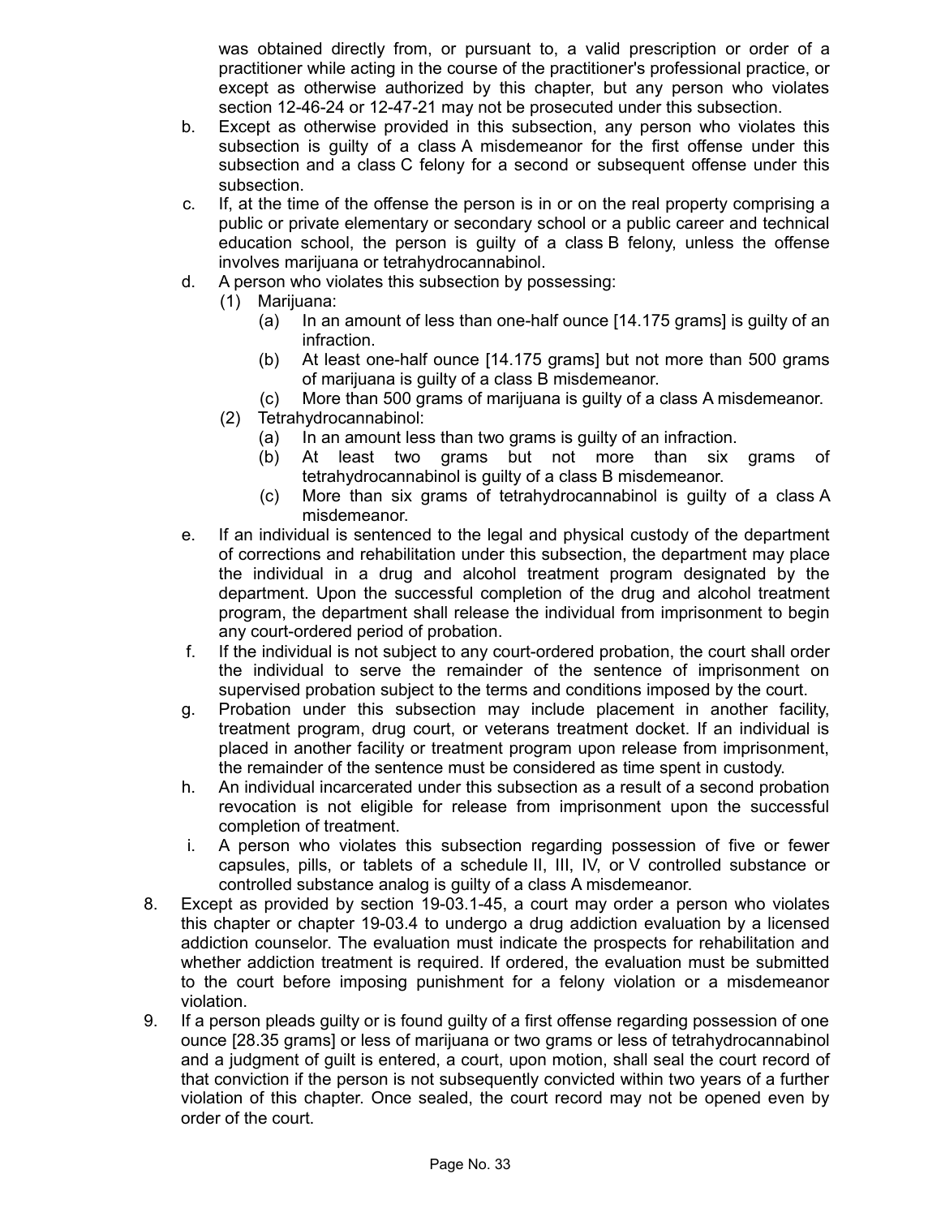was obtained directly from, or pursuant to, a valid prescription or order of a practitioner while acting in the course of the practitioner's professional practice, or except as otherwise authorized by this chapter, but any person who violates section 12-46-24 or 12-47-21 may not be prosecuted under this subsection.

b. Except as otherwise provided in this subsection, any person who violates this subsection is guilty of a class A misdemeanor for the first offense under this subsection and a class C felony for a second or subsequent offense under this subsection.

c. If, at the time of the offense the person is in or on the real property comprising a public or private elementary or secondary school or a public career and technical education school, the person is guilty of a class B felony, unless the offense involves marijuana or tetrahydrocannabinol.

d. A person who violates this subsection by possessing:

   (1) Marijuana:

      (a) In an amount of less than one-half ounce [14.175 grams] is guilty of an infraction.

      (b) At least one-half ounce [14.175 grams] but not more than 500 grams of marijuana is guilty of a class B misdemeanor.

      (c) More than 500 grams of marijuana is guilty of a class A misdemeanor.

   (2) Tetrahydrocannabinol:

      (a) In an amount less than two grams is guilty of an infraction.

      (b) At least two grams but not more than six grams of tetrahydrocannabinol is guilty of a class B misdemeanor.

      (c) More than six grams of tetrahydrocannabinol is guilty of a class A misdemeanor.

e. If an individual is sentenced to the legal and physical custody of the department of corrections and rehabilitation under this subsection, the department may place the individual in a drug and alcohol treatment program designated by the department. Upon the successful completion of the drug and alcohol treatment program, the department shall release the individual from imprisonment to begin any court-ordered period of probation.

f. If the individual is not subject to any court-ordered probation, the court shall order the individual to serve the remainder of the sentence of imprisonment on supervised probation subject to the terms and conditions imposed by the court.

g. Probation under this subsection may include placement in another facility, treatment program, drug court, or veterans treatment docket. If an individual is placed in another facility or treatment program upon release from imprisonment, the remainder of the sentence must be considered as time spent in custody.

h. An individual incarcerated under this subsection as a result of a second probation revocation is not eligible for release from imprisonment upon the successful completion of treatment.

i. A person who violates this subsection regarding possession of five or fewer capsules, pills, or tablets of a schedule II, III, IV, or V controlled substance or controlled substance analog is guilty of a class A misdemeanor.

8. Except as provided by section 19-03.1-45, a court may order a person who violates this chapter or chapter 19-03.4 to undergo a drug addiction evaluation by a licensed addiction counselor. The evaluation must indicate the prospects for rehabilitation and whether addiction treatment is required. If ordered, the evaluation must be submitted to the court before imposing punishment for a felony violation or a misdemeanor violation.

9. If a person pleads guilty or is found guilty of a first offense regarding possession of one ounce [28.35 grams] or less of marijuana or two grams or less of tetrahydrocannabinol and a judgment of guilt is entered, a court, upon motion, shall seal the court record of that conviction if the person is not subsequently convicted within two years of a further violation of this chapter. Once sealed, the court record may not be opened even by order of the court.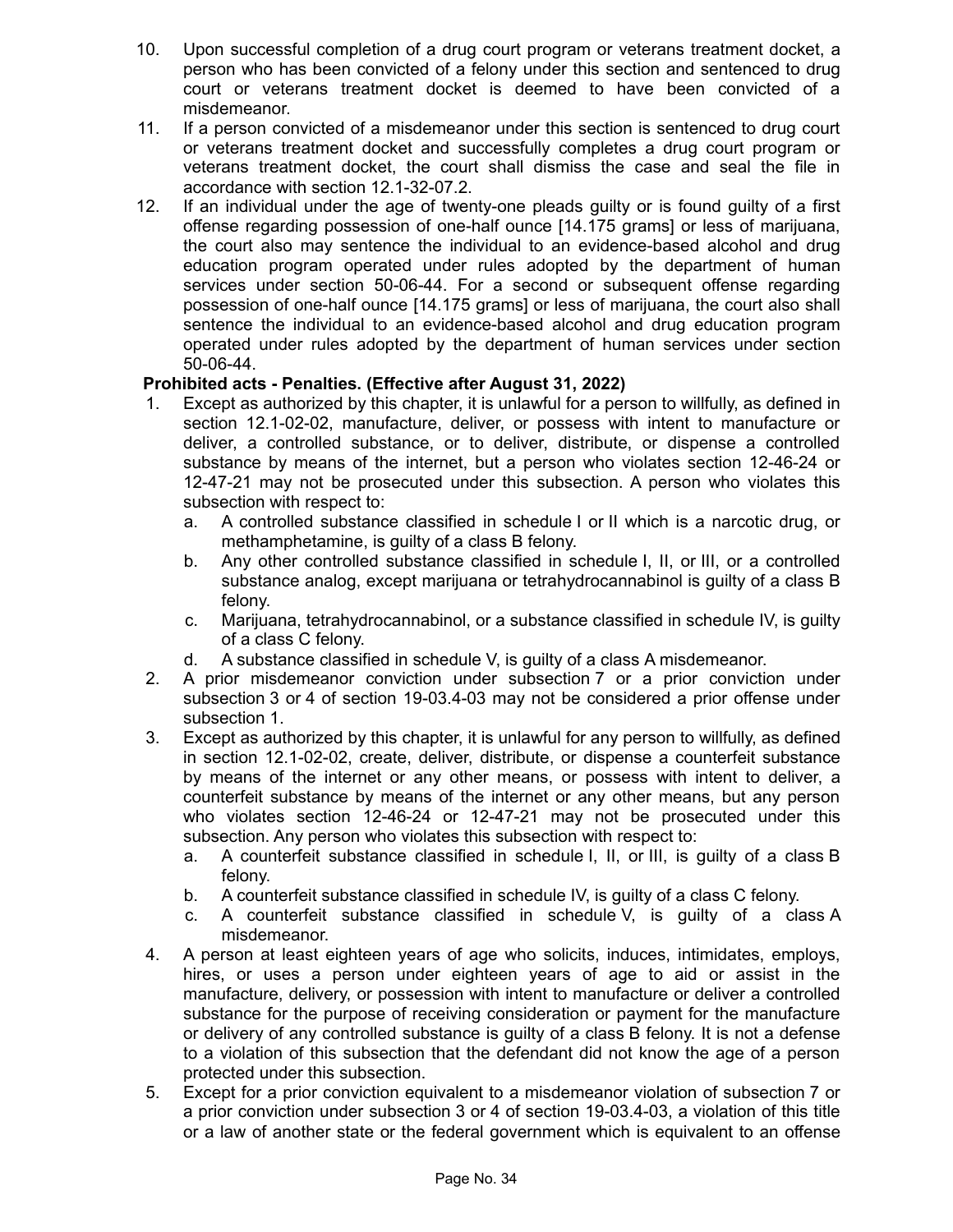10. Upon successful completion of a drug court program or veterans treatment docket, a person who has been convicted of a felony under this section and sentenced to drug court or veterans treatment docket is deemed to have been convicted of a misdemeanor.
11. If a person convicted of a misdemeanor under this section is sentenced to drug court or veterans treatment docket and successfully completes a drug court program or veterans treatment docket, the court shall dismiss the case and seal the file in accordance with section 12.1-32-07.2.
12. If an individual under the age of twenty-one pleads guilty or is found guilty of a first offense regarding possession of one-half ounce [14.175 grams] or less of marijuana, the court also may sentence the individual to an evidence-based alcohol and drug education program operated under rules adopted by the department of human services under section 50-06-44. For a second or subsequent offense regarding possession of one-half ounce [14.175 grams] or less of marijuana, the court also shall sentence the individual to an evidence-based alcohol and drug education program operated under rules adopted by the department of human services under section 50-06-44.

**Prohibited acts - Penalties. (Effective after August 31, 2022)**

1. Except as authorized by this chapter, it is unlawful for a person to willfully, as defined in section 12.1-02-02, manufacture, deliver, or possess with intent to manufacture or deliver, a controlled substance, or to deliver, distribute, or dispense a controlled substance by means of the internet, but a person who violates section 12-46-24 or 12-47-21 may not be prosecuted under this subsection. A person who violates this subsection with respect to:
   a. A controlled substance classified in schedule I or II which is a narcotic drug, or methamphetamine, is guilty of a class B felony.
   b. Any other controlled substance classified in schedule I, II, or III, or a controlled substance analog, except marijuana or tetrahydrocannabinol is guilty of a class B felony.
   c. Marijuana, tetrahydrocannabinol, or a substance classified in schedule IV, is guilty of a class C felony.
   d. A substance classified in schedule V, is guilty of a class A misdemeanor.
2. A prior misdemeanor conviction under subsection 7 or a prior conviction under subsection 3 or 4 of section 19-03.4-03 may not be considered a prior offense under subsection 1.
3. Except as authorized by this chapter, it is unlawful for any person to willfully, as defined in section 12.1-02-02, create, deliver, distribute, or dispense a counterfeit substance by means of the internet or any other means, or possess with intent to deliver, a counterfeit substance by means of the internet or any other means, but any person who violates section 12-46-24 or 12-47-21 may not be prosecuted under this subsection. Any person who violates this subsection with respect to:
   a. A counterfeit substance classified in schedule I, II, or III, is guilty of a class B felony.
   b. A counterfeit substance classified in schedule IV, is guilty of a class C felony.
   c. A counterfeit substance classified in schedule V, is guilty of a class A misdemeanor.
4. A person at least eighteen years of age who solicits, induces, intimidates, employs, hires, or uses a person under eighteen years of age to aid or assist in the manufacture, delivery, or possession with intent to manufacture or deliver a controlled substance for the purpose of receiving consideration or payment for the manufacture or delivery of any controlled substance is guilty of a class B felony. It is not a defense to a violation of this subsection that the defendant did not know the age of a person protected under this subsection.
5. Except for a prior conviction equivalent to a misdemeanor violation of subsection 7 or a prior conviction under subsection 3 or 4 of section 19-03.4-03, a violation of this title or a law of another state or the federal government which is equivalent to an offense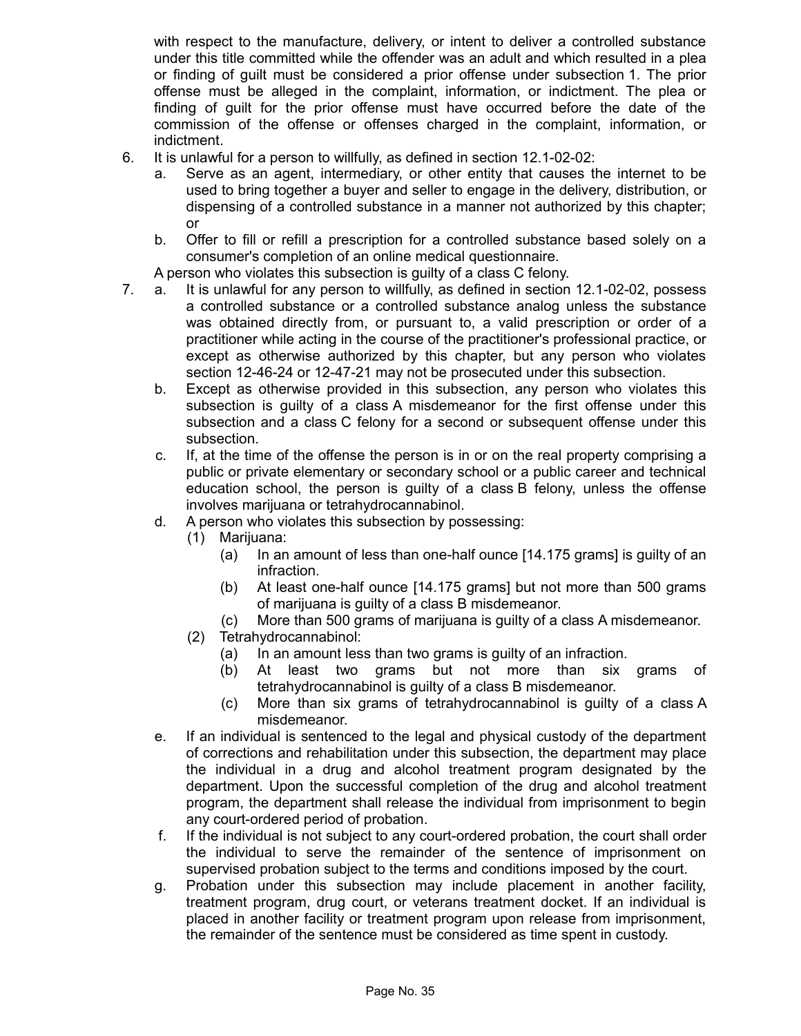with respect to the manufacture, delivery, or intent to deliver a controlled substance under this title committed while the offender was an adult and which resulted in a plea or finding of guilt must be considered a prior offense under subsection 1. The prior offense must be alleged in the complaint, information, or indictment. The plea or finding of guilt for the prior offense must have occurred before the date of the commission of the offense or offenses charged in the complaint, information, or indictment.

6. It is unlawful for a person to willfully, as defined in section 12.1-02-02:
   a. Serve as an agent, intermediary, or other entity that causes the internet to be used to bring together a buyer and seller to engage in the delivery, distribution, or dispensing of a controlled substance in a manner not authorized by this chapter; or
   b. Offer to fill or refill a prescription for a controlled substance based solely on a consumer's completion of an online medical questionnaire.

   A person who violates this subsection is guilty of a class C felony.

7. a. It is unlawful for any person to willfully, as defined in section 12.1-02-02, possess a controlled substance or a controlled substance analog unless the substance was obtained directly from, or pursuant to, a valid prescription or order of a practitioner while acting in the course of the practitioner's professional practice, or except as otherwise authorized by this chapter, but any person who violates section 12-46-24 or 12-47-21 may not be prosecuted under this subsection.
   b. Except as otherwise provided in this subsection, any person who violates this subsection is guilty of a class A misdemeanor for the first offense under this subsection and a class C felony for a second or subsequent offense under this subsection.
   c. If, at the time of the offense the person is in or on the real property comprising a public or private elementary or secondary school or a public career and technical education school, the person is guilty of a class B felony, unless the offense involves marijuana or tetrahydrocannabinol.
   d. A person who violates this subsection by possessing:
      (1) Marijuana:
         (a) In an amount of less than one-half ounce [14.175 grams] is guilty of an infraction.
         (b) At least one-half ounce [14.175 grams] but not more than 500 grams of marijuana is guilty of a class B misdemeanor.
         (c) More than 500 grams of marijuana is guilty of a class A misdemeanor.
      (2) Tetrahydrocannabinol:
         (a) In an amount less than two grams is guilty of an infraction.
         (b) At least two grams but not more than six grams of tetrahydrocannabinol is guilty of a class B misdemeanor.
         (c) More than six grams of tetrahydrocannabinol is guilty of a class A misdemeanor.
   e. If an individual is sentenced to the legal and physical custody of the department of corrections and rehabilitation under this subsection, the department may place the individual in a drug and alcohol treatment program designated by the department. Upon the successful completion of the drug and alcohol treatment program, the department shall release the individual from imprisonment to begin any court-ordered period of probation.
   f. If the individual is not subject to any court-ordered probation, the court shall order the individual to serve the remainder of the sentence of imprisonment on supervised probation subject to the terms and conditions imposed by the court.
   g. Probation under this subsection may include placement in another facility, treatment program, drug court, or veterans treatment docket. If an individual is placed in another facility or treatment program upon release from imprisonment, the remainder of the sentence must be considered as time spent in custody.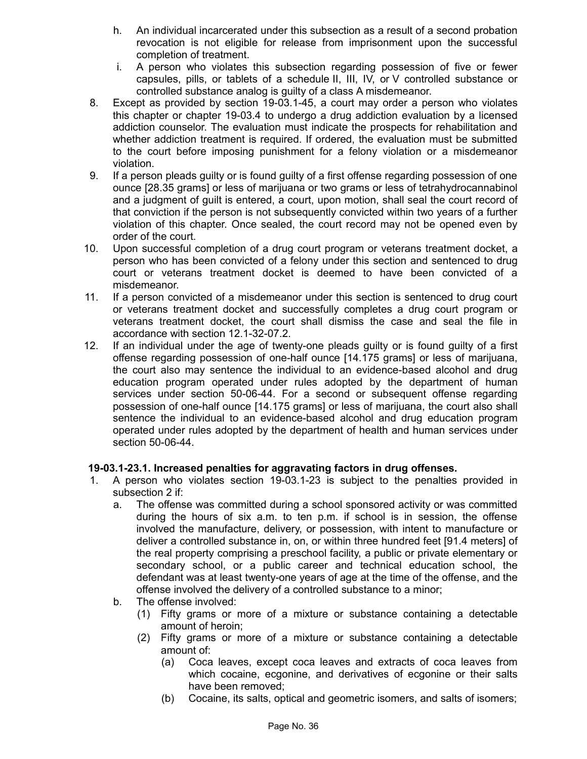h. An individual incarcerated under this subsection as a result of a second probation revocation is not eligible for release from imprisonment upon the successful completion of treatment.

i. A person who violates this subsection regarding possession of five or fewer capsules, pills, or tablets of a schedule II, III, IV, or V controlled substance or controlled substance analog is guilty of a class A misdemeanor.

8. Except as provided by section 19-03.1-45, a court may order a person who violates this chapter or chapter 19-03.4 to undergo a drug addiction evaluation by a licensed addiction counselor. The evaluation must indicate the prospects for rehabilitation and whether addiction treatment is required. If ordered, the evaluation must be submitted to the court before imposing punishment for a felony violation or a misdemeanor violation.

9. If a person pleads guilty or is found guilty of a first offense regarding possession of one ounce [28.35 grams] or less of marijuana or two grams or less of tetrahydrocannabinol and a judgment of guilt is entered, a court, upon motion, shall seal the court record of that conviction if the person is not subsequently convicted within two years of a further violation of this chapter. Once sealed, the court record may not be opened even by order of the court.

10. Upon successful completion of a drug court program or veterans treatment docket, a person who has been convicted of a felony under this section and sentenced to drug court or veterans treatment docket is deemed to have been convicted of a misdemeanor.

11. If a person convicted of a misdemeanor under this section is sentenced to drug court or veterans treatment docket and successfully completes a drug court program or veterans treatment docket, the court shall dismiss the case and seal the file in accordance with section 12.1-32-07.2.

12. If an individual under the age of twenty-one pleads guilty or is found guilty of a first offense regarding possession of one-half ounce [14.175 grams] or less of marijuana, the court also may sentence the individual to an evidence-based alcohol and drug education program operated under rules adopted by the department of human services under section 50-06-44. For a second or subsequent offense regarding possession of one-half ounce [14.175 grams] or less of marijuana, the court also shall sentence the individual to an evidence-based alcohol and drug education program operated under rules adopted by the department of health and human services under section 50-06-44.

**19-03.1-23.1. Increased penalties for aggravating factors in drug offenses.**

1. A person who violates section 19-03.1-23 is subject to the penalties provided in subsection 2 if:
   a. The offense was committed during a school sponsored activity or was committed during the hours of six a.m. to ten p.m. if school is in session, the offense involved the manufacture, delivery, or possession, with intent to manufacture or deliver a controlled substance in, on, or within three hundred feet [91.4 meters] of the real property comprising a preschool facility, a public or private elementary or secondary school, or a public career and technical education school, the defendant was at least twenty-one years of age at the time of the offense, and the offense involved the delivery of a controlled substance to a minor;
   b. The offense involved:
      (1) Fifty grams or more of a mixture or substance containing a detectable amount of heroin;
      (2) Fifty grams or more of a mixture or substance containing a detectable amount of:
         (a) Coca leaves, except coca leaves and extracts of coca leaves from which cocaine, ecgonine, and derivatives of ecgonine or their salts have been removed;
         (b) Cocaine, its salts, optical and geometric isomers, and salts of isomers;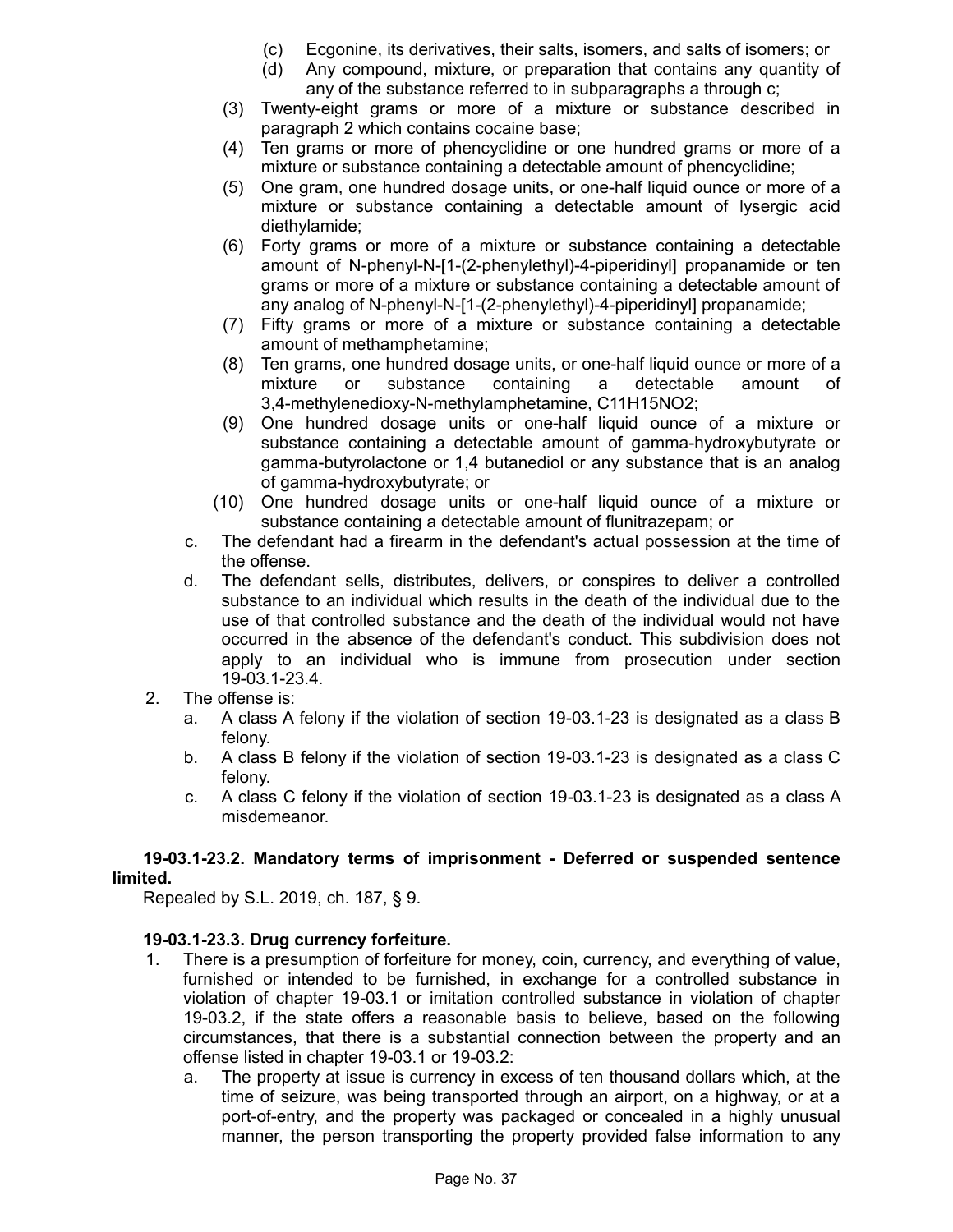(c) Ecgonine, its derivatives, their salts, isomers, and salts of isomers; or

(d) Any compound, mixture, or preparation that contains any quantity of any of the substance referred to in subparagraphs a through c;

(3) Twenty-eight grams or more of a mixture or substance described in paragraph 2 which contains cocaine base;

(4) Ten grams or more of phencyclidine or one hundred grams or more of a mixture or substance containing a detectable amount of phencyclidine;

(5) One gram, one hundred dosage units, or one-half liquid ounce or more of a mixture or substance containing a detectable amount of lysergic acid diethylamide;

(6) Forty grams or more of a mixture or substance containing a detectable amount of N-phenyl-N-[1-(2-phenylethyl)-4-piperidinyl] propanamide or ten grams or more of a mixture or substance containing a detectable amount of any analog of N-phenyl-N-[1-(2-phenylethyl)-4-piperidinyl] propanamide;

(7) Fifty grams or more of a mixture or substance containing a detectable amount of methamphetamine;

(8) Ten grams, one hundred dosage units, or one-half liquid ounce or more of a mixture or substance containing a detectable amount of 3,4-methylenedioxy-N-methylamphetamine, $C_{11}H_{15}NO_2$;

(9) One hundred dosage units or one-half liquid ounce of a mixture or substance containing a detectable amount of gamma-hydroxybutyrate or gamma-butyrolactone or 1,4 butanediol or any substance that is an analog of gamma-hydroxybutyrate; or

(10) One hundred dosage units or one-half liquid ounce of a mixture or substance containing a detectable amount of flunitrazepam; or

c. The defendant had a firearm in the defendant's actual possession at the time of the offense.

d. The defendant sells, distributes, delivers, or conspires to deliver a controlled substance to an individual which results in the death of the individual due to the use of that controlled substance and the death of the individual would not have occurred in the absence of the defendant's conduct. This subdivision does not apply to an individual who is immune from prosecution under section 19-03.1-23.4.

2. The offense is:

a. A class A felony if the violation of section 19-03.1-23 is designated as a class B felony.

b. A class B felony if the violation of section 19-03.1-23 is designated as a class C felony.

c. A class C felony if the violation of section 19-03.1-23 is designated as a class A misdemeanor.

**19-03.1-23.2. Mandatory terms of imprisonment - Deferred or suspended sentence limited.**

Repealed by S.L. 2019, ch. 187, § 9.

**19-03.1-23.3. Drug currency forfeiture.**

1. There is a presumption of forfeiture for money, coin, currency, and everything of value, furnished or intended to be furnished, in exchange for a controlled substance in violation of chapter 19-03.1 or imitation controlled substance in violation of chapter 19-03.2, if the state offers a reasonable basis to believe, based on the following circumstances, that there is a substantial connection between the property and an offense listed in chapter 19-03.1 or 19-03.2:

a. The property at issue is currency in excess of ten thousand dollars which, at the time of seizure, was being transported through an airport, on a highway, or at a port-of-entry, and the property was packaged or concealed in a highly unusual manner, the person transporting the property provided false information to any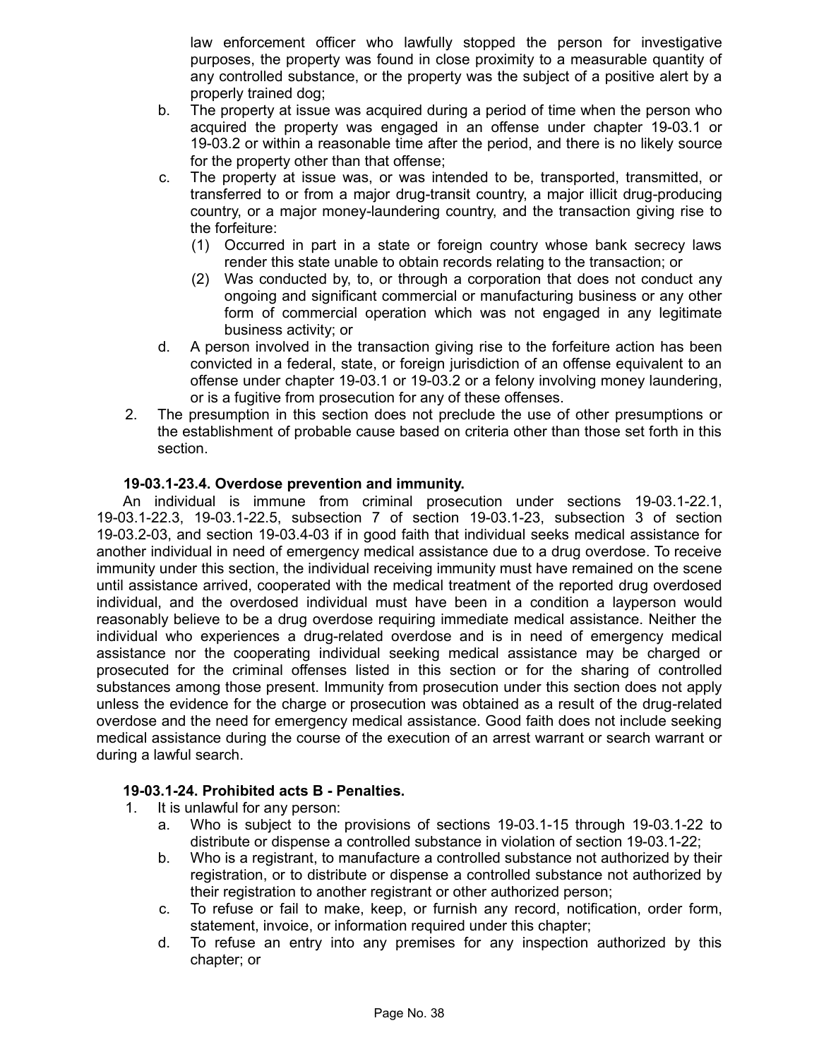law enforcement officer who lawfully stopped the person for investigative purposes, the property was found in close proximity to a measurable quantity of any controlled substance, or the property was the subject of a positive alert by a properly trained dog;

b. The property at issue was acquired during a period of time when the person who acquired the property was engaged in an offense under chapter 19-03.1 or 19-03.2 or within a reasonable time after the period, and there is no likely source for the property other than that offense;

c. The property at issue was, or was intended to be, transported, transmitted, or transferred to or from a major drug-transit country, a major illicit drug-producing country, or a major money-laundering country, and the transaction giving rise to the forfeiture:

   (1) Occurred in part in a state or foreign country whose bank secrecy laws render this state unable to obtain records relating to the transaction; or

   (2) Was conducted by, to, or through a corporation that does not conduct any ongoing and significant commercial or manufacturing business or any other form of commercial operation which was not engaged in any legitimate business activity; or

d. A person involved in the transaction giving rise to the forfeiture action has been convicted in a federal, state, or foreign jurisdiction of an offense equivalent to an offense under chapter 19-03.1 or 19-03.2 or a felony involving money laundering, or is a fugitive from prosecution for any of these offenses.

2. The presumption in this section does not preclude the use of other presumptions or the establishment of probable cause based on criteria other than those set forth in this section.

**19-03.1-23.4. Overdose prevention and immunity.**

An individual is immune from criminal prosecution under sections 19-03.1-22.1, 19-03.1-22.3, 19-03.1-22.5, subsection 7 of section 19-03.1-23, subsection 3 of section 19-03.2-03, and section 19-03.4-03 if in good faith that individual seeks medical assistance for another individual in need of emergency medical assistance due to a drug overdose. To receive immunity under this section, the individual receiving immunity must have remained on the scene until assistance arrived, cooperated with the medical treatment of the reported drug overdosed individual, and the overdosed individual must have been in a condition a layperson would reasonably believe to be a drug overdose requiring immediate medical assistance. Neither the individual who experiences a drug-related overdose and is in need of emergency medical assistance nor the cooperating individual seeking medical assistance may be charged or prosecuted for the criminal offenses listed in this section or for the sharing of controlled substances among those present. Immunity from prosecution under this section does not apply unless the evidence for the charge or prosecution was obtained as a result of the drug-related overdose and the need for emergency medical assistance. Good faith does not include seeking medical assistance during the course of the execution of an arrest warrant or search warrant or during a lawful search.

**19-03.1-24. Prohibited acts B - Penalties.**

1. It is unlawful for any person:

   a. Who is subject to the provisions of sections 19-03.1-15 through 19-03.1-22 to distribute or dispense a controlled substance in violation of section 19-03.1-22;

   b. Who is a registrant, to manufacture a controlled substance not authorized by their registration, or to distribute or dispense a controlled substance not authorized by their registration to another registrant or other authorized person;

   c. To refuse or fail to make, keep, or furnish any record, notification, order form, statement, invoice, or information required under this chapter;

   d. To refuse an entry into any premises for any inspection authorized by this chapter; or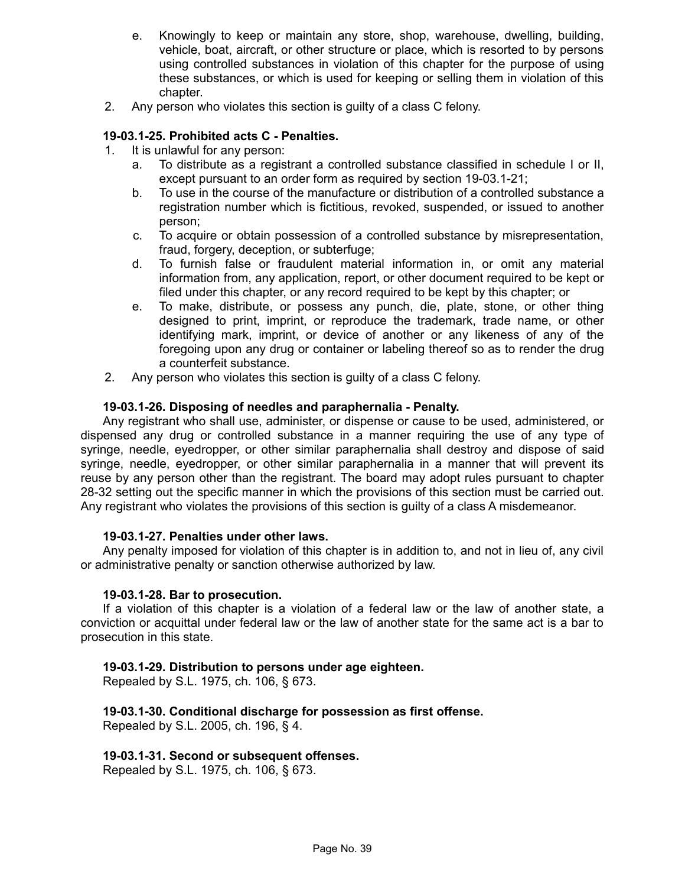e. Knowingly to keep or maintain any store, shop, warehouse, dwelling, building, vehicle, boat, aircraft, or other structure or place, which is resorted to by persons using controlled substances in violation of this chapter for the purpose of using these substances, or which is used for keeping or selling them in violation of this chapter.

2. Any person who violates this section is guilty of a class C felony.

**19-03.1-25. Prohibited acts C - Penalties.**

1. It is unlawful for any person:
   a. To distribute as a registrant a controlled substance classified in schedule I or II, except pursuant to an order form as required by section 19-03.1-21;
   b. To use in the course of the manufacture or distribution of a controlled substance a registration number which is fictitious, revoked, suspended, or issued to another person;
   c. To acquire or obtain possession of a controlled substance by misrepresentation, fraud, forgery, deception, or subterfuge;
   d. To furnish false or fraudulent material information in, or omit any material information from, any application, report, or other document required to be kept or filed under this chapter, or any record required to be kept by this chapter; or
   e. To make, distribute, or possess any punch, die, plate, stone, or other thing designed to print, imprint, or reproduce the trademark, trade name, or other identifying mark, imprint, or device of another or any likeness of any of the foregoing upon any drug or container or labeling thereof so as to render the drug a counterfeit substance.
2. Any person who violates this section is guilty of a class C felony.

**19-03.1-26. Disposing of needles and paraphernalia - Penalty.**

Any registrant who shall use, administer, or dispense or cause to be used, administered, or dispensed any drug or controlled substance in a manner requiring the use of any type of syringe, needle, eyedropper, or other similar paraphernalia shall destroy and dispose of said syringe, needle, eyedropper, or other similar paraphernalia in a manner that will prevent its reuse by any person other than the registrant. The board may adopt rules pursuant to chapter 28-32 setting out the specific manner in which the provisions of this section must be carried out. Any registrant who violates the provisions of this section is guilty of a class A misdemeanor.

**19-03.1-27. Penalties under other laws.**

Any penalty imposed for violation of this chapter is in addition to, and not in lieu of, any civil or administrative penalty or sanction otherwise authorized by law.

**19-03.1-28. Bar to prosecution.**

If a violation of this chapter is a violation of a federal law or the law of another state, a conviction or acquittal under federal law or the law of another state for the same act is a bar to prosecution in this state.

**19-03.1-29. Distribution to persons under age eighteen.**

Repealed by S.L. 1975, ch. 106, § 673.

**19-03.1-30. Conditional discharge for possession as first offense.**

Repealed by S.L. 2005, ch. 196, § 4.

**19-03.1-31. Second or subsequent offenses.**

Repealed by S.L. 1975, ch. 106, § 673.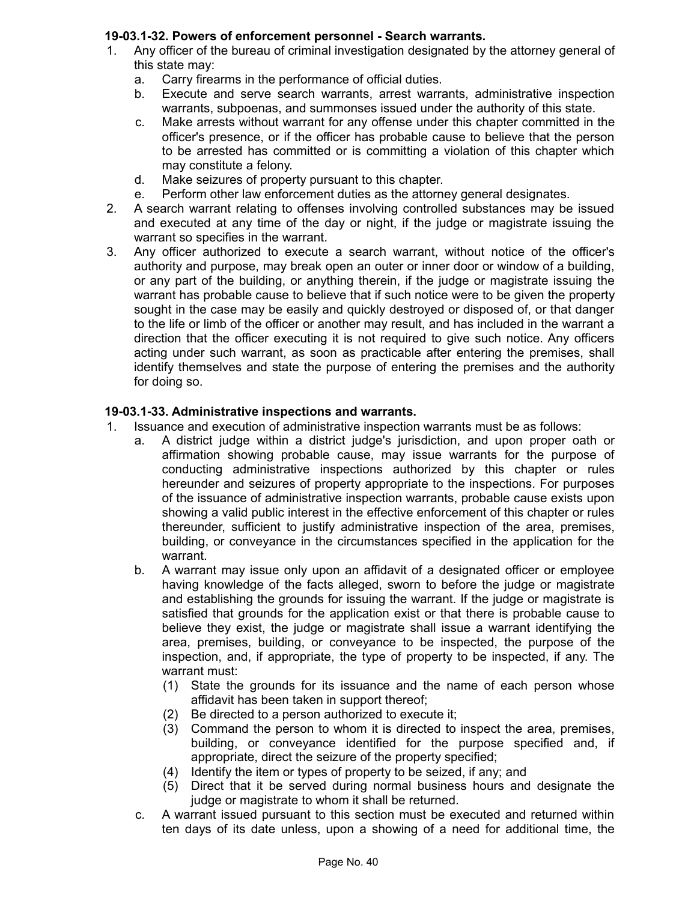**19-03.1-32. Powers of enforcement personnel - Search warrants.**

1. Any officer of the bureau of criminal investigation designated by the attorney general of this state may:
   a. Carry firearms in the performance of official duties.
   b. Execute and serve search warrants, arrest warrants, administrative inspection warrants, subpoenas, and summonses issued under the authority of this state.
   c. Make arrests without warrant for any offense under this chapter committed in the officer's presence, or if the officer has probable cause to believe that the person to be arrested has committed or is committing a violation of this chapter which may constitute a felony.
   d. Make seizures of property pursuant to this chapter.
   e. Perform other law enforcement duties as the attorney general designates.
2. A search warrant relating to offenses involving controlled substances may be issued and executed at any time of the day or night, if the judge or magistrate issuing the warrant so specifies in the warrant.
3. Any officer authorized to execute a search warrant, without notice of the officer's authority and purpose, may break open an outer or inner door or window of a building, or any part of the building, or anything therein, if the judge or magistrate issuing the warrant has probable cause to believe that if such notice were to be given the property sought in the case may be easily and quickly destroyed or disposed of, or that danger to the life or limb of the officer or another may result, and has included in the warrant a direction that the officer executing it is not required to give such notice. Any officers acting under such warrant, as soon as practicable after entering the premises, shall identify themselves and state the purpose of entering the premises and the authority for doing so.

**19-03.1-33. Administrative inspections and warrants.**

1. Issuance and execution of administrative inspection warrants must be as follows:
   a. A district judge within a district judge's jurisdiction, and upon proper oath or affirmation showing probable cause, may issue warrants for the purpose of conducting administrative inspections authorized by this chapter or rules hereunder and seizures of property appropriate to the inspections. For purposes of the issuance of administrative inspection warrants, probable cause exists upon showing a valid public interest in the effective enforcement of this chapter or rules thereunder, sufficient to justify administrative inspection of the area, premises, building, or conveyance in the circumstances specified in the application for the warrant.
   b. A warrant may issue only upon an affidavit of a designated officer or employee having knowledge of the facts alleged, sworn to before the judge or magistrate and establishing the grounds for issuing the warrant. If the judge or magistrate is satisfied that grounds for the application exist or that there is probable cause to believe they exist, the judge or magistrate shall issue a warrant identifying the area, premises, building, or conveyance to be inspected, the purpose of the inspection, and, if appropriate, the type of property to be inspected, if any. The warrant must:
      (1) State the grounds for its issuance and the name of each person whose affidavit has been taken in support thereof;
      (2) Be directed to a person authorized to execute it;
      (3) Command the person to whom it is directed to inspect the area, premises, building, or conveyance identified for the purpose specified and, if appropriate, direct the seizure of the property specified;
      (4) Identify the item or types of property to be seized, if any; and
      (5) Direct that it be served during normal business hours and designate the judge or magistrate to whom it shall be returned.
   c. A warrant issued pursuant to this section must be executed and returned within ten days of its date unless, upon a showing of a need for additional time, the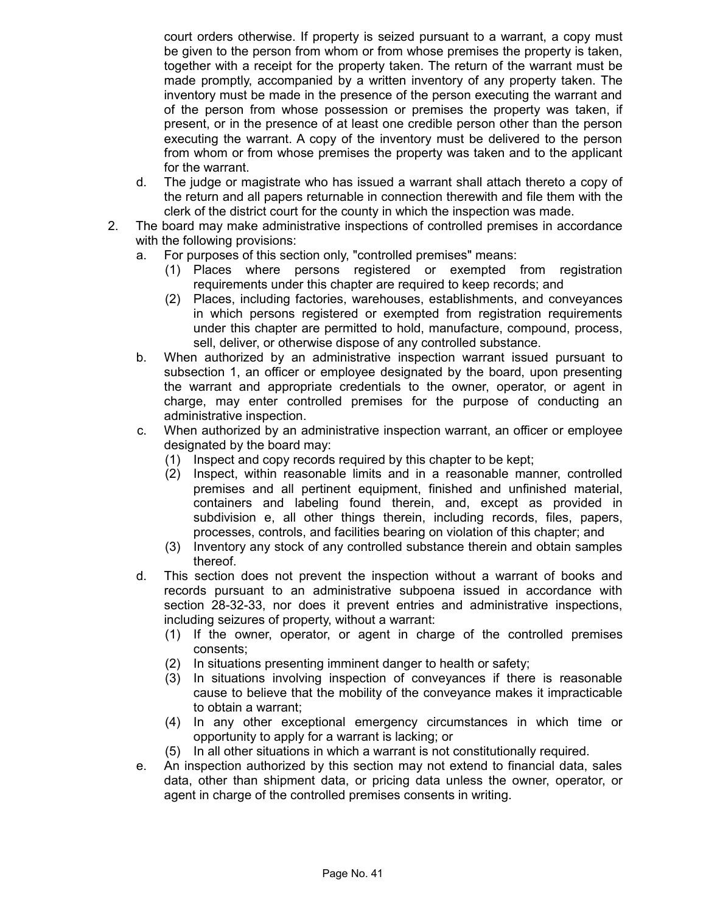court orders otherwise. If property is seized pursuant to a warrant, a copy must be given to the person from whom or from whose premises the property is taken, together with a receipt for the property taken. The return of the warrant must be made promptly, accompanied by a written inventory of any property taken. The inventory must be made in the presence of the person executing the warrant and of the person from whose possession or premises the property was taken, if present, or in the presence of at least one credible person other than the person executing the warrant. A copy of the inventory must be delivered to the person from whom or from whose premises the property was taken and to the applicant for the warrant.

d. The judge or magistrate who has issued a warrant shall attach thereto a copy of the return and all papers returnable in connection therewith and file them with the clerk of the district court for the county in which the inspection was made.

2. The board may make administrative inspections of controlled premises in accordance with the following provisions:
   a. For purposes of this section only, "controlled premises" means:
      (1) Places where persons registered or exempted from registration requirements under this chapter are required to keep records; and
      (2) Places, including factories, warehouses, establishments, and conveyances in which persons registered or exempted from registration requirements under this chapter are permitted to hold, manufacture, compound, process, sell, deliver, or otherwise dispose of any controlled substance.
   b. When authorized by an administrative inspection warrant issued pursuant to subsection 1, an officer or employee designated by the board, upon presenting the warrant and appropriate credentials to the owner, operator, or agent in charge, may enter controlled premises for the purpose of conducting an administrative inspection.
   c. When authorized by an administrative inspection warrant, an officer or employee designated by the board may:
      (1) Inspect and copy records required by this chapter to be kept;
      (2) Inspect, within reasonable limits and in a reasonable manner, controlled premises and all pertinent equipment, finished and unfinished material, containers and labeling found therein, and, except as provided in subdivision e, all other things therein, including records, files, papers, processes, controls, and facilities bearing on violation of this chapter; and
      (3) Inventory any stock of any controlled substance therein and obtain samples thereof.
   d. This section does not prevent the inspection without a warrant of books and records pursuant to an administrative subpoena issued in accordance with section 28-32-33, nor does it prevent entries and administrative inspections, including seizures of property, without a warrant:
      (1) If the owner, operator, or agent in charge of the controlled premises consents;
      (2) In situations presenting imminent danger to health or safety;
      (3) In situations involving inspection of conveyances if there is reasonable cause to believe that the mobility of the conveyance makes it impracticable to obtain a warrant;
      (4) In any other exceptional emergency circumstances in which time or opportunity to apply for a warrant is lacking; or
      (5) In all other situations in which a warrant is not constitutionally required.
   e. An inspection authorized by this section may not extend to financial data, sales data, other than shipment data, or pricing data unless the owner, operator, or agent in charge of the controlled premises consents in writing.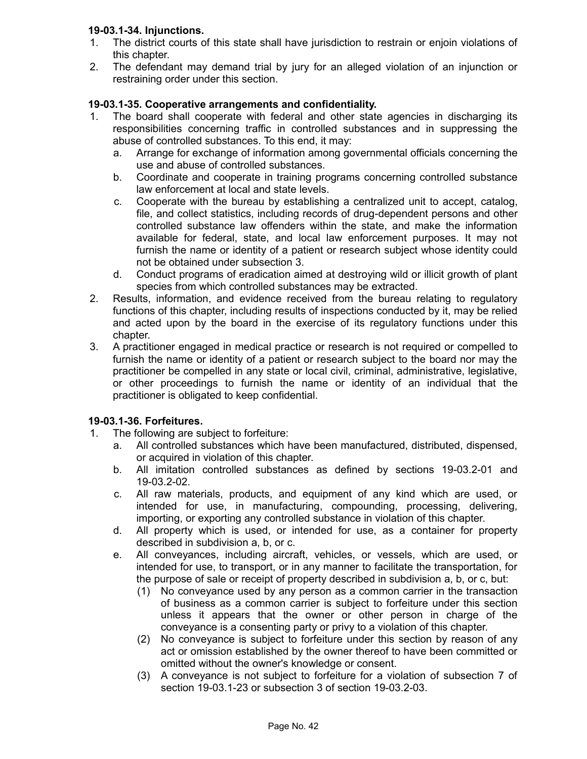**19-03.1-34. Injunctions.**

1. The district courts of this state shall have jurisdiction to restrain or enjoin violations of this chapter.
2. The defendant may demand trial by jury for an alleged violation of an injunction or restraining order under this section.

**19-03.1-35. Cooperative arrangements and confidentiality.**

1. The board shall cooperate with federal and other state agencies in discharging its responsibilities concerning traffic in controlled substances and in suppressing the abuse of controlled substances. To this end, it may:
   a. Arrange for exchange of information among governmental officials concerning the use and abuse of controlled substances.
   b. Coordinate and cooperate in training programs concerning controlled substance law enforcement at local and state levels.
   c. Cooperate with the bureau by establishing a centralized unit to accept, catalog, file, and collect statistics, including records of drug-dependent persons and other controlled substance law offenders within the state, and make the information available for federal, state, and local law enforcement purposes. It may not furnish the name or identity of a patient or research subject whose identity could not be obtained under subsection 3.
   d. Conduct programs of eradication aimed at destroying wild or illicit growth of plant species from which controlled substances may be extracted.
2. Results, information, and evidence received from the bureau relating to regulatory functions of this chapter, including results of inspections conducted by it, may be relied and acted upon by the board in the exercise of its regulatory functions under this chapter.
3. A practitioner engaged in medical practice or research is not required or compelled to furnish the name or identity of a patient or research subject to the board nor may the practitioner be compelled in any state or local civil, criminal, administrative, legislative, or other proceedings to furnish the name or identity of an individual that the practitioner is obligated to keep confidential.

**19-03.1-36. Forfeitures.**

1. The following are subject to forfeiture:
   a. All controlled substances which have been manufactured, distributed, dispensed, or acquired in violation of this chapter.
   b. All imitation controlled substances as defined by sections 19-03.2-01 and 19-03.2-02.
   c. All raw materials, products, and equipment of any kind which are used, or intended for use, in manufacturing, compounding, processing, delivering, importing, or exporting any controlled substance in violation of this chapter.
   d. All property which is used, or intended for use, as a container for property described in subdivision a, b, or c.
   e. All conveyances, including aircraft, vehicles, or vessels, which are used, or intended for use, to transport, or in any manner to facilitate the transportation, for the purpose of sale or receipt of property described in subdivision a, b, or c, but:
      (1) No conveyance used by any person as a common carrier in the transaction of business as a common carrier is subject to forfeiture under this section unless it appears that the owner or other person in charge of the conveyance is a consenting party or privy to a violation of this chapter.
      (2) No conveyance is subject to forfeiture under this section by reason of any act or omission established by the owner thereof to have been committed or omitted without the owner's knowledge or consent.
      (3) A conveyance is not subject to forfeiture for a violation of subsection 7 of section 19-03.1-23 or subsection 3 of section 19-03.2-03.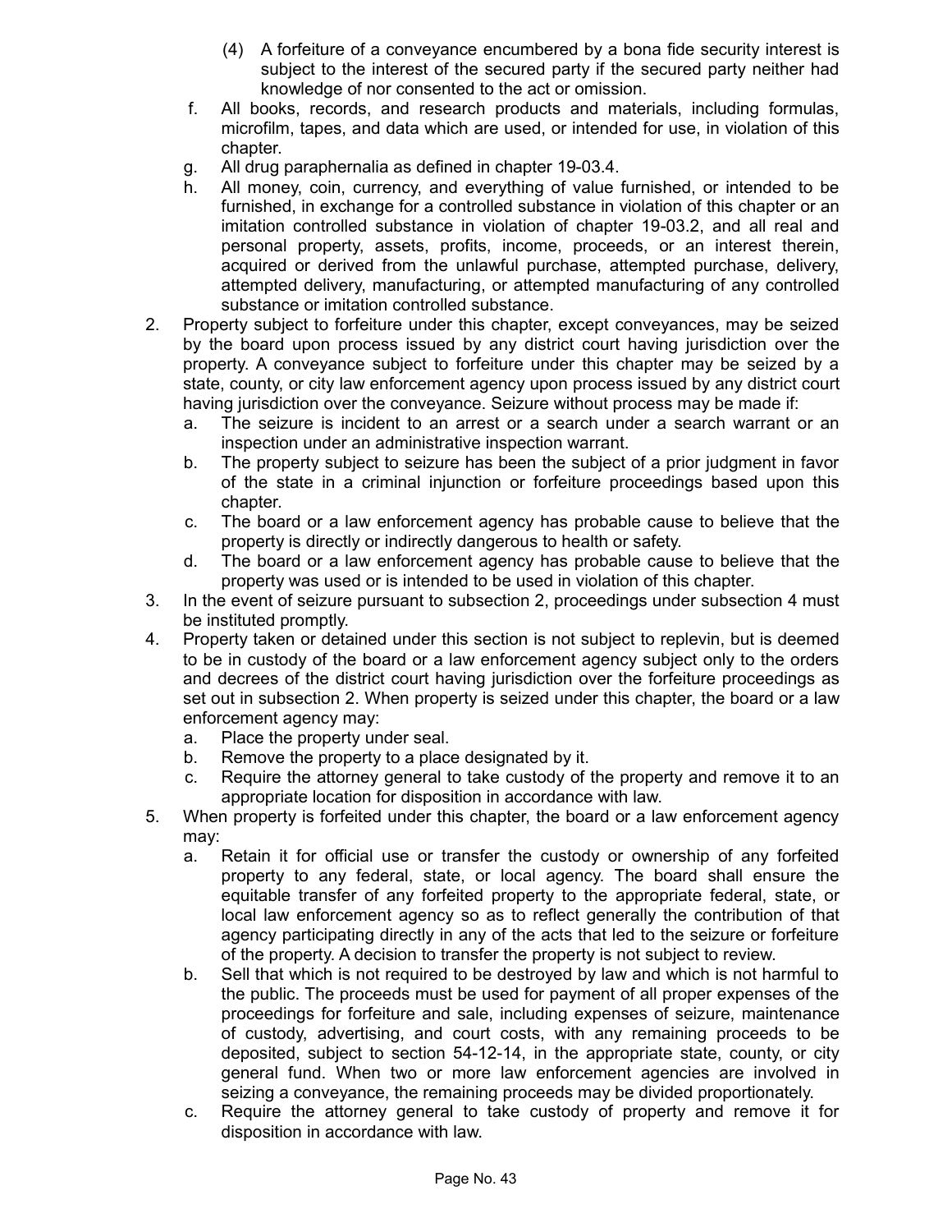(4) A forfeiture of a conveyance encumbered by a bona fide security interest is subject to the interest of the secured party if the secured party neither had knowledge of nor consented to the act or omission.

f. All books, records, and research products and materials, including formulas, microfilm, tapes, and data which are used, or intended for use, in violation of this chapter.

g. All drug paraphernalia as defined in chapter 19-03.4.

h. All money, coin, currency, and everything of value furnished, or intended to be furnished, in exchange for a controlled substance in violation of this chapter or an imitation controlled substance in violation of chapter 19-03.2, and all real and personal property, assets, profits, income, proceeds, or an interest therein, acquired or derived from the unlawful purchase, attempted purchase, delivery, attempted delivery, manufacturing, or attempted manufacturing of any controlled substance or imitation controlled substance.

2. Property subject to forfeiture under this chapter, except conveyances, may be seized by the board upon process issued by any district court having jurisdiction over the property. A conveyance subject to forfeiture under this chapter may be seized by a state, county, or city law enforcement agency upon process issued by any district court having jurisdiction over the conveyance. Seizure without process may be made if:

   a. The seizure is incident to an arrest or a search under a search warrant or an inspection under an administrative inspection warrant.

   b. The property subject to seizure has been the subject of a prior judgment in favor of the state in a criminal injunction or forfeiture proceedings based upon this chapter.

   c. The board or a law enforcement agency has probable cause to believe that the property is directly or indirectly dangerous to health or safety.

   d. The board or a law enforcement agency has probable cause to believe that the property was used or is intended to be used in violation of this chapter.

3. In the event of seizure pursuant to subsection 2, proceedings under subsection 4 must be instituted promptly.

4. Property taken or detained under this section is not subject to replevin, but is deemed to be in custody of the board or a law enforcement agency subject only to the orders and decrees of the district court having jurisdiction over the forfeiture proceedings as set out in subsection 2. When property is seized under this chapter, the board or a law enforcement agency may:

   a. Place the property under seal.

   b. Remove the property to a place designated by it.

   c. Require the attorney general to take custody of the property and remove it to an appropriate location for disposition in accordance with law.

5. When property is forfeited under this chapter, the board or a law enforcement agency may:

   a. Retain it for official use or transfer the custody or ownership of any forfeited property to any federal, state, or local agency. The board shall ensure the equitable transfer of any forfeited property to the appropriate federal, state, or local law enforcement agency so as to reflect generally the contribution of that agency participating directly in any of the acts that led to the seizure or forfeiture of the property. A decision to transfer the property is not subject to review.

   b. Sell that which is not required to be destroyed by law and which is not harmful to the public. The proceeds must be used for payment of all proper expenses of the proceedings for forfeiture and sale, including expenses of seizure, maintenance of custody, advertising, and court costs, with any remaining proceeds to be deposited, subject to section 54-12-14, in the appropriate state, county, or city general fund. When two or more law enforcement agencies are involved in seizing a conveyance, the remaining proceeds may be divided proportionately.

   c. Require the attorney general to take custody of property and remove it for disposition in accordance with law.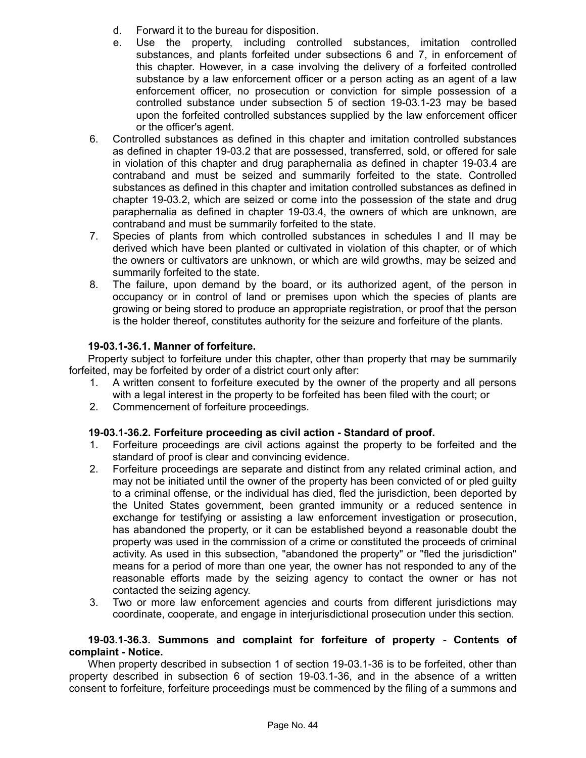d. Forward it to the bureau for disposition.
e. Use the property, including controlled substances, imitation controlled substances, and plants forfeited under subsections 6 and 7, in enforcement of this chapter. However, in a case involving the delivery of a forfeited controlled substance by a law enforcement officer or a person acting as an agent of a law enforcement officer, no prosecution or conviction for simple possession of a controlled substance under subsection 5 of section 19-03.1-23 may be based upon the forfeited controlled substances supplied by the law enforcement officer or the officer's agent.

6. Controlled substances as defined in this chapter and imitation controlled substances as defined in chapter 19-03.2 that are possessed, transferred, sold, or offered for sale in violation of this chapter and drug paraphernalia as defined in chapter 19-03.4 are contraband and must be seized and summarily forfeited to the state. Controlled substances as defined in this chapter and imitation controlled substances as defined in chapter 19-03.2, which are seized or come into the possession of the state and drug paraphernalia as defined in chapter 19-03.4, the owners of which are unknown, are contraband and must be summarily forfeited to the state.
7. Species of plants from which controlled substances in schedules I and II may be derived which have been planted or cultivated in violation of this chapter, or of which the owners or cultivators are unknown, or which are wild growths, may be seized and summarily forfeited to the state.
8. The failure, upon demand by the board, or its authorized agent, of the person in occupancy or in control of land or premises upon which the species of plants are growing or being stored to produce an appropriate registration, or proof that the person is the holder thereof, constitutes authority for the seizure and forfeiture of the plants.

**19-03.1-36.1. Manner of forfeiture.**

Property subject to forfeiture under this chapter, other than property that may be summarily forfeited, may be forfeited by order of a district court only after:

1. A written consent to forfeiture executed by the owner of the property and all persons with a legal interest in the property to be forfeited has been filed with the court; or
2. Commencement of forfeiture proceedings.

**19-03.1-36.2. Forfeiture proceeding as civil action - Standard of proof.**

1. Forfeiture proceedings are civil actions against the property to be forfeited and the standard of proof is clear and convincing evidence.
2. Forfeiture proceedings are separate and distinct from any related criminal action, and may not be initiated until the owner of the property has been convicted of or pled guilty to a criminal offense, or the individual has died, fled the jurisdiction, been deported by the United States government, been granted immunity or a reduced sentence in exchange for testifying or assisting a law enforcement investigation or prosecution, has abandoned the property, or it can be established beyond a reasonable doubt the property was used in the commission of a crime or constituted the proceeds of criminal activity. As used in this subsection, "abandoned the property" or "fled the jurisdiction" means for a period of more than one year, the owner has not responded to any of the reasonable efforts made by the seizing agency to contact the owner or has not contacted the seizing agency.
3. Two or more law enforcement agencies and courts from different jurisdictions may coordinate, cooperate, and engage in interjurisdictional prosecution under this section.

**19-03.1-36.3. Summons and complaint for forfeiture of property - Contents of complaint - Notice.**

When property described in subsection 1 of section 19-03.1-36 is to be forfeited, other than property described in subsection 6 of section 19-03.1-36, and in the absence of a written consent to forfeiture, forfeiture proceedings must be commenced by the filing of a summons and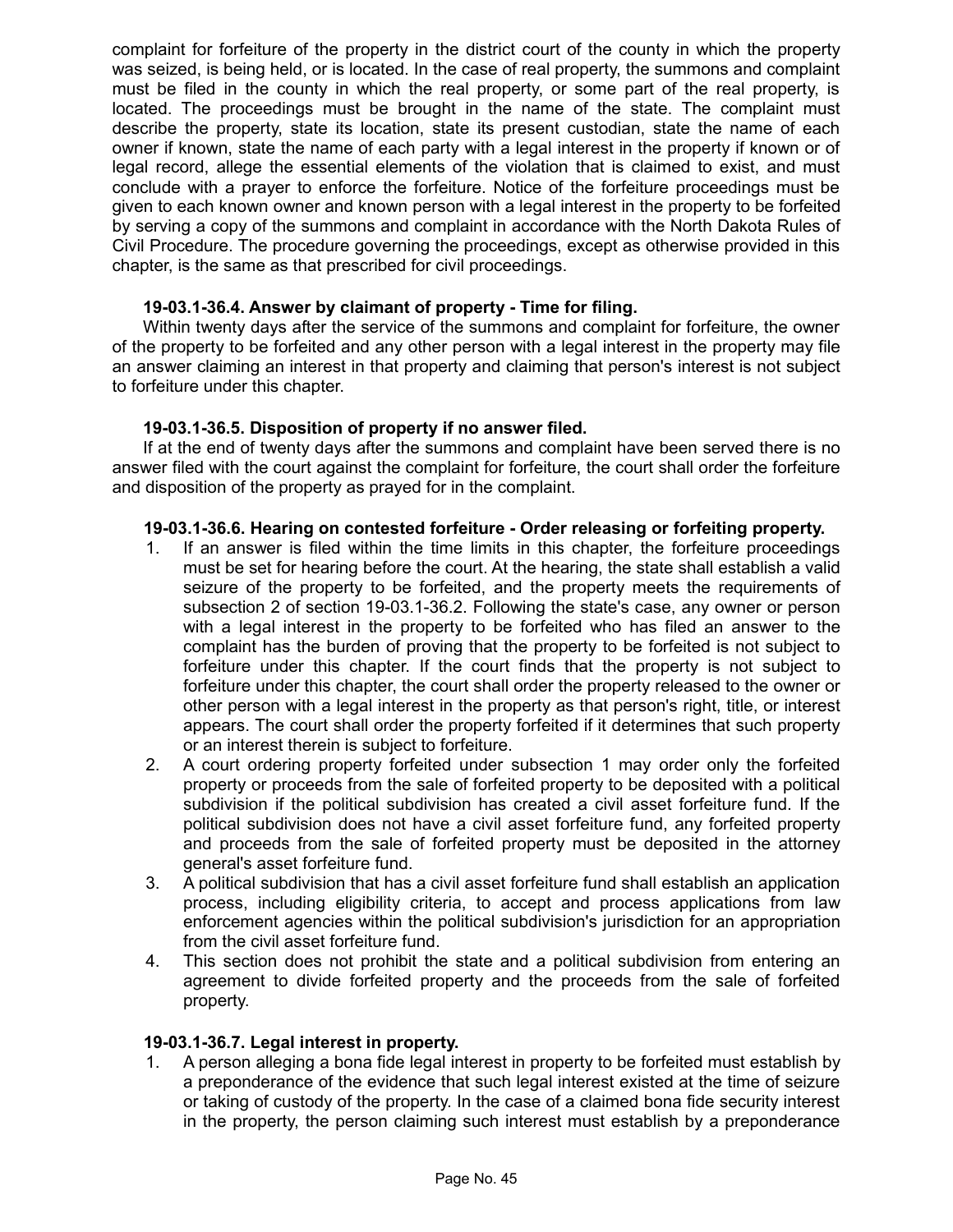complaint for forfeiture of the property in the district court of the county in which the property was seized, is being held, or is located. In the case of real property, the summons and complaint must be filed in the county in which the real property, or some part of the real property, is located. The proceedings must be brought in the name of the state. The complaint must describe the property, state its location, state its present custodian, state the name of each owner if known, state the name of each party with a legal interest in the property if known or of legal record, allege the essential elements of the violation that is claimed to exist, and must conclude with a prayer to enforce the forfeiture. Notice of the forfeiture proceedings must be given to each known owner and known person with a legal interest in the property to be forfeited by serving a copy of the summons and complaint in accordance with the North Dakota Rules of Civil Procedure. The procedure governing the proceedings, except as otherwise provided in this chapter, is the same as that prescribed for civil proceedings.

**19-03.1-36.4. Answer by claimant of property - Time for filing.**

Within twenty days after the service of the summons and complaint for forfeiture, the owner of the property to be forfeited and any other person with a legal interest in the property may file an answer claiming an interest in that property and claiming that person's interest is not subject to forfeiture under this chapter.

**19-03.1-36.5. Disposition of property if no answer filed.**

If at the end of twenty days after the summons and complaint have been served there is no answer filed with the court against the complaint for forfeiture, the court shall order the forfeiture and disposition of the property as prayed for in the complaint.

**19-03.1-36.6. Hearing on contested forfeiture - Order releasing or forfeiting property.**

1. If an answer is filed within the time limits in this chapter, the forfeiture proceedings must be set for hearing before the court. At the hearing, the state shall establish a valid seizure of the property to be forfeited, and the property meets the requirements of subsection 2 of section 19-03.1-36.2. Following the state's case, any owner or person with a legal interest in the property to be forfeited who has filed an answer to the complaint has the burden of proving that the property to be forfeited is not subject to forfeiture under this chapter. If the court finds that the property is not subject to forfeiture under this chapter, the court shall order the property released to the owner or other person with a legal interest in the property as that person's right, title, or interest appears. The court shall order the property forfeited if it determines that such property or an interest therein is subject to forfeiture.
2. A court ordering property forfeited under subsection 1 may order only the forfeited property or proceeds from the sale of forfeited property to be deposited with a political subdivision if the political subdivision has created a civil asset forfeiture fund. If the political subdivision does not have a civil asset forfeiture fund, any forfeited property and proceeds from the sale of forfeited property must be deposited in the attorney general's asset forfeiture fund.
3. A political subdivision that has a civil asset forfeiture fund shall establish an application process, including eligibility criteria, to accept and process applications from law enforcement agencies within the political subdivision's jurisdiction for an appropriation from the civil asset forfeiture fund.
4. This section does not prohibit the state and a political subdivision from entering an agreement to divide forfeited property and the proceeds from the sale of forfeited property.

**19-03.1-36.7. Legal interest in property.**

1. A person alleging a bona fide legal interest in property to be forfeited must establish by a preponderance of the evidence that such legal interest existed at the time of seizure or taking of custody of the property. In the case of a claimed bona fide security interest in the property, the person claiming such interest must establish by a preponderance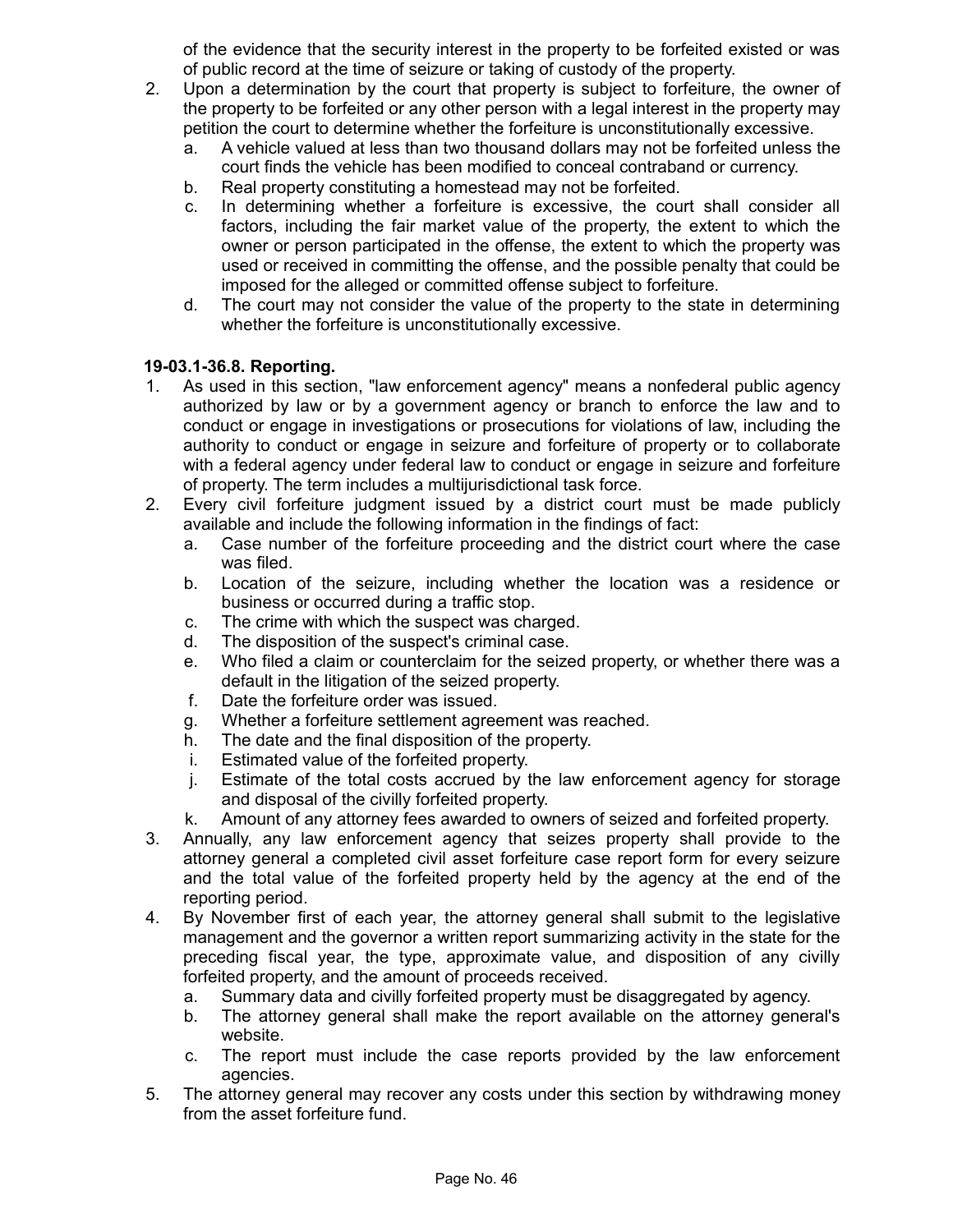of the evidence that the security interest in the property to be forfeited existed or was of public record at the time of seizure or taking of custody of the property.

2. Upon a determination by the court that property is subject to forfeiture, the owner of the property to be forfeited or any other person with a legal interest in the property may petition the court to determine whether the forfeiture is unconstitutionally excessive.
   a. A vehicle valued at less than two thousand dollars may not be forfeited unless the court finds the vehicle has been modified to conceal contraband or currency.
   b. Real property constituting a homestead may not be forfeited.
   c. In determining whether a forfeiture is excessive, the court shall consider all factors, including the fair market value of the property, the extent to which the owner or person participated in the offense, the extent to which the property was used or received in committing the offense, and the possible penalty that could be imposed for the alleged or committed offense subject to forfeiture.
   d. The court may not consider the value of the property to the state in determining whether the forfeiture is unconstitutionally excessive.

**19-03.1-36.8. Reporting.**

1. As used in this section, "law enforcement agency" means a nonfederal public agency authorized by law or by a government agency or branch to enforce the law and to conduct or engage in investigations or prosecutions for violations of law, including the authority to conduct or engage in seizure and forfeiture of property or to collaborate with a federal agency under federal law to conduct or engage in seizure and forfeiture of property. The term includes a multijurisdictional task force.
2. Every civil forfeiture judgment issued by a district court must be made publicly available and include the following information in the findings of fact:
   a. Case number of the forfeiture proceeding and the district court where the case was filed.
   b. Location of the seizure, including whether the location was a residence or business or occurred during a traffic stop.
   c. The crime with which the suspect was charged.
   d. The disposition of the suspect's criminal case.
   e. Who filed a claim or counterclaim for the seized property, or whether there was a default in the litigation of the seized property.
   f. Date the forfeiture order was issued.
   g. Whether a forfeiture settlement agreement was reached.
   h. The date and the final disposition of the property.
   i. Estimated value of the forfeited property.
   j. Estimate of the total costs accrued by the law enforcement agency for storage and disposal of the civilly forfeited property.
   k. Amount of any attorney fees awarded to owners of seized and forfeited property.
3. Annually, any law enforcement agency that seizes property shall provide to the attorney general a completed civil asset forfeiture case report form for every seizure and the total value of the forfeited property held by the agency at the end of the reporting period.
4. By November first of each year, the attorney general shall submit to the legislative management and the governor a written report summarizing activity in the state for the preceding fiscal year, the type, approximate value, and disposition of any civilly forfeited property, and the amount of proceeds received.
   a. Summary data and civilly forfeited property must be disaggregated by agency.
   b. The attorney general shall make the report available on the attorney general's website.
   c. The report must include the case reports provided by the law enforcement agencies.
5. The attorney general may recover any costs under this section by withdrawing money from the asset forfeiture fund.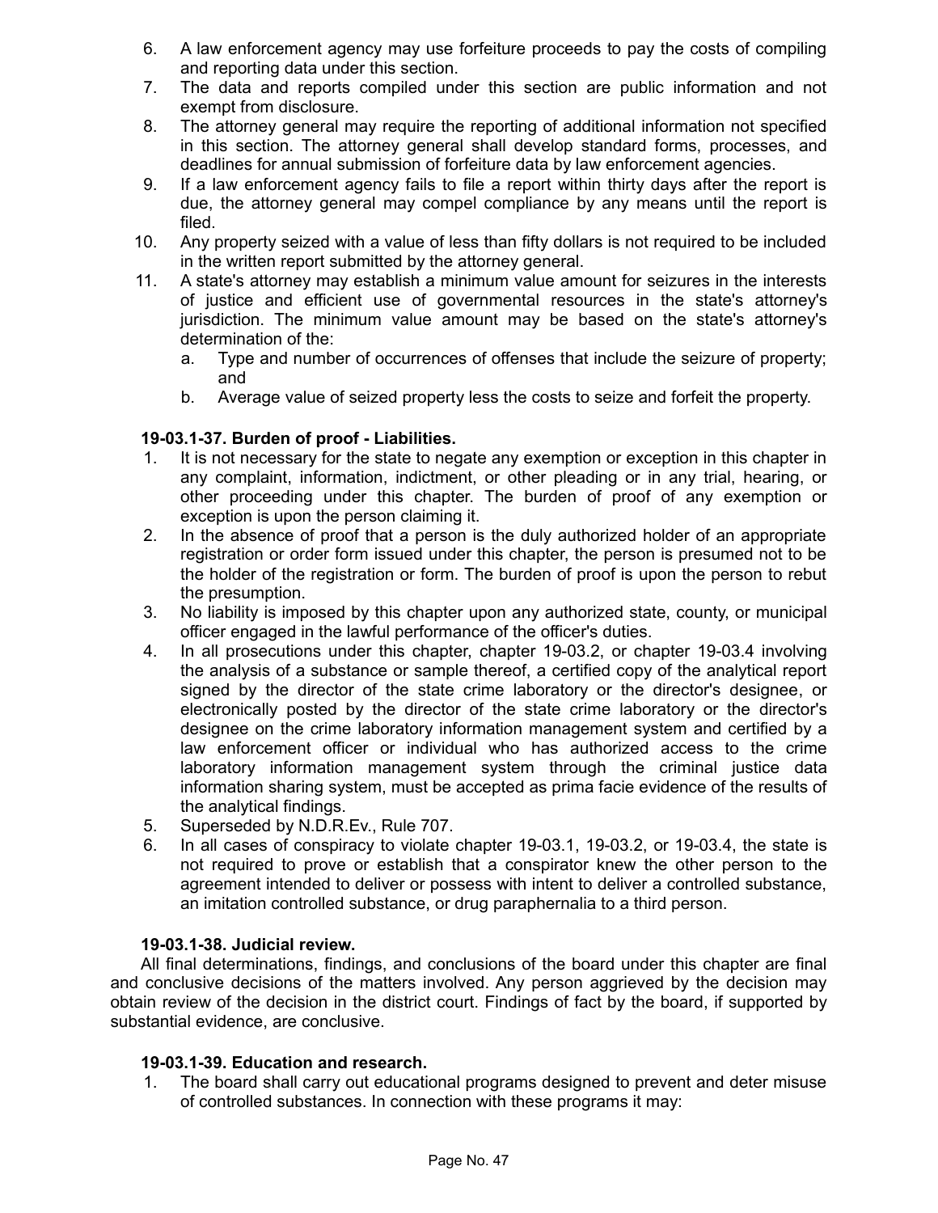6. A law enforcement agency may use forfeiture proceeds to pay the costs of compiling and reporting data under this section.
7. The data and reports compiled under this section are public information and not exempt from disclosure.
8. The attorney general may require the reporting of additional information not specified in this section. The attorney general shall develop standard forms, processes, and deadlines for annual submission of forfeiture data by law enforcement agencies.
9. If a law enforcement agency fails to file a report within thirty days after the report is due, the attorney general may compel compliance by any means until the report is filed.
10. Any property seized with a value of less than fifty dollars is not required to be included in the written report submitted by the attorney general.
11. A state's attorney may establish a minimum value amount for seizures in the interests of justice and efficient use of governmental resources in the state's attorney's jurisdiction. The minimum value amount may be based on the state's attorney's determination of the:
    a. Type and number of occurrences of offenses that include the seizure of property; and
    b. Average value of seized property less the costs to seize and forfeit the property.

**19-03.1-37. Burden of proof - Liabilities.**

1. It is not necessary for the state to negate any exemption or exception in this chapter in any complaint, information, indictment, or other pleading or in any trial, hearing, or other proceeding under this chapter. The burden of proof of any exemption or exception is upon the person claiming it.
2. In the absence of proof that a person is the duly authorized holder of an appropriate registration or order form issued under this chapter, the person is presumed not to be the holder of the registration or form. The burden of proof is upon the person to rebut the presumption.
3. No liability is imposed by this chapter upon any authorized state, county, or municipal officer engaged in the lawful performance of the officer's duties.
4. In all prosecutions under this chapter, chapter 19-03.2, or chapter 19-03.4 involving the analysis of a substance or sample thereof, a certified copy of the analytical report signed by the director of the state crime laboratory or the director's designee, or electronically posted by the director of the state crime laboratory or the director's designee on the crime laboratory information management system and certified by a law enforcement officer or individual who has authorized access to the crime laboratory information management system through the criminal justice data information sharing system, must be accepted as prima facie evidence of the results of the analytical findings.
5. Superseded by N.D.R.Ev., Rule 707.
6. In all cases of conspiracy to violate chapter 19-03.1, 19-03.2, or 19-03.4, the state is not required to prove or establish that a conspirator knew the other person to the agreement intended to deliver or possess with intent to deliver a controlled substance, an imitation controlled substance, or drug paraphernalia to a third person.

**19-03.1-38. Judicial review.**

All final determinations, findings, and conclusions of the board under this chapter are final and conclusive decisions of the matters involved. Any person aggrieved by the decision may obtain review of the decision in the district court. Findings of fact by the board, if supported by substantial evidence, are conclusive.

**19-03.1-39. Education and research.**

1. The board shall carry out educational programs designed to prevent and deter misuse of controlled substances. In connection with these programs it may: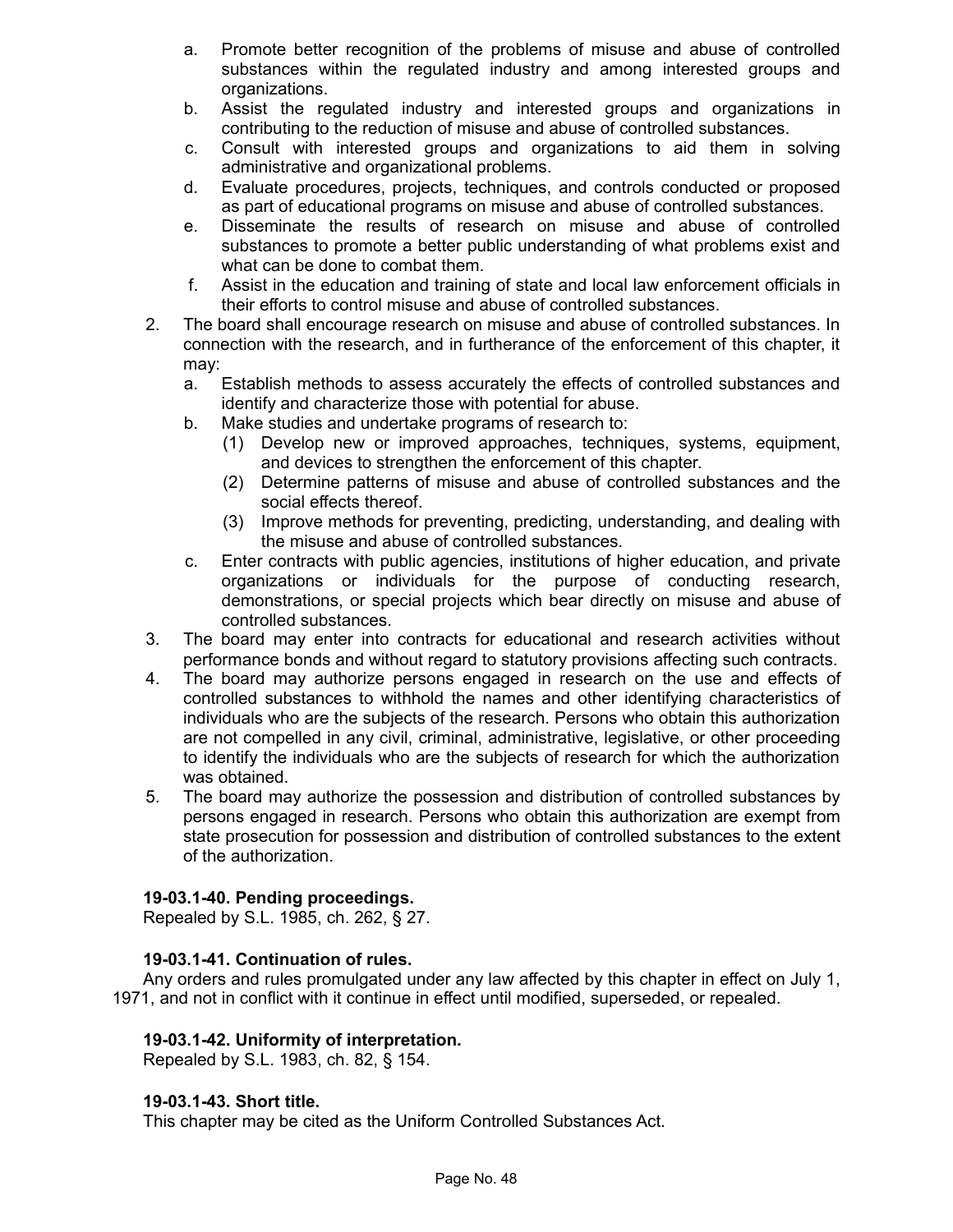a. Promote better recognition of the problems of misuse and abuse of controlled substances within the regulated industry and among interested groups and organizations.
b. Assist the regulated industry and interested groups and organizations in contributing to the reduction of misuse and abuse of controlled substances.
c. Consult with interested groups and organizations to aid them in solving administrative and organizational problems.
d. Evaluate procedures, projects, techniques, and controls conducted or proposed as part of educational programs on misuse and abuse of controlled substances.
e. Disseminate the results of research on misuse and abuse of controlled substances to promote a better public understanding of what problems exist and what can be done to combat them.
f. Assist in the education and training of state and local law enforcement officials in their efforts to control misuse and abuse of controlled substances.

2. The board shall encourage research on misuse and abuse of controlled substances. In connection with the research, and in furtherance of the enforcement of this chapter, it may:
   a. Establish methods to assess accurately the effects of controlled substances and identify and characterize those with potential for abuse.
   b. Make studies and undertake programs of research to:
      (1) Develop new or improved approaches, techniques, systems, equipment, and devices to strengthen the enforcement of this chapter.
      (2) Determine patterns of misuse and abuse of controlled substances and the social effects thereof.
      (3) Improve methods for preventing, predicting, understanding, and dealing with the misuse and abuse of controlled substances.
   c. Enter contracts with public agencies, institutions of higher education, and private organizations or individuals for the purpose of conducting research, demonstrations, or special projects which bear directly on misuse and abuse of controlled substances.
3. The board may enter into contracts for educational and research activities without performance bonds and without regard to statutory provisions affecting such contracts.
4. The board may authorize persons engaged in research on the use and effects of controlled substances to withhold the names and other identifying characteristics of individuals who are the subjects of the research. Persons who obtain this authorization are not compelled in any civil, criminal, administrative, legislative, or other proceeding to identify the individuals who are the subjects of research for which the authorization was obtained.
5. The board may authorize the possession and distribution of controlled substances by persons engaged in research. Persons who obtain this authorization are exempt from state prosecution for possession and distribution of controlled substances to the extent of the authorization.

**19-03.1-40. Pending proceedings.**

Repealed by S.L. 1985, ch. 262, § 27.

**19-03.1-41. Continuation of rules.**

Any orders and rules promulgated under any law affected by this chapter in effect on July 1, 1971, and not in conflict with it continue in effect until modified, superseded, or repealed.

**19-03.1-42. Uniformity of interpretation.**

Repealed by S.L. 1983, ch. 82, § 154.

**19-03.1-43. Short title.**

This chapter may be cited as the Uniform Controlled Substances Act.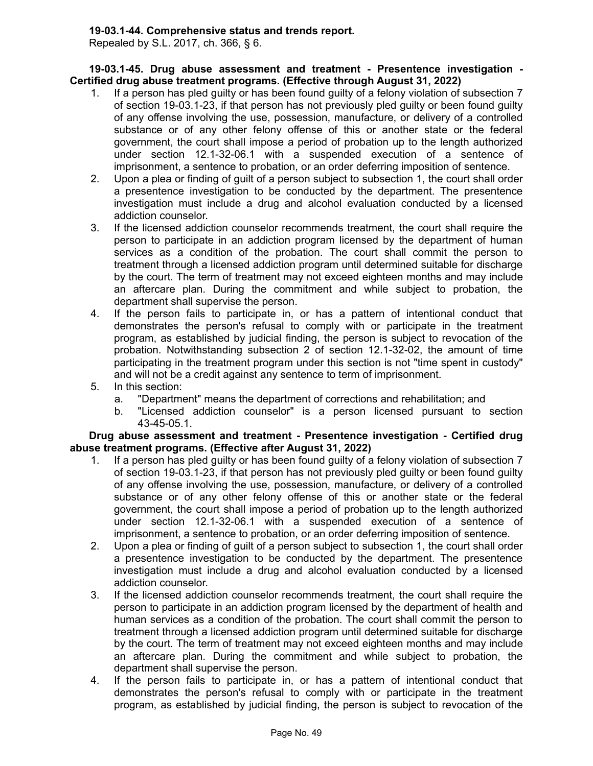**19-03.1-44. Comprehensive status and trends report.**
Repealed by S.L. 2017, ch. 366, § 6.

**19-03.1-45. Drug abuse assessment and treatment - Presentence investigation - Certified drug abuse treatment programs. (Effective through August 31, 2022)**

1. If a person has pled guilty or has been found guilty of a felony violation of subsection 7 of section 19-03.1-23, if that person has not previously pled guilty or been found guilty of any offense involving the use, possession, manufacture, or delivery of a controlled substance or of any other felony offense of this or another state or the federal government, the court shall impose a period of probation up to the length authorized under section 12.1-32-06.1 with a suspended execution of a sentence of imprisonment, a sentence to probation, or an order deferring imposition of sentence.
2. Upon a plea or finding of guilt of a person subject to subsection 1, the court shall order a presentence investigation to be conducted by the department. The presentence investigation must include a drug and alcohol evaluation conducted by a licensed addiction counselor.
3. If the licensed addiction counselor recommends treatment, the court shall require the person to participate in an addiction program licensed by the department of human services as a condition of the probation. The court shall commit the person to treatment through a licensed addiction program until determined suitable for discharge by the court. The term of treatment may not exceed eighteen months and may include an aftercare plan. During the commitment and while subject to probation, the department shall supervise the person.
4. If the person fails to participate in, or has a pattern of intentional conduct that demonstrates the person's refusal to comply with or participate in the treatment program, as established by judicial finding, the person is subject to revocation of the probation. Notwithstanding subsection 2 of section 12.1-32-02, the amount of time participating in the treatment program under this section is not "time spent in custody" and will not be a credit against any sentence to term of imprisonment.
5. In this section:
   a. "Department" means the department of corrections and rehabilitation; and
   b. "Licensed addiction counselor" is a person licensed pursuant to section 43-45-05.1.

**Drug abuse assessment and treatment - Presentence investigation - Certified drug abuse treatment programs. (Effective after August 31, 2022)**

1. If a person has pled guilty or has been found guilty of a felony violation of subsection 7 of section 19-03.1-23, if that person has not previously pled guilty or been found guilty of any offense involving the use, possession, manufacture, or delivery of a controlled substance or of any other felony offense of this or another state or the federal government, the court shall impose a period of probation up to the length authorized under section 12.1-32-06.1 with a suspended execution of a sentence of imprisonment, a sentence to probation, or an order deferring imposition of sentence.
2. Upon a plea or finding of guilt of a person subject to subsection 1, the court shall order a presentence investigation to be conducted by the department. The presentence investigation must include a drug and alcohol evaluation conducted by a licensed addiction counselor.
3. If the licensed addiction counselor recommends treatment, the court shall require the person to participate in an addiction program licensed by the department of health and human services as a condition of the probation. The court shall commit the person to treatment through a licensed addiction program until determined suitable for discharge by the court. The term of treatment may not exceed eighteen months and may include an aftercare plan. During the commitment and while subject to probation, the department shall supervise the person.
4. If the person fails to participate in, or has a pattern of intentional conduct that demonstrates the person's refusal to comply with or participate in the treatment program, as established by judicial finding, the person is subject to revocation of the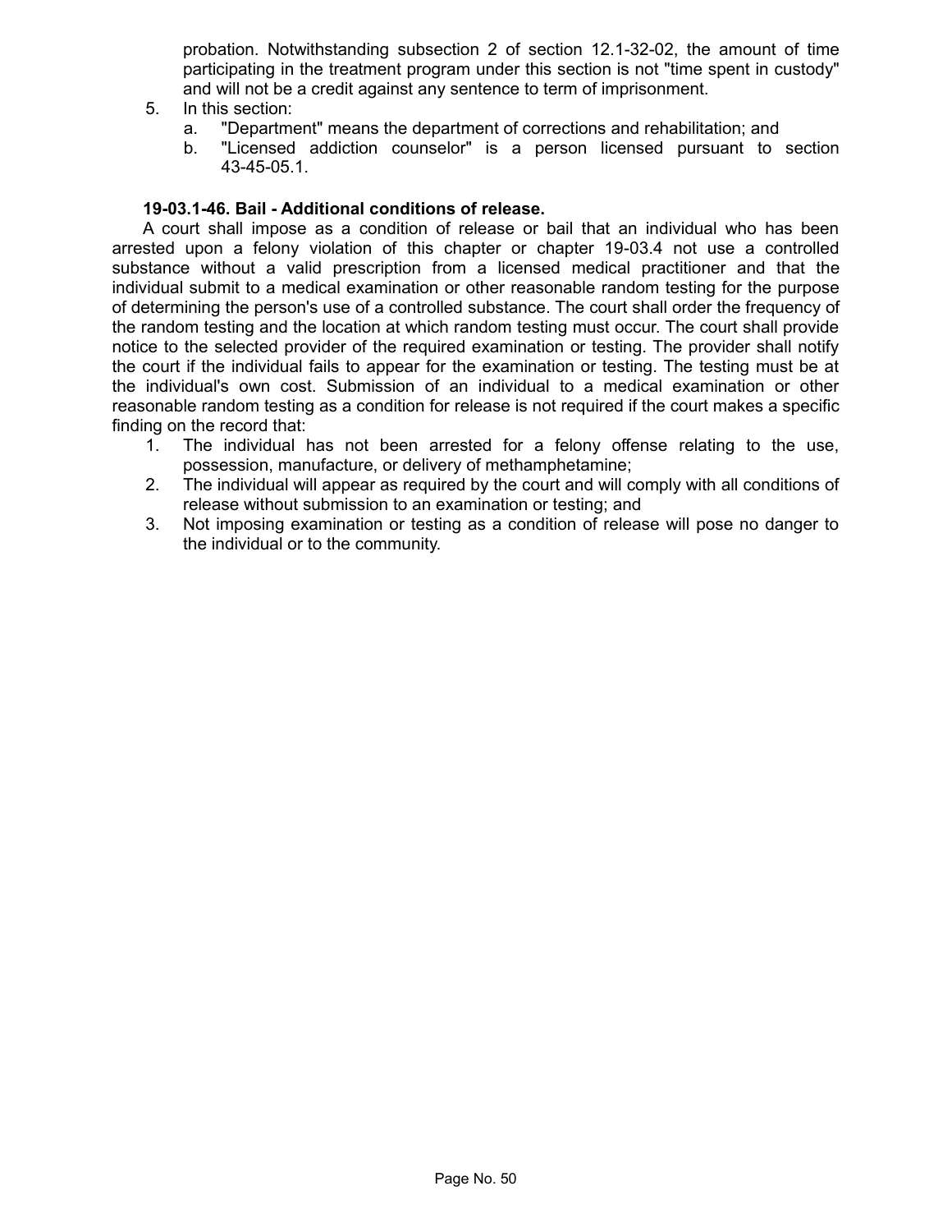probation. Notwithstanding subsection 2 of section 12.1-32-02, the amount of time participating in the treatment program under this section is not "time spent in custody" and will not be a credit against any sentence to term of imprisonment.

5. In this section:
   a. "Department" means the department of corrections and rehabilitation; and
   b. "Licensed addiction counselor" is a person licensed pursuant to section 43-45-05.1.

**19-03.1-46. Bail - Additional conditions of release.**

A court shall impose as a condition of release or bail that an individual who has been arrested upon a felony violation of this chapter or chapter 19-03.4 not use a controlled substance without a valid prescription from a licensed medical practitioner and that the individual submit to a medical examination or other reasonable random testing for the purpose of determining the person's use of a controlled substance. The court shall order the frequency of the random testing and the location at which random testing must occur. The court shall provide notice to the selected provider of the required examination or testing. The provider shall notify the court if the individual fails to appear for the examination or testing. The testing must be at the individual's own cost. Submission of an individual to a medical examination or other reasonable random testing as a condition for release is not required if the court makes a specific finding on the record that:

1. The individual has not been arrested for a felony offense relating to the use, possession, manufacture, or delivery of methamphetamine;
2. The individual will appear as required by the court and will comply with all conditions of release without submission to an examination or testing; and
3. Not imposing examination or testing as a condition of release will pose no danger to the individual or to the community.